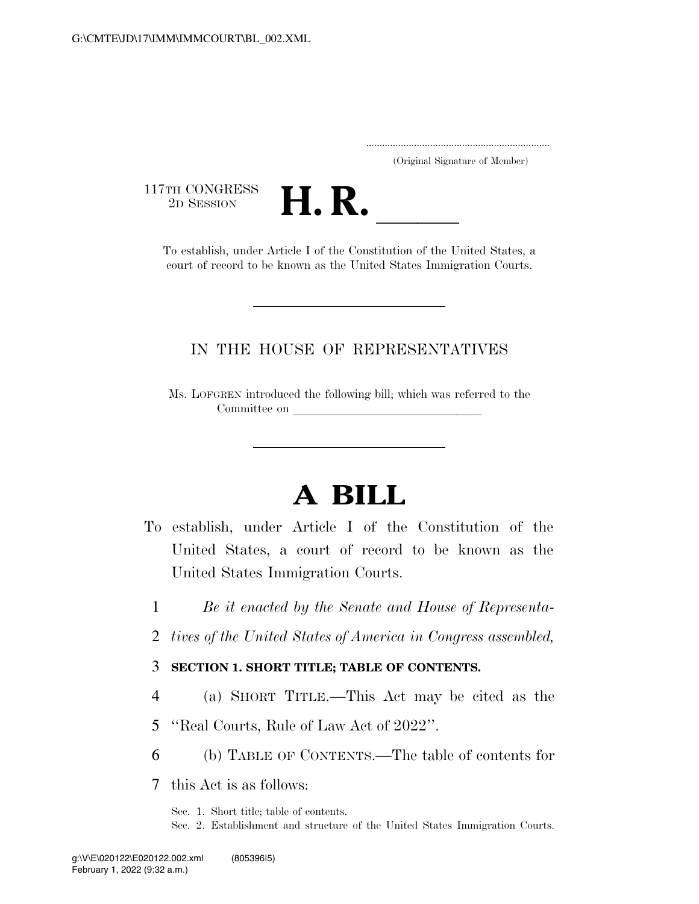(Original Signature of Member)

117TH CONGRESS
2D SESSION

# H. R. \_\_\_\_\_\_

To establish, under Article I of the Constitution of the United States, a court of record to be known as the United States Immigration Courts.

---

IN THE HOUSE OF REPRESENTATIVES

Ms. LOFGREN introduced the following bill; which was referred to the Committee on \_\_\_\_\_\_\_\_\_\_\_\_\_\_\_\_\_\_\_\_\_\_\_\_\_\_\_\_\_\_

---

# A BILL

To establish, under Article I of the Constitution of the United States, a court of record to be known as the United States Immigration Courts.

*Be it enacted by the Senate and House of Representatives of the United States of America in Congress assembled,*

## SECTION 1. SHORT TITLE; TABLE OF CONTENTS.

(a) SHORT TITLE.—This Act may be cited as the "Real Courts, Rule of Law Act of 2022".

(b) TABLE OF CONTENTS.—The table of contents for this Act is as follows:

Sec. 1. Short title; table of contents.
Sec. 2. Establishment and structure of the United States Immigration Courts.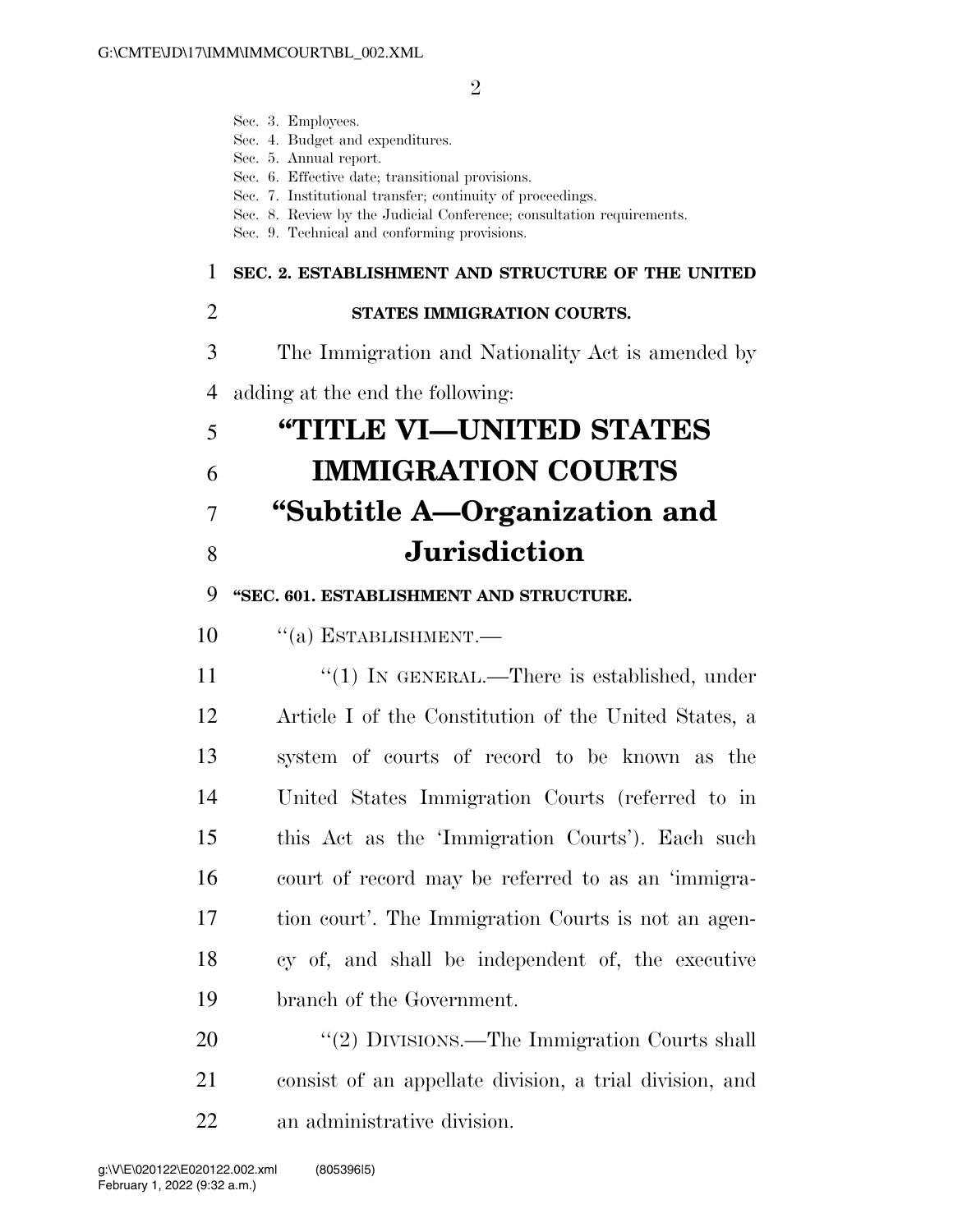Sec. 3. Employees.
Sec. 4. Budget and expenditures.
Sec. 5. Annual report.
Sec. 6. Effective date; transitional provisions.
Sec. 7. Institutional transfer; continuity of proceedings.
Sec. 8. Review by the Judicial Conference; consultation requirements.
Sec. 9. Technical and conforming provisions.

**SEC. 2. ESTABLISHMENT AND STRUCTURE OF THE UNITED STATES IMMIGRATION COURTS.**

The Immigration and Nationality Act is amended by adding at the end the following:

# "TITLE VI—UNITED STATES IMMIGRATION COURTS

## "Subtitle A—Organization and Jurisdiction

**"SEC. 601. ESTABLISHMENT AND STRUCTURE.**

"(a) ESTABLISHMENT.—

"(1) IN GENERAL.—There is established, under Article I of the Constitution of the United States, a system of courts of record to be known as the United States Immigration Courts (referred to in this Act as the 'Immigration Courts'). Each such court of record may be referred to as an 'immigration court'. The Immigration Courts is not an agency of, and shall be independent of, the executive branch of the Government.

"(2) DIVISIONS.—The Immigration Courts shall consist of an appellate division, a trial division, and an administrative division.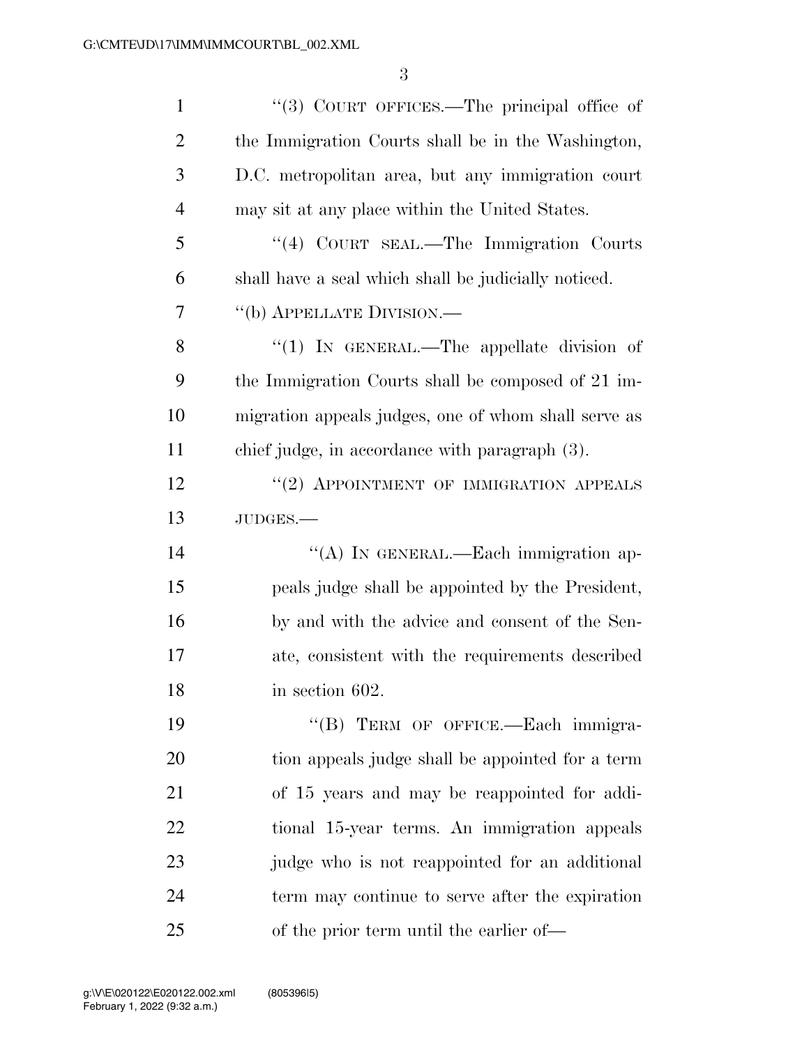"(3) COURT OFFICES.—The principal office of the Immigration Courts shall be in the Washington, D.C. metropolitan area, but any immigration court may sit at any place within the United States.

"(4) COURT SEAL.—The Immigration Courts shall have a seal which shall be judicially noticed.

"(b) APPELLATE DIVISION.—

"(1) IN GENERAL.—The appellate division of the Immigration Courts shall be composed of 21 immigration appeals judges, one of whom shall serve as chief judge, in accordance with paragraph (3).

"(2) APPOINTMENT OF IMMIGRATION APPEALS JUDGES.—

"(A) IN GENERAL.—Each immigration appeals judge shall be appointed by the President, by and with the advice and consent of the Senate, consistent with the requirements described in section 602.

"(B) TERM OF OFFICE.—Each immigration appeals judge shall be appointed for a term of 15 years and may be reappointed for additional 15-year terms. An immigration appeals judge who is not reappointed for an additional term may continue to serve after the expiration of the prior term until the earlier of—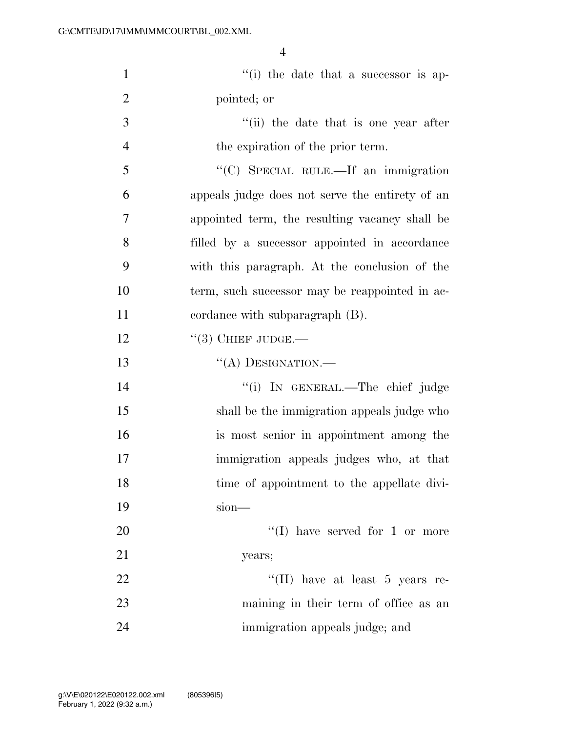"(i) the date that a successor is appointed; or

"(ii) the date that is one year after the expiration of the prior term.

"(C) SPECIAL RULE.—If an immigration appeals judge does not serve the entirety of an appointed term, the resulting vacancy shall be filled by a successor appointed in accordance with this paragraph. At the conclusion of the term, such successor may be reappointed in accordance with subparagraph (B).

"(3) CHIEF JUDGE.—

"(A) DESIGNATION.—

"(i) IN GENERAL.—The chief judge shall be the immigration appeals judge who is most senior in appointment among the immigration appeals judges who, at that time of appointment to the appellate division—

"(I) have served for 1 or more years;

"(II) have at least 5 years remaining in their term of office as an immigration appeals judge; and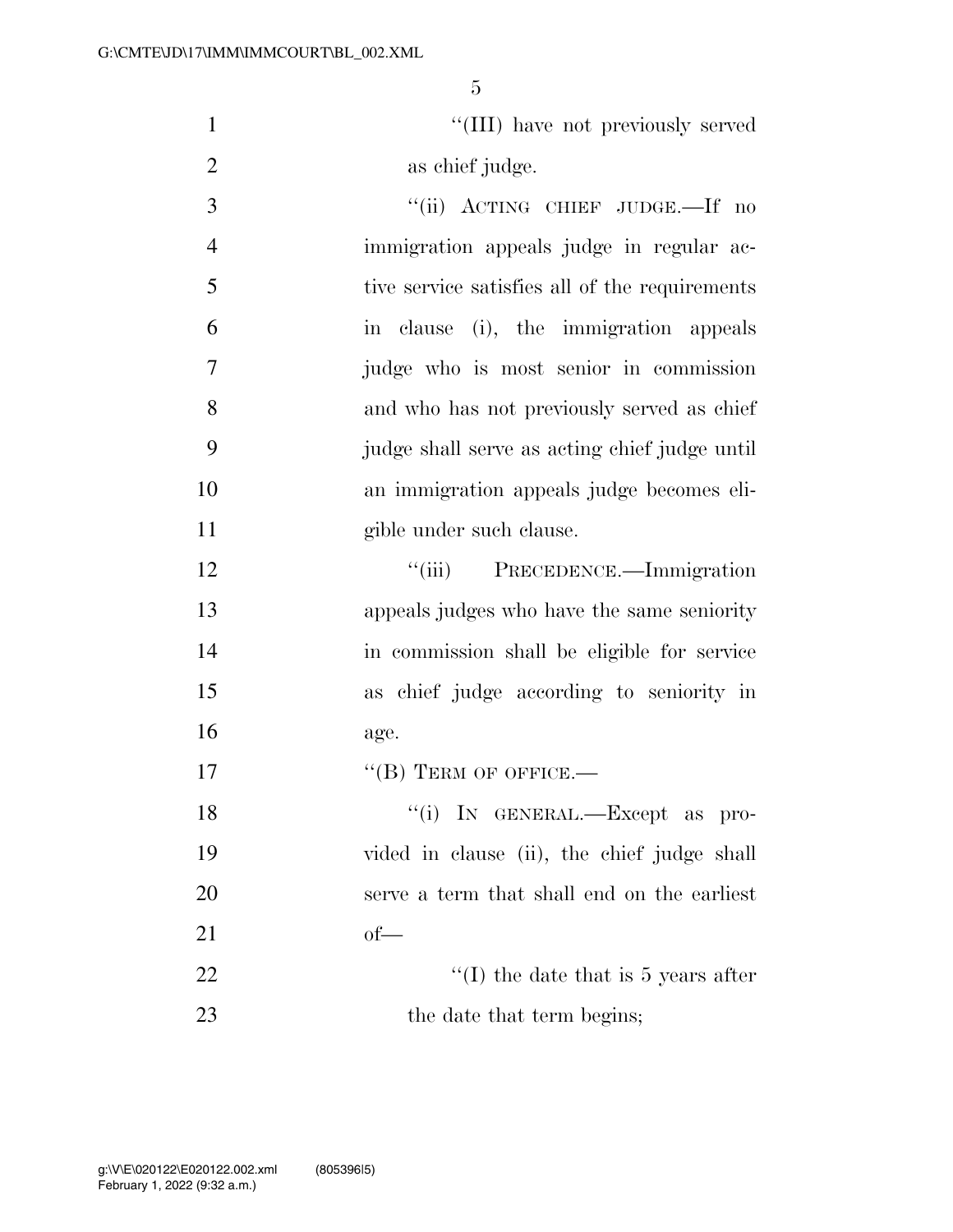"(III) have not previously served as chief judge.

"(ii) ACTING CHIEF JUDGE.—If no immigration appeals judge in regular active service satisfies all of the requirements in clause (i), the immigration appeals judge who is most senior in commission and who has not previously served as chief judge shall serve as acting chief judge until an immigration appeals judge becomes eligible under such clause.

"(iii) PRECEDENCE.—Immigration appeals judges who have the same seniority in commission shall be eligible for service as chief judge according to seniority in age.

"(B) TERM OF OFFICE.—

"(i) IN GENERAL.—Except as provided in clause (ii), the chief judge shall serve a term that shall end on the earliest of—

"(I) the date that is 5 years after the date that term begins;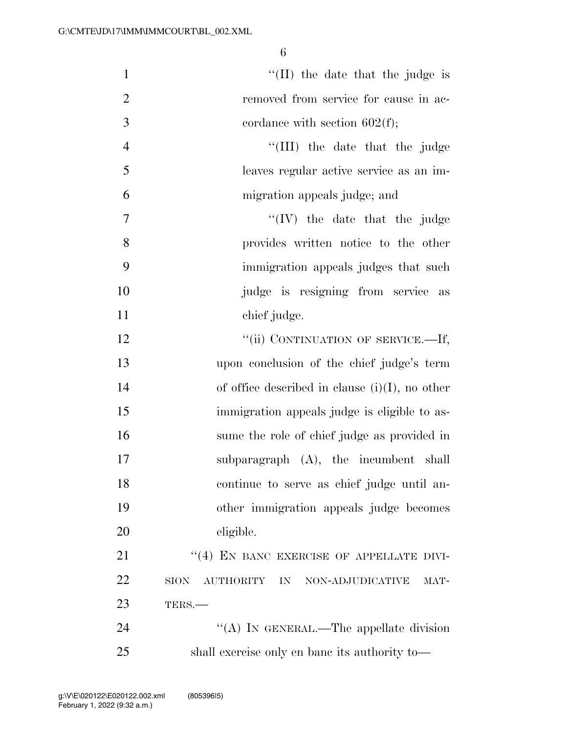"(II) the date that the judge is removed from service for cause in accordance with section 602(f);

"(III) the date that the judge leaves regular active service as an immigration appeals judge; and

"(IV) the date that the judge provides written notice to the other immigration appeals judges that such judge is resigning from service as chief judge.

"(ii) CONTINUATION OF SERVICE.—If, upon conclusion of the chief judge's term of office described in clause (i)(I), no other immigration appeals judge is eligible to assume the role of chief judge as provided in subparagraph (A), the incumbent shall continue to serve as chief judge until another immigration appeals judge becomes eligible.

"(4) EN BANC EXERCISE OF APPELLATE DIVISION AUTHORITY IN NON-ADJUDICATIVE MATTERS.—

"(A) IN GENERAL.—The appellate division shall exercise only en banc its authority to—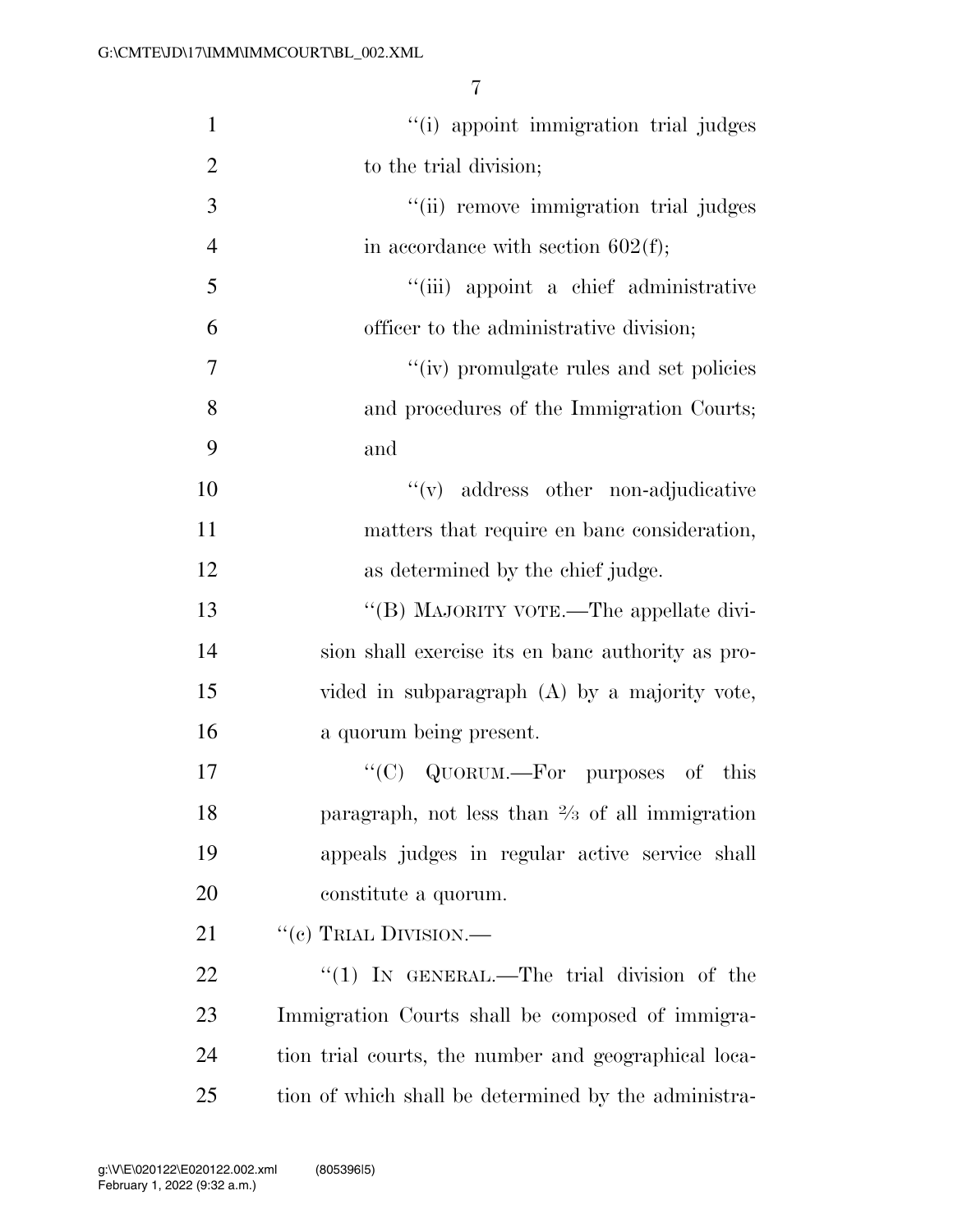''(i) appoint immigration trial judges to the trial division;

''(ii) remove immigration trial judges in accordance with section 602(f);

''(iii) appoint a chief administrative officer to the administrative division;

''(iv) promulgate rules and set policies and procedures of the Immigration Courts; and

''(v) address other non-adjudicative matters that require en banc consideration, as determined by the chief judge.

''(B) MAJORITY VOTE.—The appellate division shall exercise its en banc authority as provided in subparagraph (A) by a majority vote, a quorum being present.

''(C) QUORUM.—For purposes of this paragraph, not less than ⅔ of all immigration appeals judges in regular active service shall constitute a quorum.

''(c) TRIAL DIVISION.—

''(1) IN GENERAL.—The trial division of the Immigration Courts shall be composed of immigration trial courts, the number and geographical location of which shall be determined by the administra-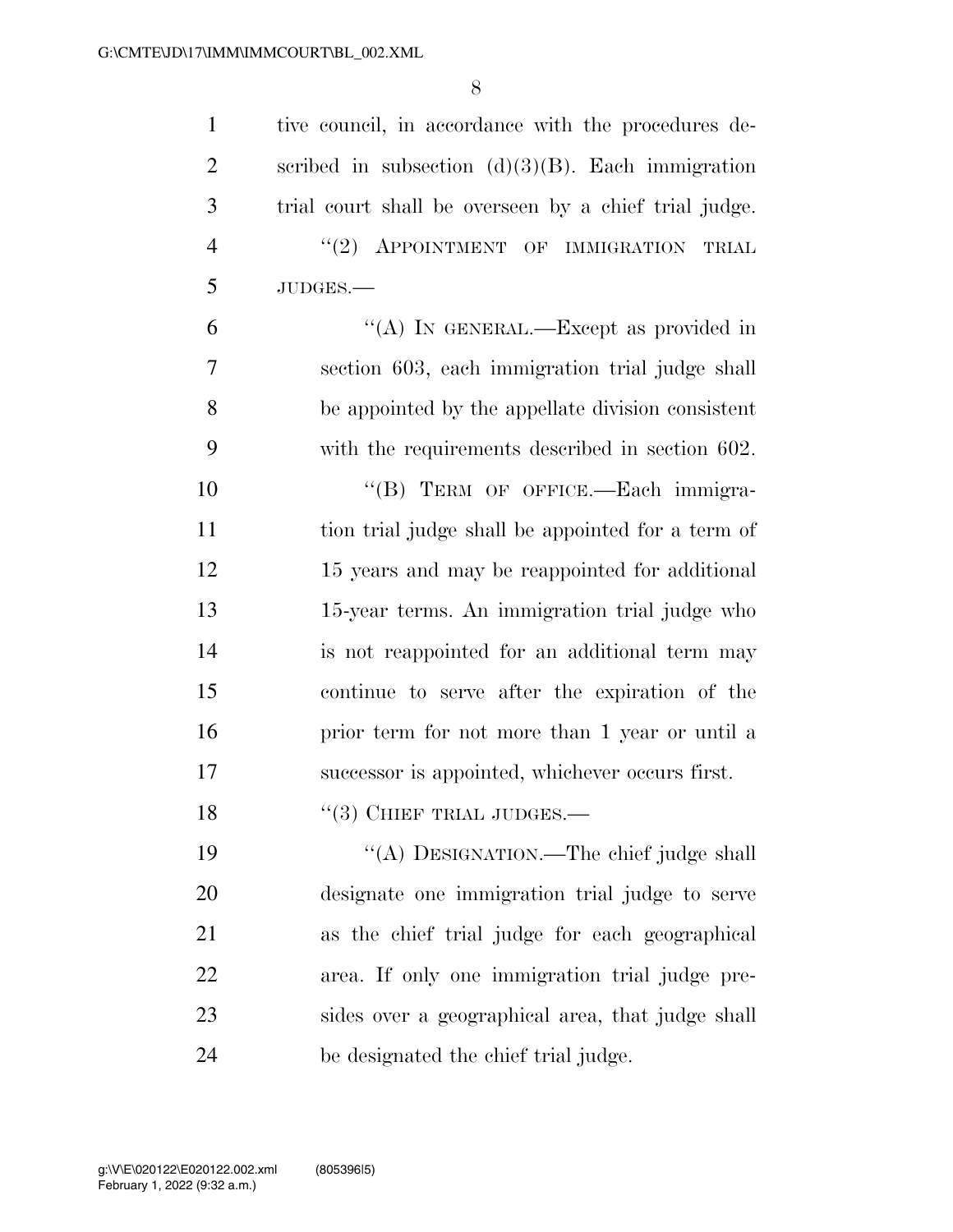tive council, in accordance with the procedures described in subsection (d)(3)(B). Each immigration trial court shall be overseen by a chief trial judge.

"(2) APPOINTMENT OF IMMIGRATION TRIAL JUDGES.—

"(A) IN GENERAL.—Except as provided in section 603, each immigration trial judge shall be appointed by the appellate division consistent with the requirements described in section 602.

"(B) TERM OF OFFICE.—Each immigration trial judge shall be appointed for a term of 15 years and may be reappointed for additional 15-year terms. An immigration trial judge who is not reappointed for an additional term may continue to serve after the expiration of the prior term for not more than 1 year or until a successor is appointed, whichever occurs first.

"(3) CHIEF TRIAL JUDGES.—

"(A) DESIGNATION.—The chief judge shall designate one immigration trial judge to serve as the chief trial judge for each geographical area. If only one immigration trial judge presides over a geographical area, that judge shall be designated the chief trial judge.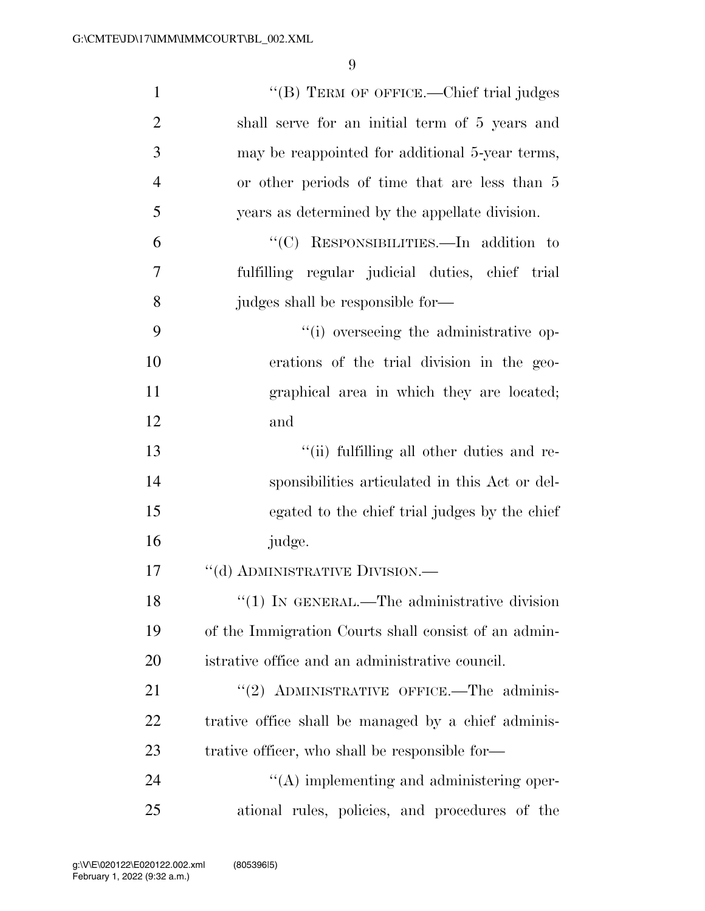"(B) TERM OF OFFICE.—Chief trial judges shall serve for an initial term of 5 years and may be reappointed for additional 5-year terms, or other periods of time that are less than 5 years as determined by the appellate division.

"(C) RESPONSIBILITIES.—In addition to fulfilling regular judicial duties, chief trial judges shall be responsible for—

"(i) overseeing the administrative operations of the trial division in the geographical area in which they are located; and

"(ii) fulfilling all other duties and responsibilities articulated in this Act or delegated to the chief trial judges by the chief judge.

"(d) ADMINISTRATIVE DIVISION.—

"(1) IN GENERAL.—The administrative division of the Immigration Courts shall consist of an administrative office and an administrative council.

"(2) ADMINISTRATIVE OFFICE.—The administrative office shall be managed by a chief administrative officer, who shall be responsible for—

"(A) implementing and administering operational rules, policies, and procedures of the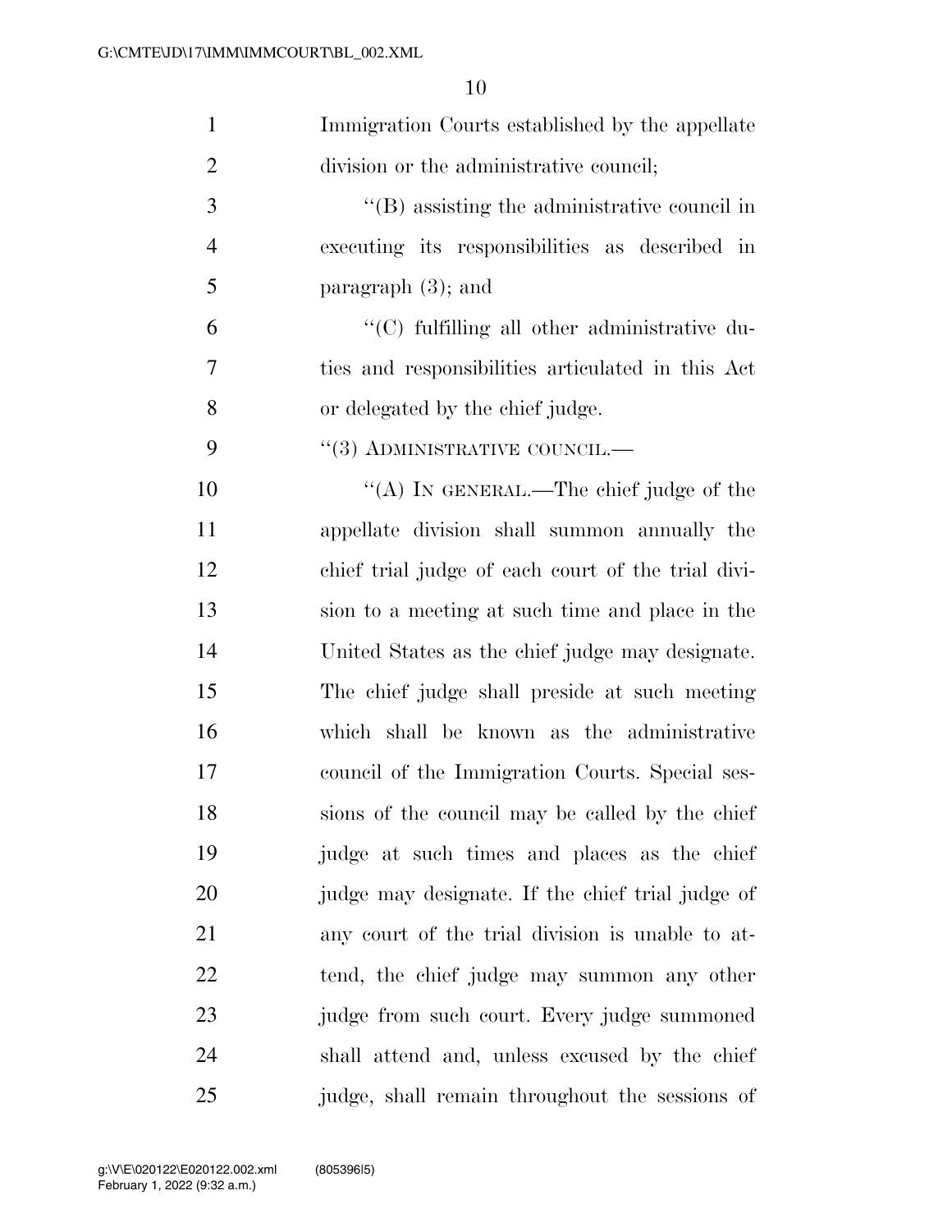Immigration Courts established by the appellate division or the administrative council;

''(B) assisting the administrative council in executing its responsibilities as described in paragraph (3); and

''(C) fulfilling all other administrative duties and responsibilities articulated in this Act or delegated by the chief judge.

''(3) ADMINISTRATIVE COUNCIL.—

''(A) IN GENERAL.—The chief judge of the appellate division shall summon annually the chief trial judge of each court of the trial division to a meeting at such time and place in the United States as the chief judge may designate. The chief judge shall preside at such meeting which shall be known as the administrative council of the Immigration Courts. Special sessions of the council may be called by the chief judge at such times and places as the chief judge may designate. If the chief trial judge of any court of the trial division is unable to attend, the chief judge may summon any other judge from such court. Every judge summoned shall attend and, unless excused by the chief judge, shall remain throughout the sessions of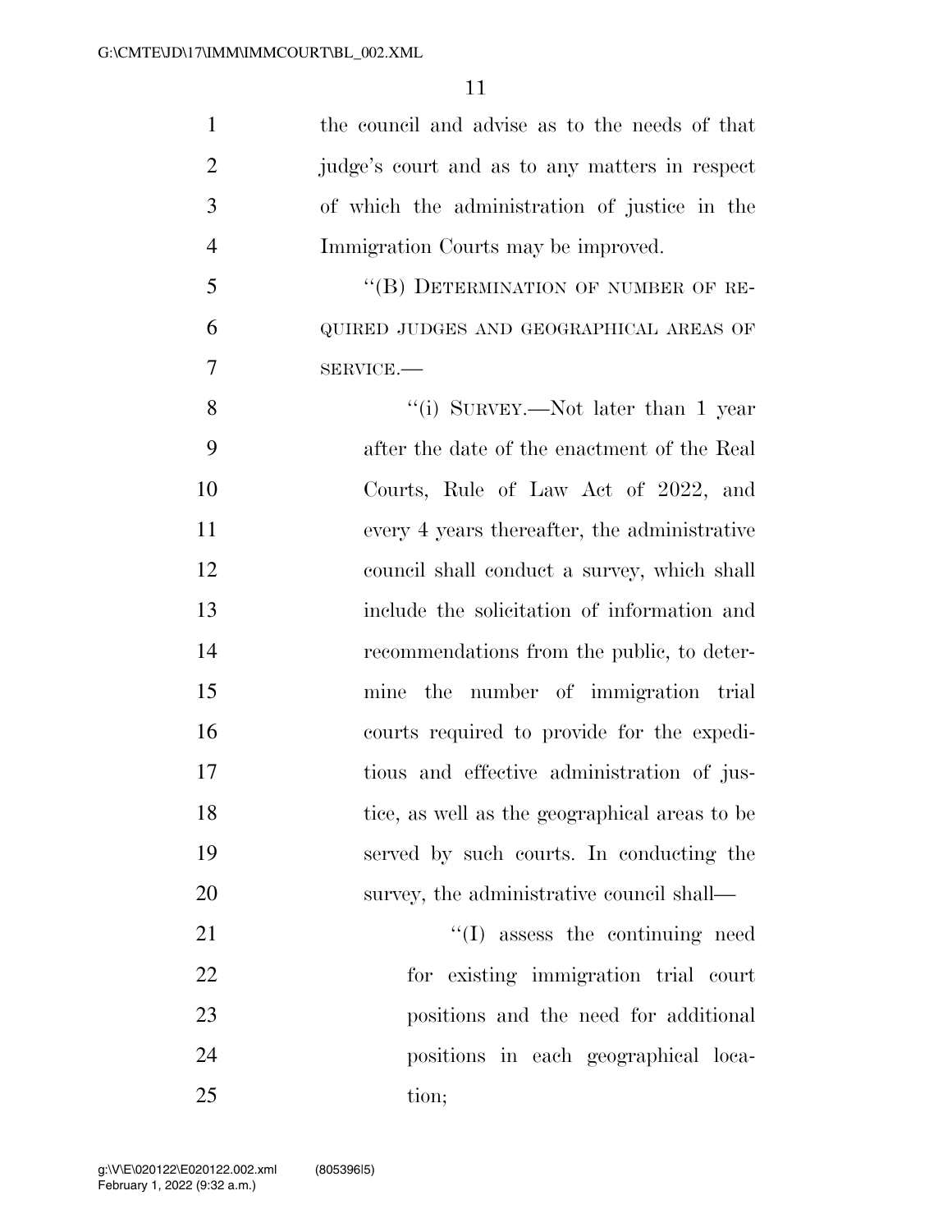the council and advise as to the needs of that judge's court and as to any matters in respect of which the administration of justice in the Immigration Courts may be improved.

"(B) DETERMINATION OF NUMBER OF REQUIRED JUDGES AND GEOGRAPHICAL AREAS OF SERVICE.—

"(i) SURVEY.—Not later than 1 year after the date of the enactment of the Real Courts, Rule of Law Act of 2022, and every 4 years thereafter, the administrative council shall conduct a survey, which shall include the solicitation of information and recommendations from the public, to determine the number of immigration trial courts required to provide for the expeditious and effective administration of justice, as well as the geographical areas to be served by such courts. In conducting the survey, the administrative council shall—

"(I) assess the continuing need for existing immigration trial court positions and the need for additional positions in each geographical location;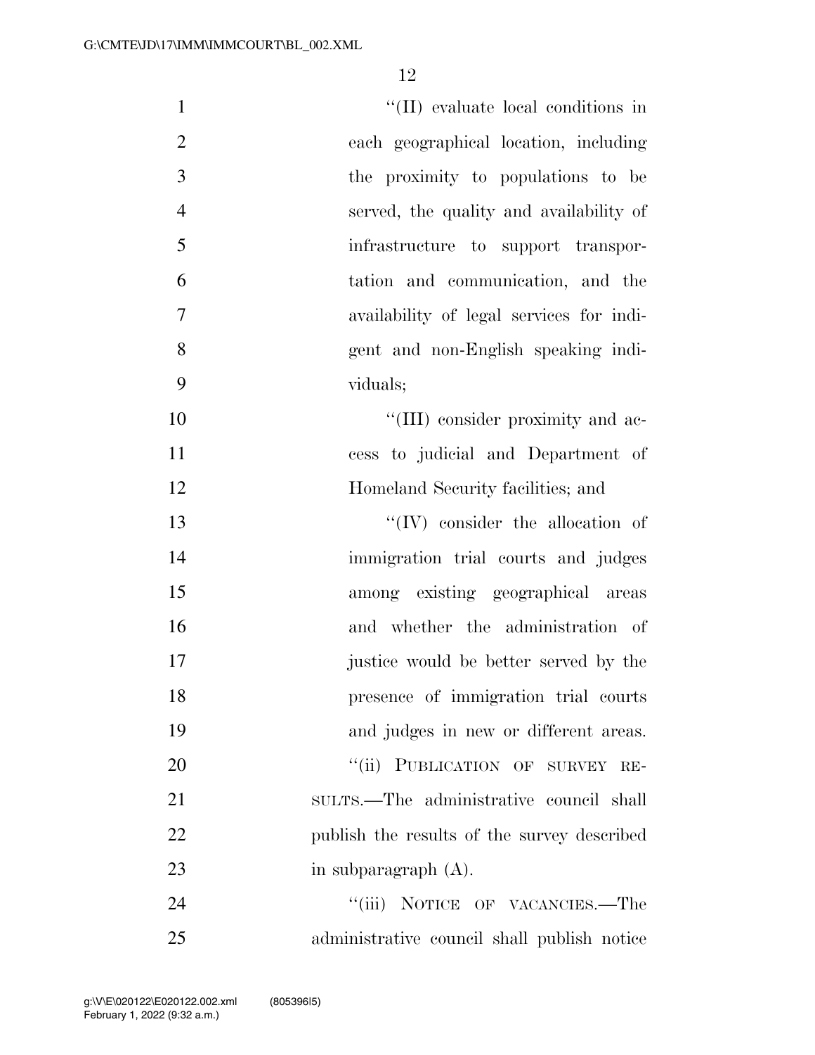"(II) evaluate local conditions in each geographical location, including the proximity to populations to be served, the quality and availability of infrastructure to support transportation and communication, and the availability of legal services for indigent and non-English speaking individuals;

"(III) consider proximity and access to judicial and Department of Homeland Security facilities; and

"(IV) consider the allocation of immigration trial courts and judges among existing geographical areas and whether the administration of justice would be better served by the presence of immigration trial courts and judges in new or different areas.

"(ii) PUBLICATION OF SURVEY RESULTS.—The administrative council shall publish the results of the survey described in subparagraph (A).

"(iii) NOTICE OF VACANCIES.—The administrative council shall publish notice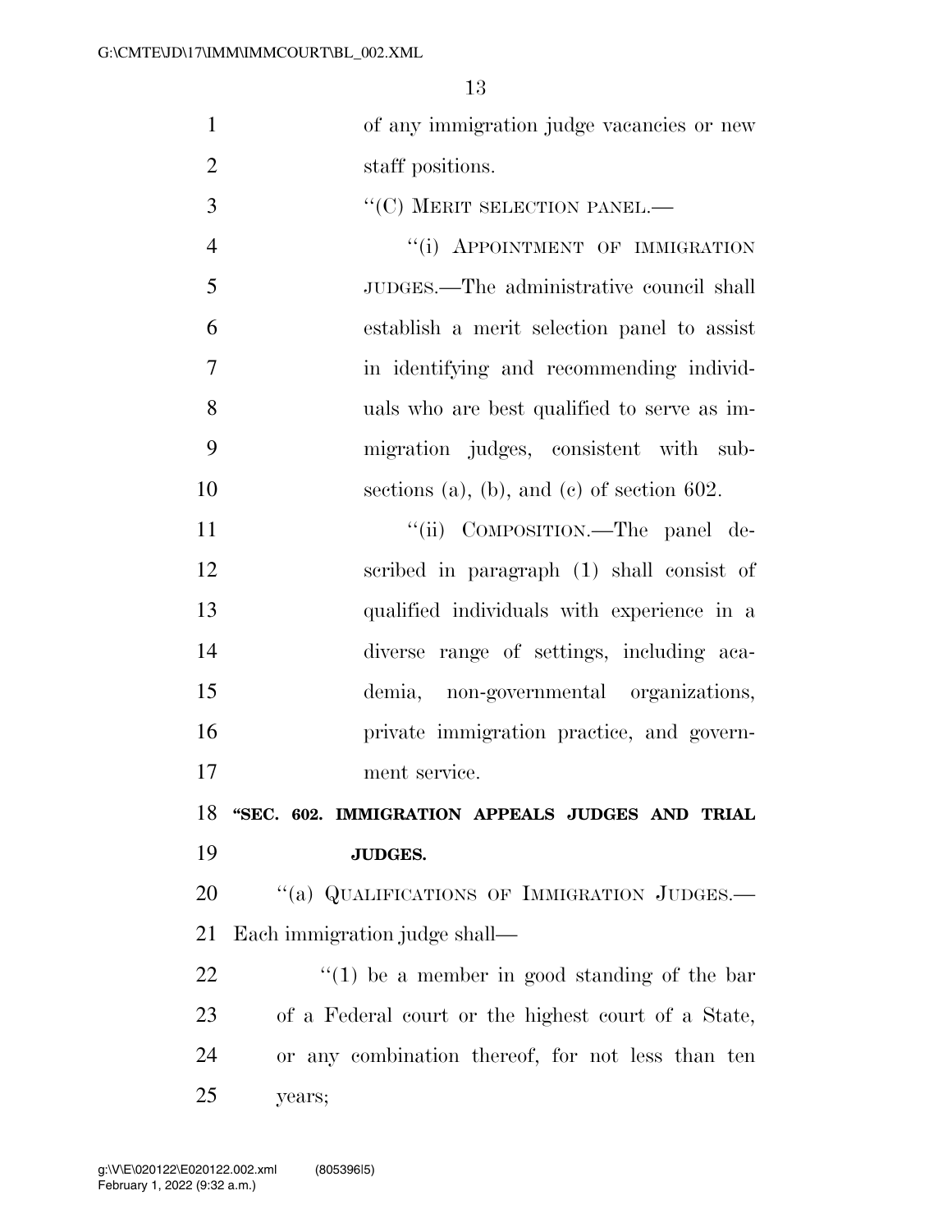of any immigration judge vacancies or new staff positions.

"(C) MERIT SELECTION PANEL.—

"(i) APPOINTMENT OF IMMIGRATION JUDGES.—The administrative council shall establish a merit selection panel to assist in identifying and recommending individuals who are best qualified to serve as immigration judges, consistent with subsections (a), (b), and (c) of section 602.

"(ii) COMPOSITION.—The panel described in paragraph (1) shall consist of qualified individuals with experience in a diverse range of settings, including academia, non-governmental organizations, private immigration practice, and government service.

**"SEC. 602. IMMIGRATION APPEALS JUDGES AND TRIAL JUDGES.**

"(a) QUALIFICATIONS OF IMMIGRATION JUDGES.—Each immigration judge shall—

"(1) be a member in good standing of the bar of a Federal court or the highest court of a State, or any combination thereof, for not less than ten years;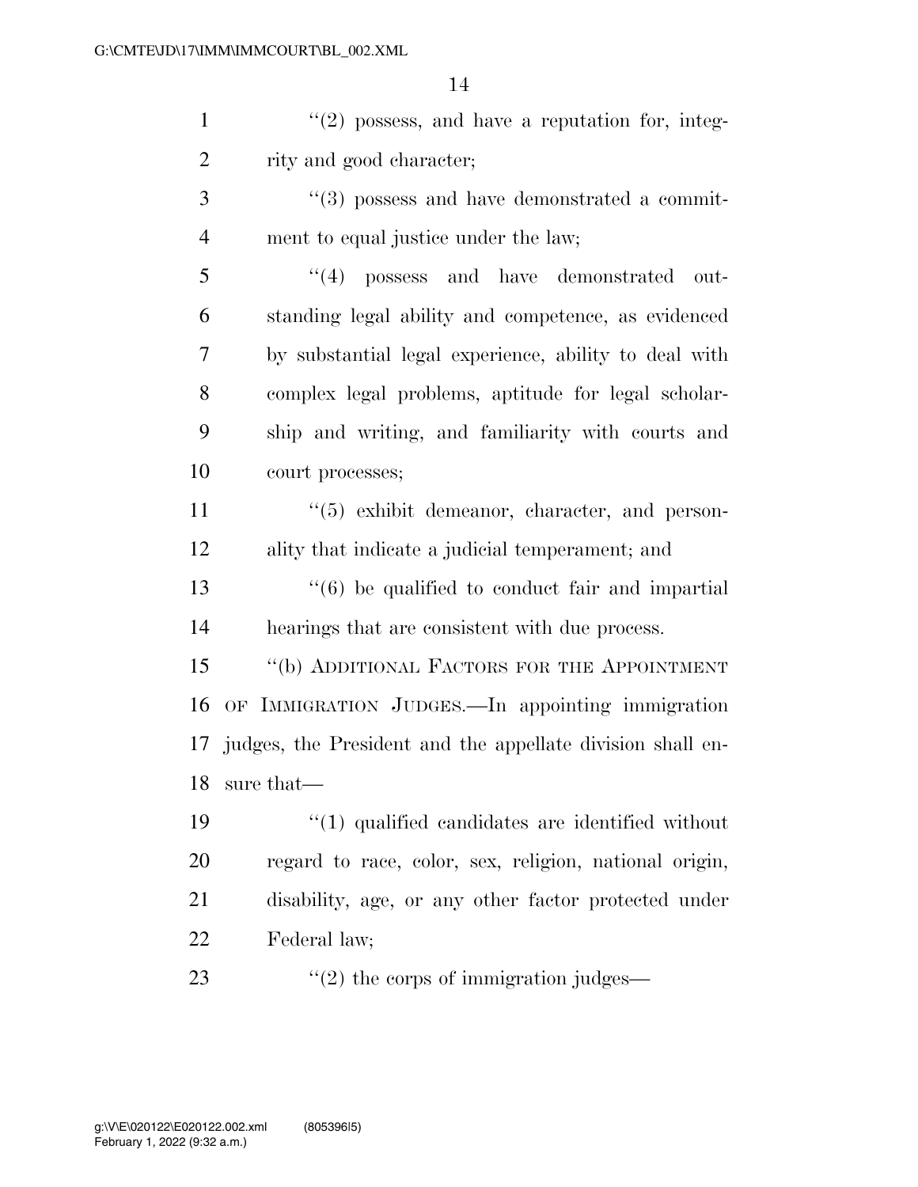"(2) possess, and have a reputation for, integrity and good character;

"(3) possess and have demonstrated a commitment to equal justice under the law;

"(4) possess and have demonstrated outstanding legal ability and competence, as evidenced by substantial legal experience, ability to deal with complex legal problems, aptitude for legal scholarship and writing, and familiarity with courts and court processes;

"(5) exhibit demeanor, character, and personality that indicate a judicial temperament; and

"(6) be qualified to conduct fair and impartial hearings that are consistent with due process.

"(b) ADDITIONAL FACTORS FOR THE APPOINTMENT OF IMMIGRATION JUDGES.—In appointing immigration judges, the President and the appellate division shall ensure that—

"(1) qualified candidates are identified without regard to race, color, sex, religion, national origin, disability, age, or any other factor protected under Federal law;

"(2) the corps of immigration judges—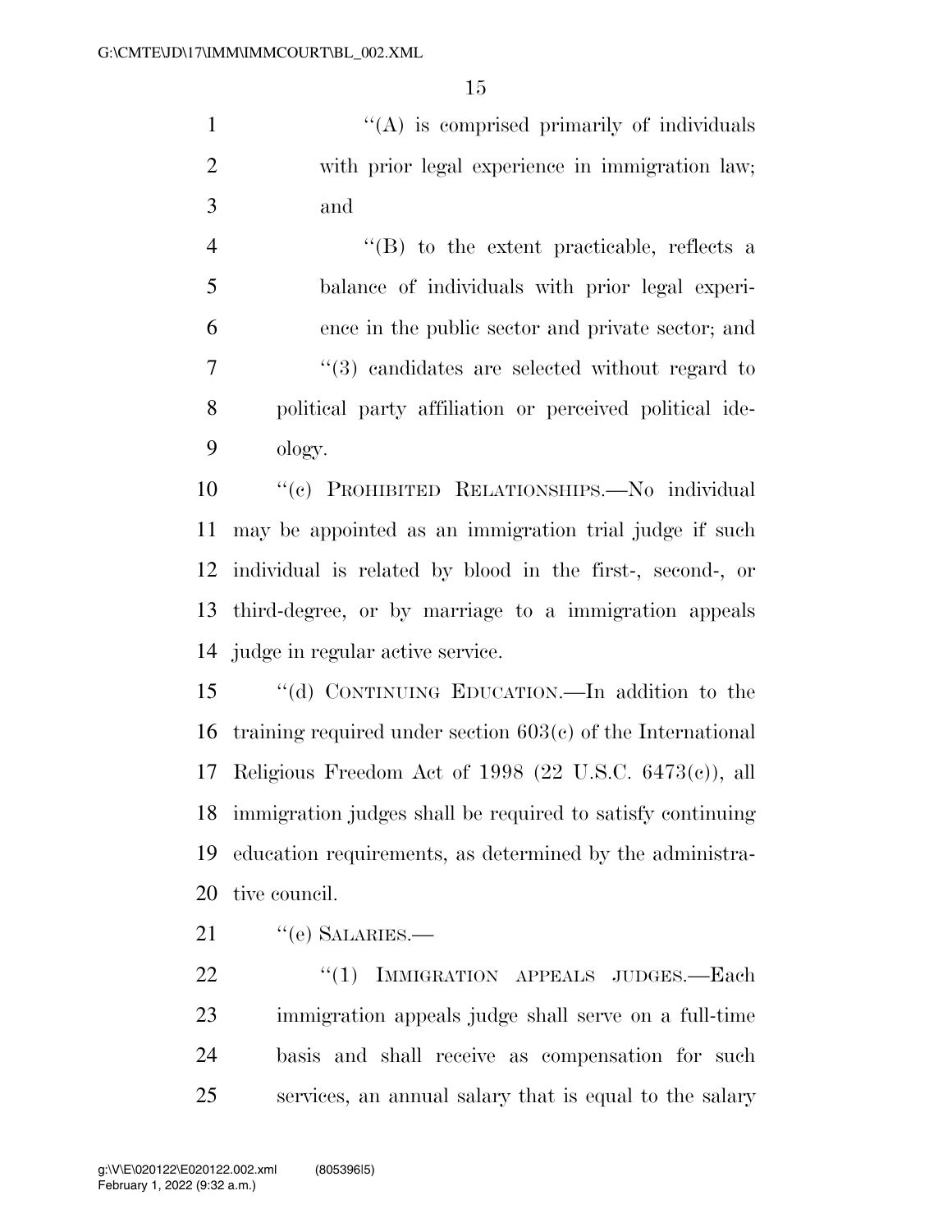''(A) is comprised primarily of individuals with prior legal experience in immigration law; and

''(B) to the extent practicable, reflects a balance of individuals with prior legal experience in the public sector and private sector; and

''(3) candidates are selected without regard to political party affiliation or perceived political ideology.

''(c) PROHIBITED RELATIONSHIPS.—No individual may be appointed as an immigration trial judge if such individual is related by blood in the first-, second-, or third-degree, or by marriage to a immigration appeals judge in regular active service.

''(d) CONTINUING EDUCATION.—In addition to the training required under section 603(c) of the International Religious Freedom Act of 1998 (22 U.S.C. 6473(c)), all immigration judges shall be required to satisfy continuing education requirements, as determined by the administrative council.

''(e) SALARIES.—

''(1) IMMIGRATION APPEALS JUDGES.—Each immigration appeals judge shall serve on a full-time basis and shall receive as compensation for such services, an annual salary that is equal to the salary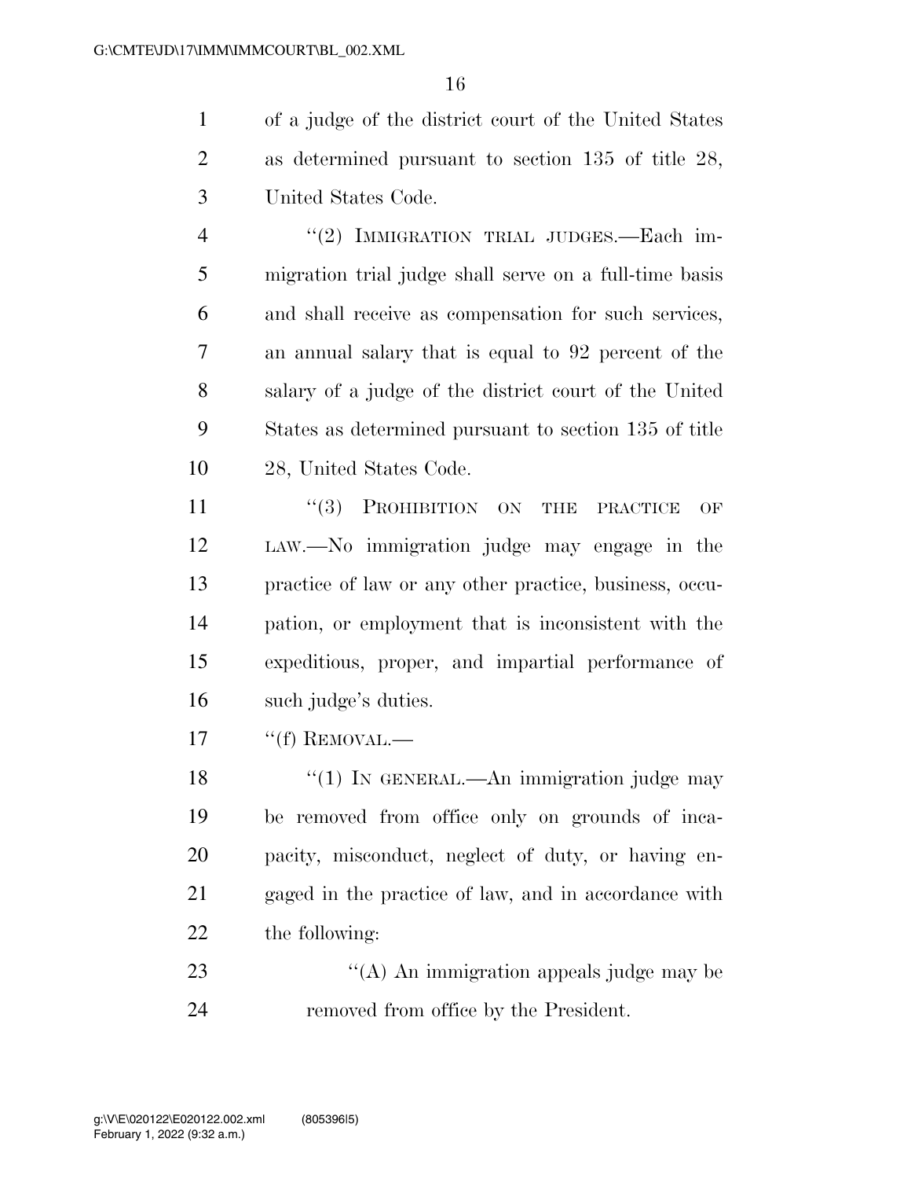of a judge of the district court of the United States as determined pursuant to section 135 of title 28, United States Code.

"(2) IMMIGRATION TRIAL JUDGES.—Each immigration trial judge shall serve on a full-time basis and shall receive as compensation for such services, an annual salary that is equal to 92 percent of the salary of a judge of the district court of the United States as determined pursuant to section 135 of title 28, United States Code.

"(3) PROHIBITION ON THE PRACTICE OF LAW.—No immigration judge may engage in the practice of law or any other practice, business, occupation, or employment that is inconsistent with the expeditious, proper, and impartial performance of such judge's duties.

"(f) REMOVAL.—

"(1) IN GENERAL.—An immigration judge may be removed from office only on grounds of incapacity, misconduct, neglect of duty, or having engaged in the practice of law, and in accordance with the following:

"(A) An immigration appeals judge may be removed from office by the President.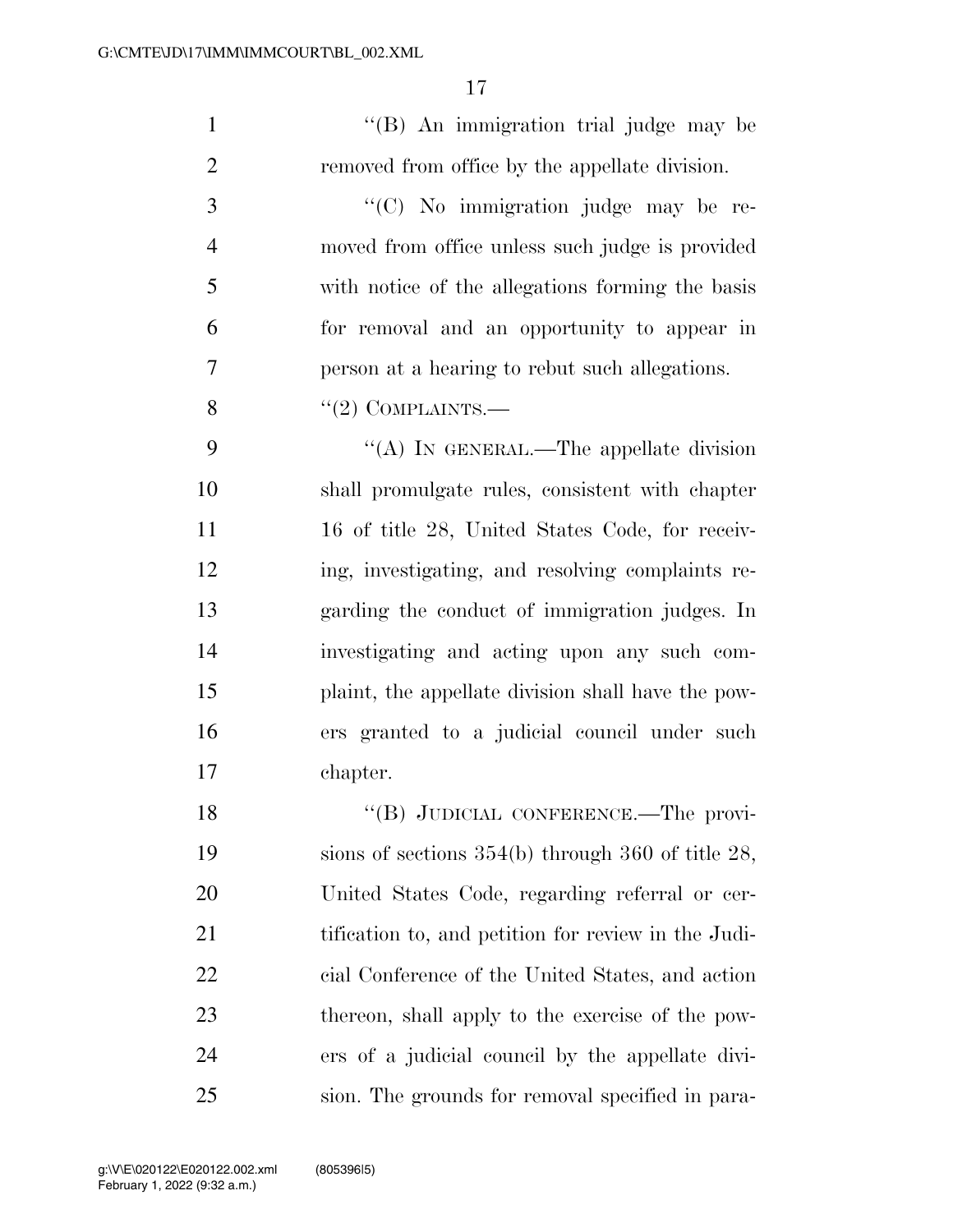''(B) An immigration trial judge may be removed from office by the appellate division.

''(C) No immigration judge may be removed from office unless such judge is provided with notice of the allegations forming the basis for removal and an opportunity to appear in person at a hearing to rebut such allegations.

''(2) COMPLAINTS.—

''(A) IN GENERAL.—The appellate division shall promulgate rules, consistent with chapter 16 of title 28, United States Code, for receiving, investigating, and resolving complaints regarding the conduct of immigration judges. In investigating and acting upon any such complaint, the appellate division shall have the powers granted to a judicial council under such chapter.

''(B) JUDICIAL CONFERENCE.—The provisions of sections 354(b) through 360 of title 28, United States Code, regarding referral or certification to, and petition for review in the Judicial Conference of the United States, and action thereon, shall apply to the exercise of the powers of a judicial council by the appellate division. The grounds for removal specified in para-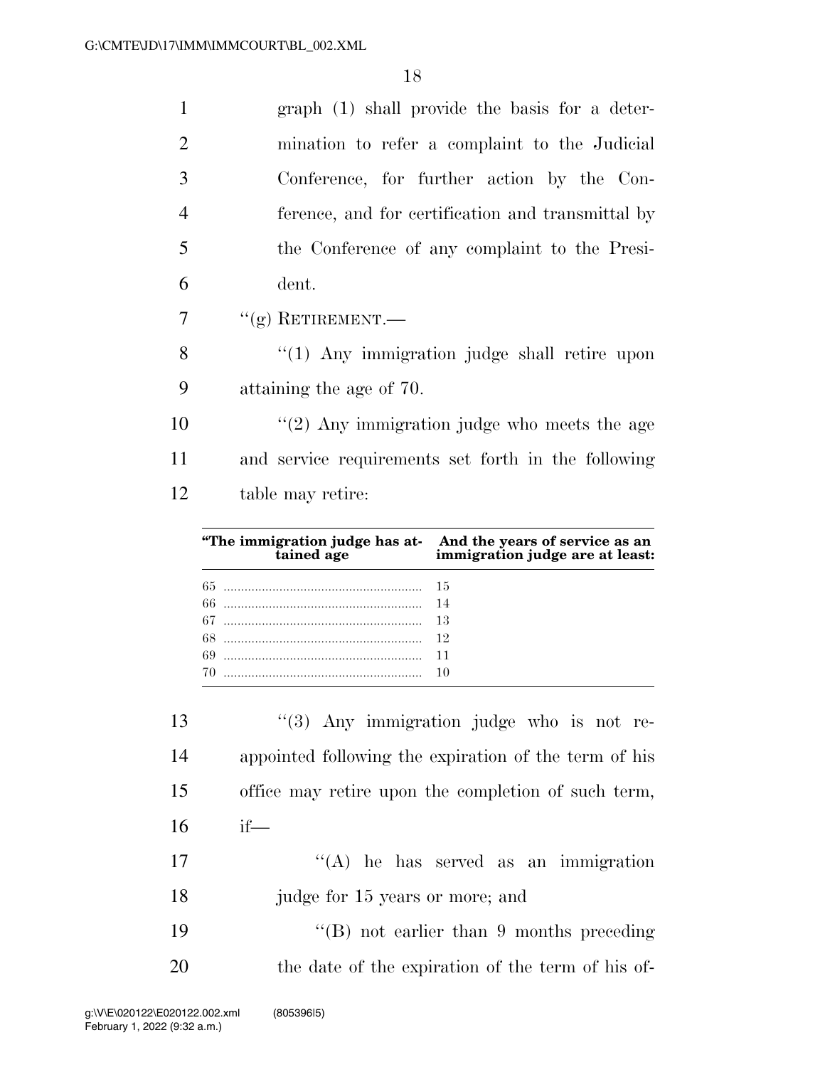graph (1) shall provide the basis for a determination to refer a complaint to the Judicial Conference, for further action by the Conference, and for certification and transmittal by the Conference of any complaint to the President.

"(g) RETIREMENT.—

"(1) Any immigration judge shall retire upon attaining the age of 70.

"(2) Any immigration judge who meets the age and service requirements set forth in the following table may retire:

| "The immigration judge has attained age | And the years of service as an immigration judge are at least: |
|---|---|
| 65 | 15 |
| 66 | 14 |
| 67 | 13 |
| 68 | 12 |
| 69 | 11 |
| 70 | 10 |

"(3) Any immigration judge who is not reappointed following the expiration of the term of his office may retire upon the completion of such term, if—

"(A) he has served as an immigration judge for 15 years or more; and

"(B) not earlier than 9 months preceding the date of the expiration of the term of his of-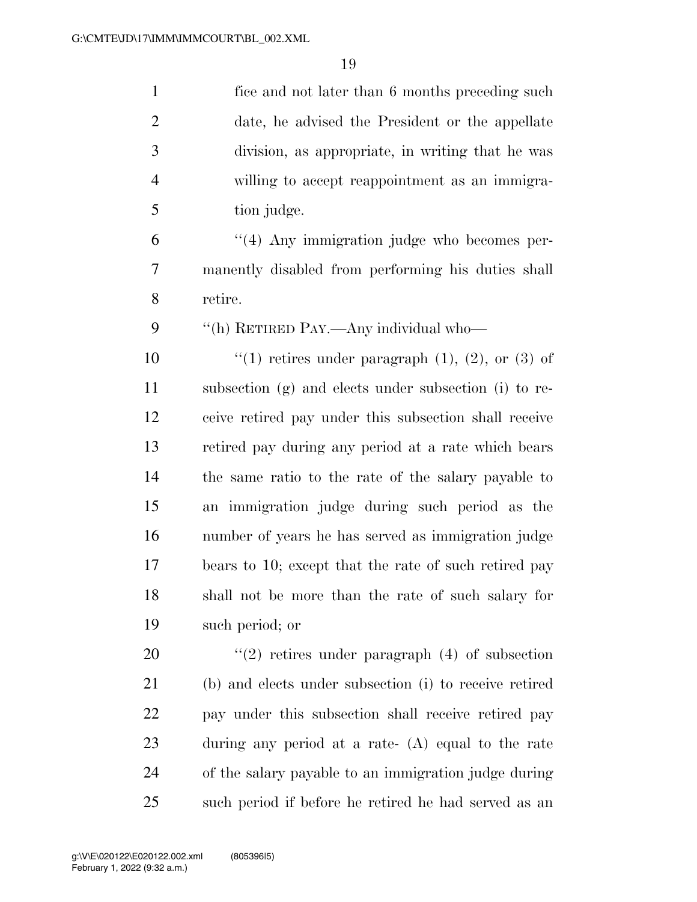fice and not later than 6 months preceding such date, he advised the President or the appellate division, as appropriate, in writing that he was willing to accept reappointment as an immigration judge.

"(4) Any immigration judge who becomes permanently disabled from performing his duties shall retire.

"(h) RETIRED PAY.—Any individual who—

"(1) retires under paragraph (1), (2), or (3) of subsection (g) and elects under subsection (i) to receive retired pay under this subsection shall receive retired pay during any period at a rate which bears the same ratio to the rate of the salary payable to an immigration judge during such period as the number of years he has served as immigration judge bears to 10; except that the rate of such retired pay shall not be more than the rate of such salary for such period; or

"(2) retires under paragraph (4) of subsection (b) and elects under subsection (i) to receive retired pay under this subsection shall receive retired pay during any period at a rate- (A) equal to the rate of the salary payable to an immigration judge during such period if before he retired he had served as an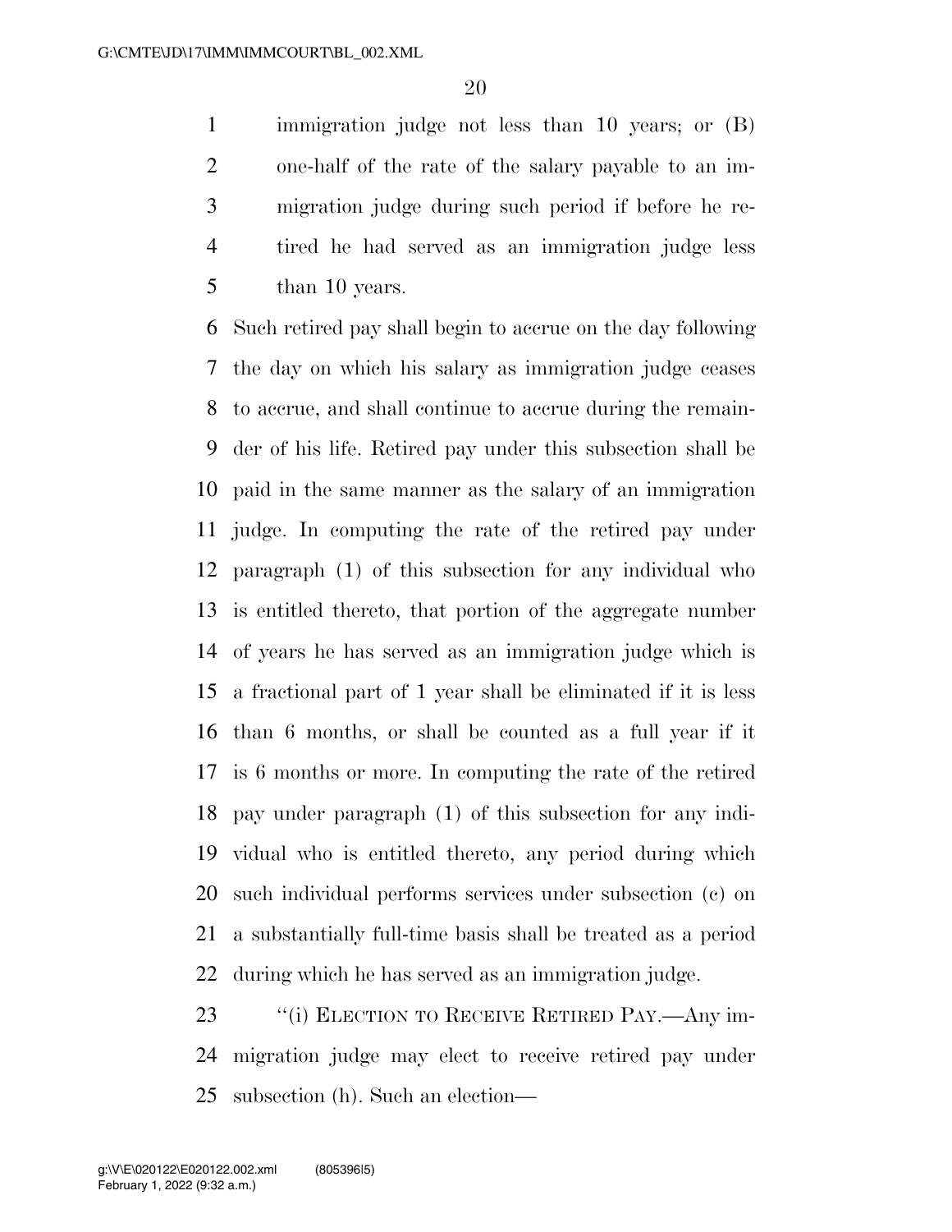immigration judge not less than 10 years; or (B) one-half of the rate of the salary payable to an immigration judge during such period if before he retired he had served as an immigration judge less than 10 years.

Such retired pay shall begin to accrue on the day following the day on which his salary as immigration judge ceases to accrue, and shall continue to accrue during the remainder of his life. Retired pay under this subsection shall be paid in the same manner as the salary of an immigration judge. In computing the rate of the retired pay under paragraph (1) of this subsection for any individual who is entitled thereto, that portion of the aggregate number of years he has served as an immigration judge which is a fractional part of 1 year shall be eliminated if it is less than 6 months, or shall be counted as a full year if it is 6 months or more. In computing the rate of the retired pay under paragraph (1) of this subsection for any individual who is entitled thereto, any period during which such individual performs services under subsection (c) on a substantially full-time basis shall be treated as a period during which he has served as an immigration judge.

"(i) ELECTION TO RECEIVE RETIRED PAY.—Any immigration judge may elect to receive retired pay under subsection (h). Such an election—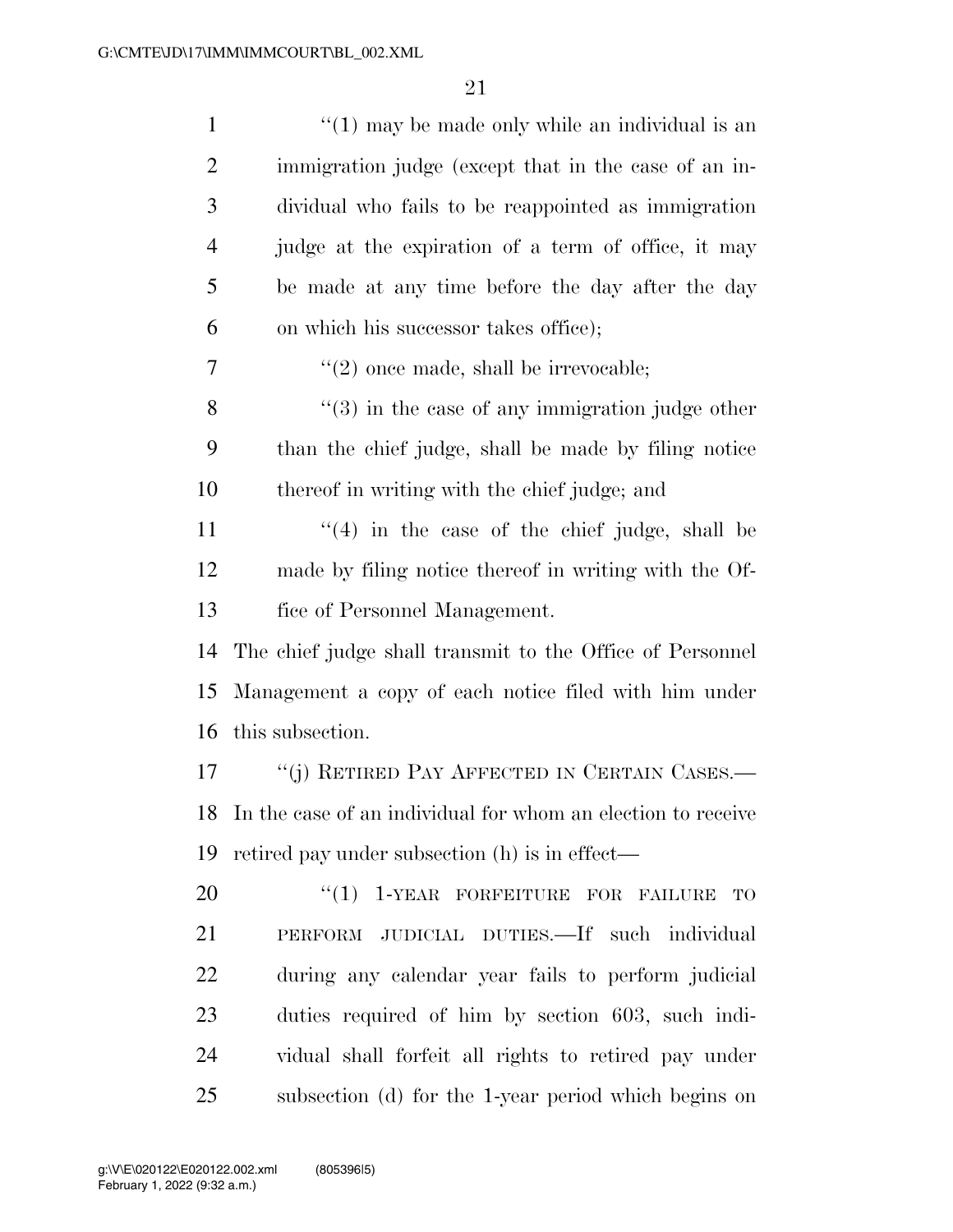"(1) may be made only while an individual is an immigration judge (except that in the case of an individual who fails to be reappointed as immigration judge at the expiration of a term of office, it may be made at any time before the day after the day on which his successor takes office);

"(2) once made, shall be irrevocable;

"(3) in the case of any immigration judge other than the chief judge, shall be made by filing notice thereof in writing with the chief judge; and

"(4) in the case of the chief judge, shall be made by filing notice thereof in writing with the Office of Personnel Management.

The chief judge shall transmit to the Office of Personnel Management a copy of each notice filed with him under this subsection.

"(j) RETIRED PAY AFFECTED IN CERTAIN CASES.—In the case of an individual for whom an election to receive retired pay under subsection (h) is in effect—

"(1) 1-YEAR FORFEITURE FOR FAILURE TO PERFORM JUDICIAL DUTIES.—If such individual during any calendar year fails to perform judicial duties required of him by section 603, such individual shall forfeit all rights to retired pay under subsection (d) for the 1-year period which begins on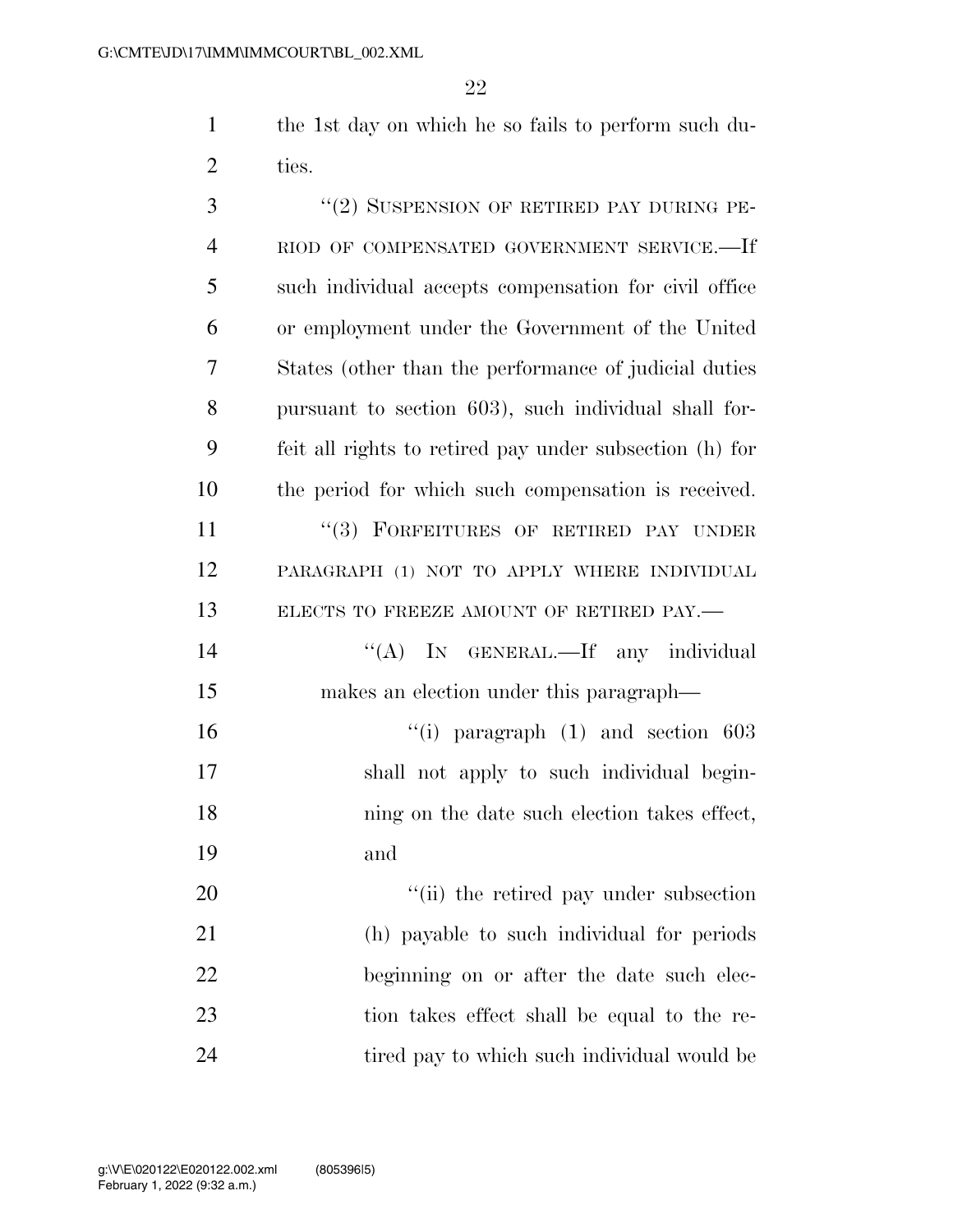the 1st day on which he so fails to perform such duties.

"(2) SUSPENSION OF RETIRED PAY DURING PERIOD OF COMPENSATED GOVERNMENT SERVICE.—If such individual accepts compensation for civil office or employment under the Government of the United States (other than the performance of judicial duties pursuant to section 603), such individual shall forfeit all rights to retired pay under subsection (h) for the period for which such compensation is received.

"(3) FORFEITURES OF RETIRED PAY UNDER PARAGRAPH (1) NOT TO APPLY WHERE INDIVIDUAL ELECTS TO FREEZE AMOUNT OF RETIRED PAY.—

"(A) IN GENERAL.—If any individual makes an election under this paragraph—

"(i) paragraph (1) and section 603 shall not apply to such individual beginning on the date such election takes effect, and

"(ii) the retired pay under subsection (h) payable to such individual for periods beginning on or after the date such election takes effect shall be equal to the retired pay to which such individual would be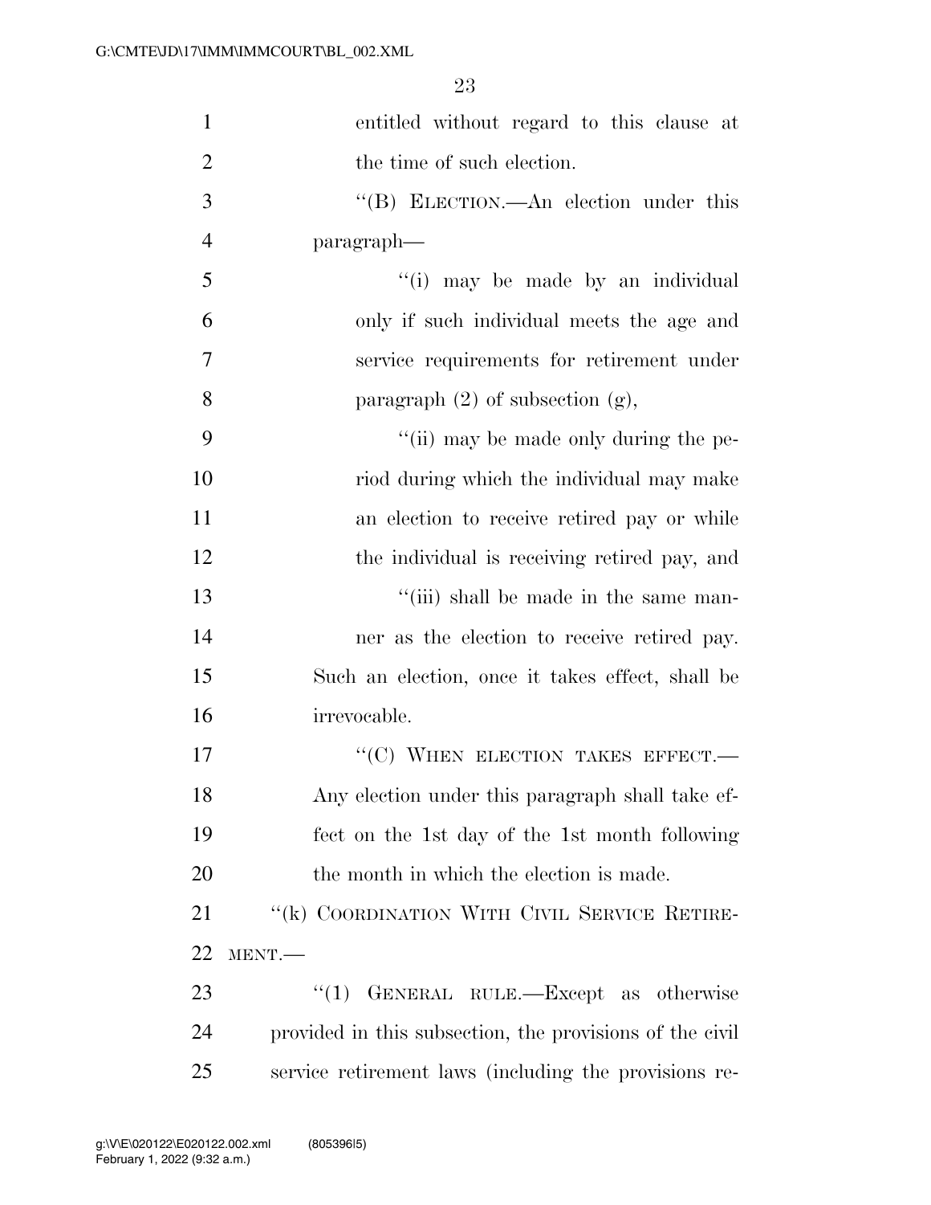entitled without regard to this clause at the time of such election.

"(B) ELECTION.—An election under this paragraph—

"(i) may be made by an individual only if such individual meets the age and service requirements for retirement under paragraph (2) of subsection (g),

"(ii) may be made only during the period during which the individual may make an election to receive retired pay or while the individual is receiving retired pay, and

"(iii) shall be made in the same manner as the election to receive retired pay.

Such an election, once it takes effect, shall be irrevocable.

"(C) WHEN ELECTION TAKES EFFECT.—Any election under this paragraph shall take effect on the 1st day of the 1st month following the month in which the election is made.

"(k) COORDINATION WITH CIVIL SERVICE RETIREMENT.—

"(1) GENERAL RULE.—Except as otherwise provided in this subsection, the provisions of the civil service retirement laws (including the provisions re-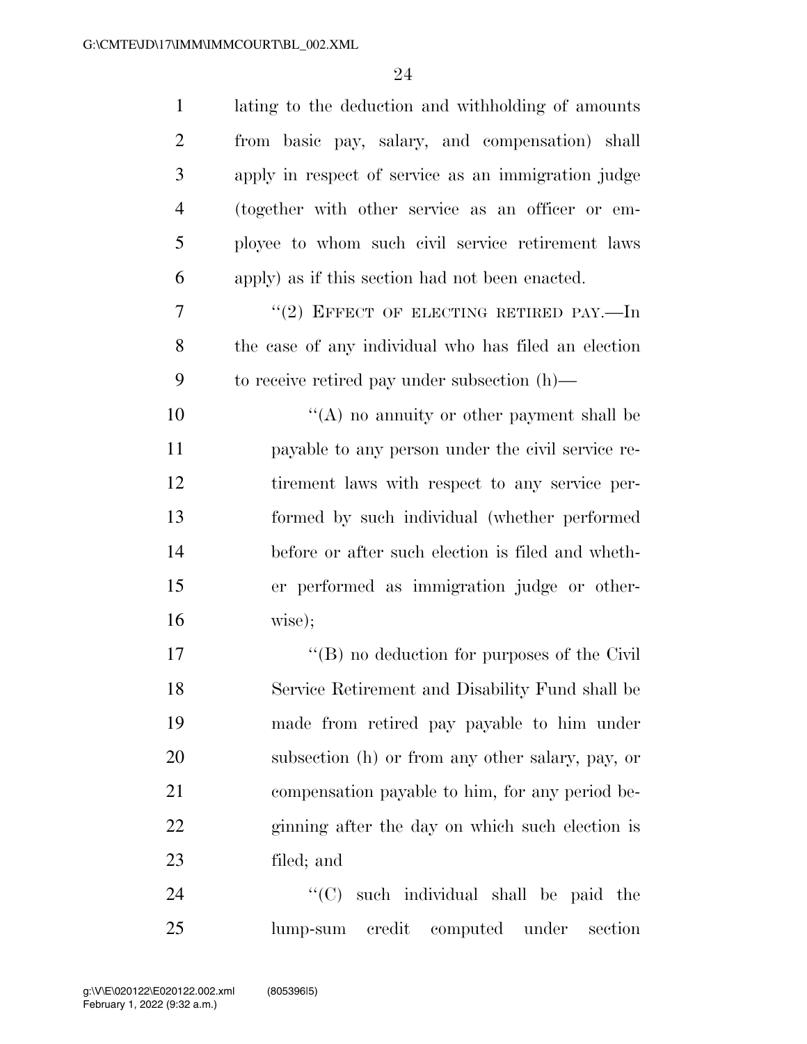lating to the deduction and withholding of amounts from basic pay, salary, and compensation) shall apply in respect of service as an immigration judge (together with other service as an officer or employee to whom such civil service retirement laws apply) as if this section had not been enacted.

"(2) EFFECT OF ELECTING RETIRED PAY.—In the case of any individual who has filed an election to receive retired pay under subsection (h)—

"(A) no annuity or other payment shall be payable to any person under the civil service retirement laws with respect to any service performed by such individual (whether performed before or after such election is filed and whether performed as immigration judge or otherwise);

"(B) no deduction for purposes of the Civil Service Retirement and Disability Fund shall be made from retired pay payable to him under subsection (h) or from any other salary, pay, or compensation payable to him, for any period beginning after the day on which such election is filed; and

"(C) such individual shall be paid the lump-sum credit computed under section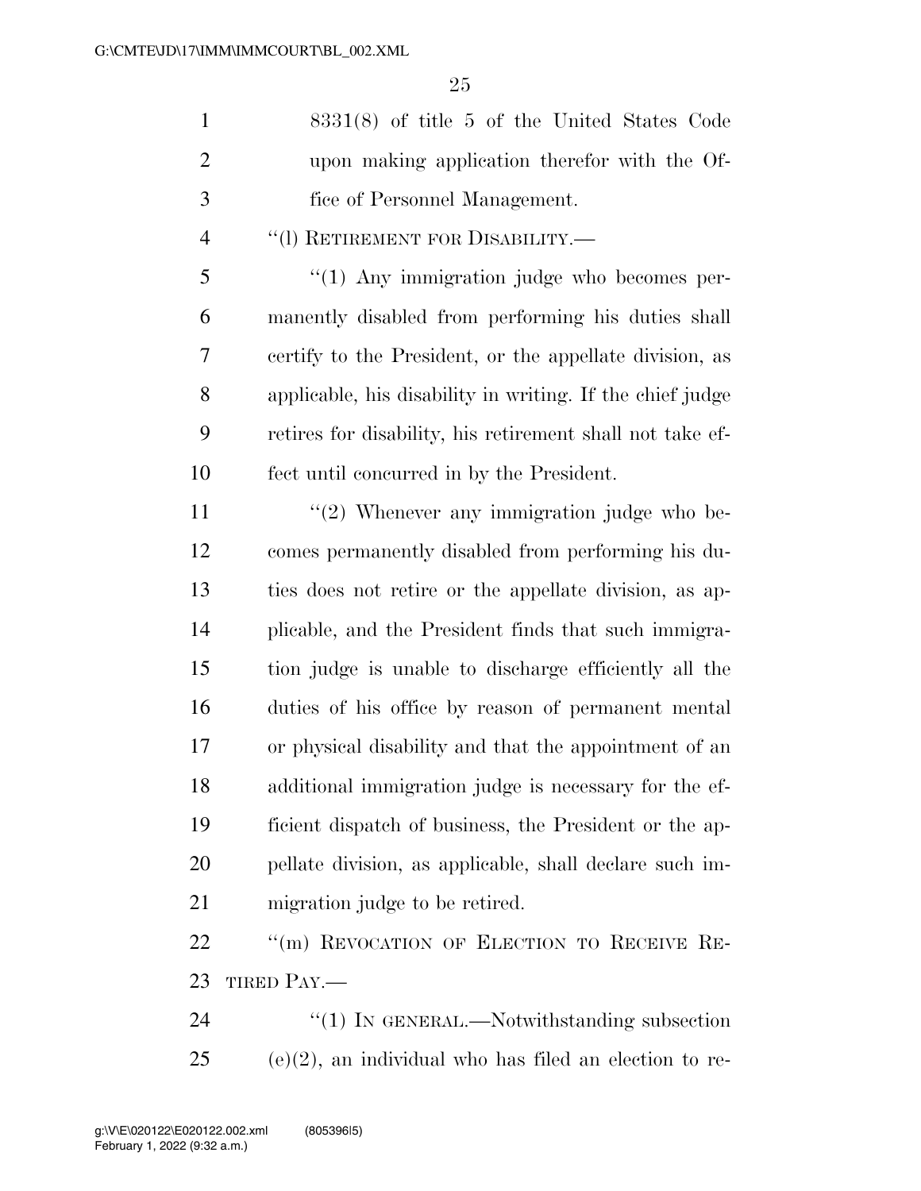8331(8) of title 5 of the United States Code upon making application therefor with the Office of Personnel Management.

"(l) RETIREMENT FOR DISABILITY.—

"(1) Any immigration judge who becomes permanently disabled from performing his duties shall certify to the President, or the appellate division, as applicable, his disability in writing. If the chief judge retires for disability, his retirement shall not take effect until concurred in by the President.

"(2) Whenever any immigration judge who becomes permanently disabled from performing his duties does not retire or the appellate division, as applicable, and the President finds that such immigration judge is unable to discharge efficiently all the duties of his office by reason of permanent mental or physical disability and that the appointment of an additional immigration judge is necessary for the efficient dispatch of business, the President or the appellate division, as applicable, shall declare such immigration judge to be retired.

"(m) REVOCATION OF ELECTION TO RECEIVE RETIRED PAY.—

"(1) IN GENERAL.—Notwithstanding subsection (e)(2), an individual who has filed an election to re-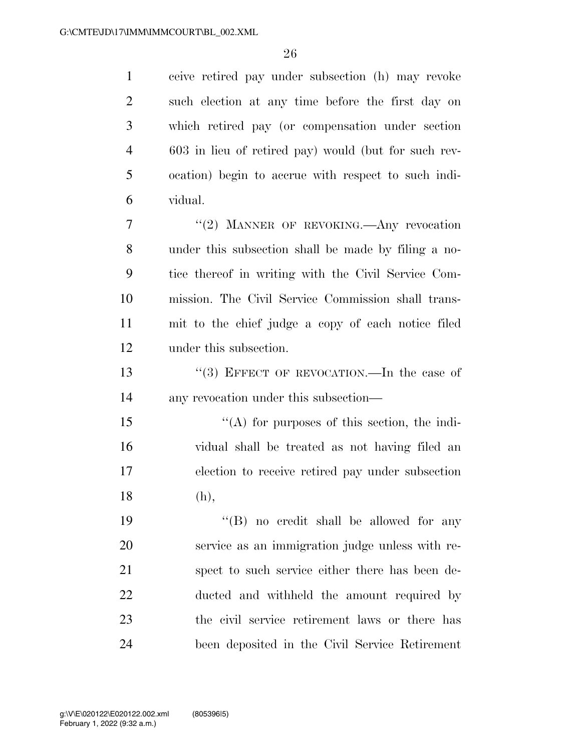ceive retired pay under subsection (h) may revoke such election at any time before the first day on which retired pay (or compensation under section 603 in lieu of retired pay) would (but for such revocation) begin to accrue with respect to such individual.

"(2) MANNER OF REVOKING.—Any revocation under this subsection shall be made by filing a notice thereof in writing with the Civil Service Commission. The Civil Service Commission shall transmit to the chief judge a copy of each notice filed under this subsection.

"(3) EFFECT OF REVOCATION.—In the case of any revocation under this subsection—

"(A) for purposes of this section, the individual shall be treated as not having filed an election to receive retired pay under subsection (h),

"(B) no credit shall be allowed for any service as an immigration judge unless with respect to such service either there has been deducted and withheld the amount required by the civil service retirement laws or there has been deposited in the Civil Service Retirement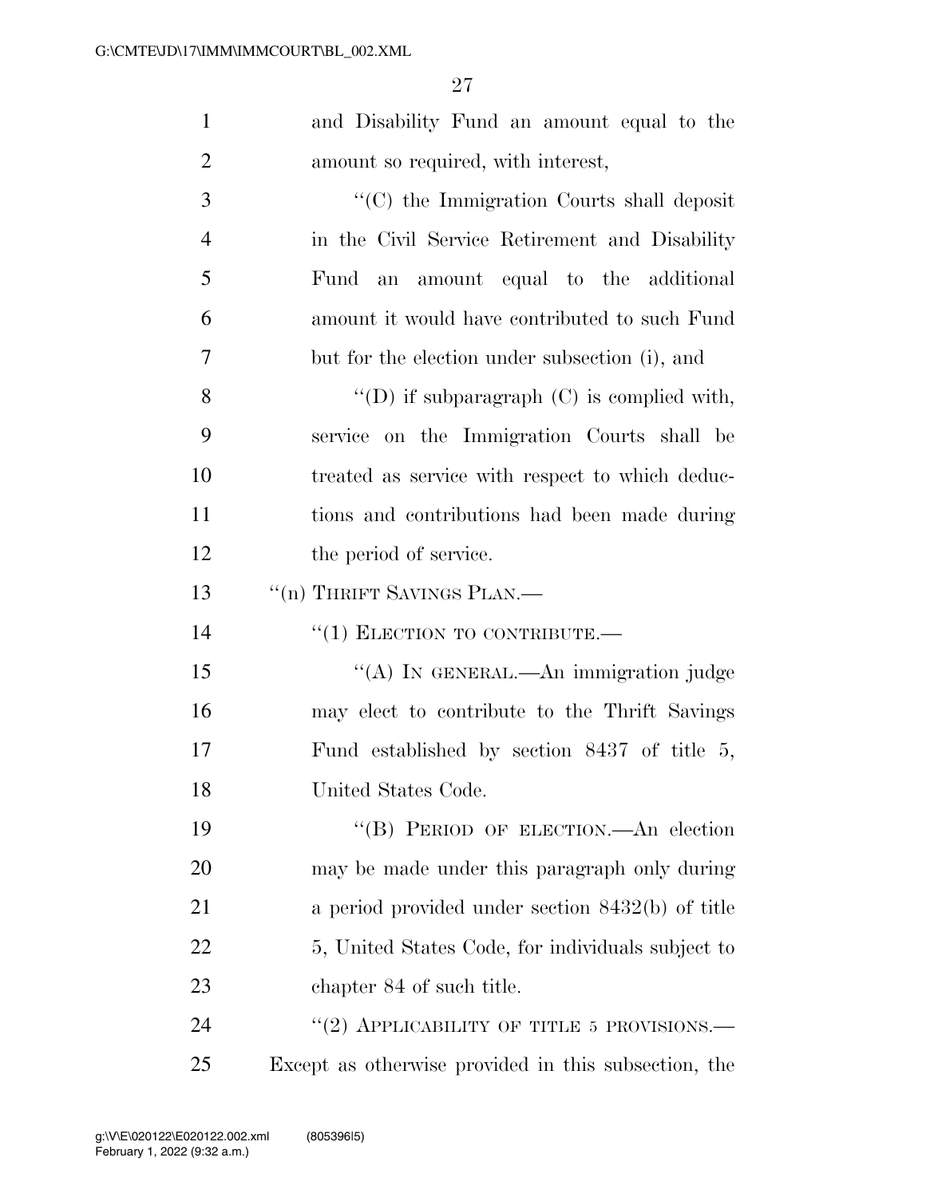and Disability Fund an amount equal to the amount so required, with interest,

''(C) the Immigration Courts shall deposit in the Civil Service Retirement and Disability Fund an amount equal to the additional amount it would have contributed to such Fund but for the election under subsection (i), and

''(D) if subparagraph (C) is complied with, service on the Immigration Courts shall be treated as service with respect to which deductions and contributions had been made during the period of service.

''(n) THRIFT SAVINGS PLAN.—

''(1) ELECTION TO CONTRIBUTE.—

''(A) IN GENERAL.—An immigration judge may elect to contribute to the Thrift Savings Fund established by section 8437 of title 5, United States Code.

''(B) PERIOD OF ELECTION.—An election may be made under this paragraph only during a period provided under section 8432(b) of title 5, United States Code, for individuals subject to chapter 84 of such title.

''(2) APPLICABILITY OF TITLE 5 PROVISIONS.—Except as otherwise provided in this subsection, the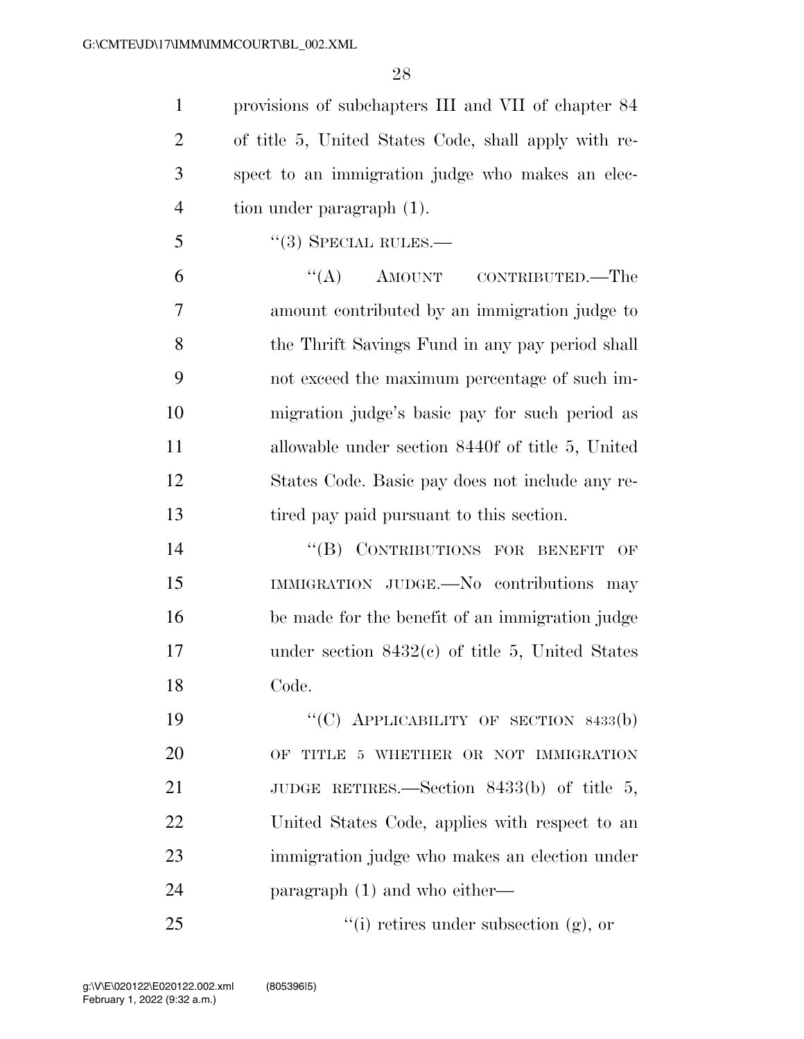provisions of subchapters III and VII of chapter 84 of title 5, United States Code, shall apply with respect to an immigration judge who makes an election under paragraph (1).

"(3) SPECIAL RULES.—

"(A) AMOUNT CONTRIBUTED.—The amount contributed by an immigration judge to the Thrift Savings Fund in any pay period shall not exceed the maximum percentage of such immigration judge's basic pay for such period as allowable under section 8440f of title 5, United States Code. Basic pay does not include any retired pay paid pursuant to this section.

"(B) CONTRIBUTIONS FOR BENEFIT OF IMMIGRATION JUDGE.—No contributions may be made for the benefit of an immigration judge under section 8432(c) of title 5, United States Code.

"(C) APPLICABILITY OF SECTION 8433(b) OF TITLE 5 WHETHER OR NOT IMMIGRATION JUDGE RETIRES.—Section 8433(b) of title 5, United States Code, applies with respect to an immigration judge who makes an election under paragraph (1) and who either—

"(i) retires under subsection (g), or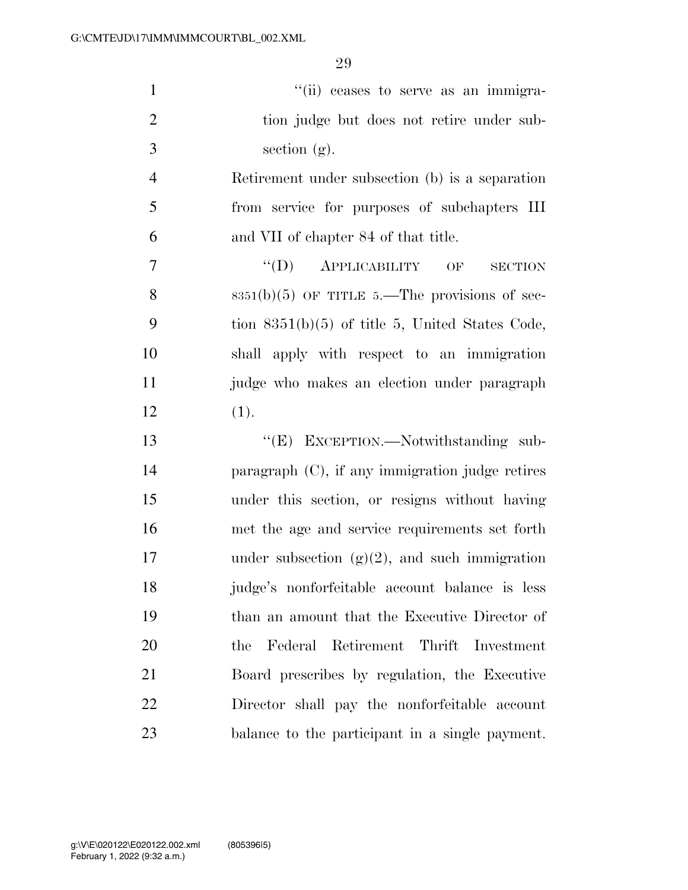''(ii) ceases to serve as an immigration judge but does not retire under subsection (g).

Retirement under subsection (b) is a separation from service for purposes of subchapters III and VII of chapter 84 of that title.

''(D) APPLICABILITY OF SECTION 8351(b)(5) OF TITLE 5.—The provisions of section 8351(b)(5) of title 5, United States Code, shall apply with respect to an immigration judge who makes an election under paragraph (1).

''(E) EXCEPTION.—Notwithstanding subparagraph (C), if any immigration judge retires under this section, or resigns without having met the age and service requirements set forth under subsection (g)(2), and such immigration judge's nonforfeitable account balance is less than an amount that the Executive Director of the Federal Retirement Thrift Investment Board prescribes by regulation, the Executive Director shall pay the nonforfeitable account balance to the participant in a single payment.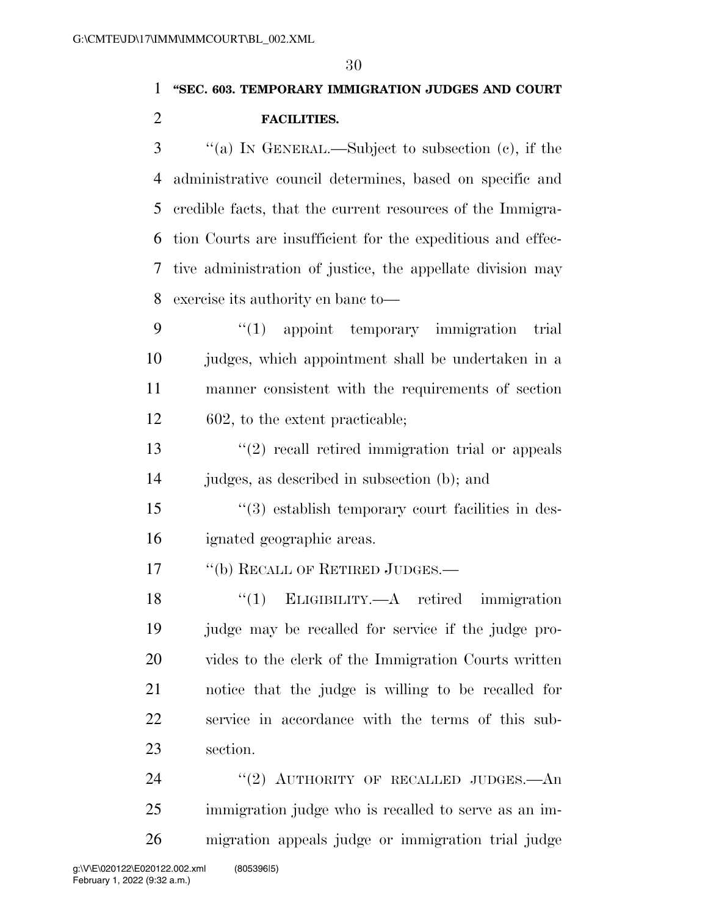**"SEC. 603. TEMPORARY IMMIGRATION JUDGES AND COURT FACILITIES.**

"(a) IN GENERAL.—Subject to subsection (c), if the administrative council determines, based on specific and credible facts, that the current resources of the Immigration Courts are insufficient for the expeditious and effective administration of justice, the appellate division may exercise its authority en banc to—

"(1) appoint temporary immigration trial judges, which appointment shall be undertaken in a manner consistent with the requirements of section 602, to the extent practicable;

"(2) recall retired immigration trial or appeals judges, as described in subsection (b); and

"(3) establish temporary court facilities in designated geographic areas.

"(b) RECALL OF RETIRED JUDGES.—

"(1) ELIGIBILITY.—A retired immigration judge may be recalled for service if the judge provides to the clerk of the Immigration Courts written notice that the judge is willing to be recalled for service in accordance with the terms of this subsection.

"(2) AUTHORITY OF RECALLED JUDGES.—An immigration judge who is recalled to serve as an immigration appeals judge or immigration trial judge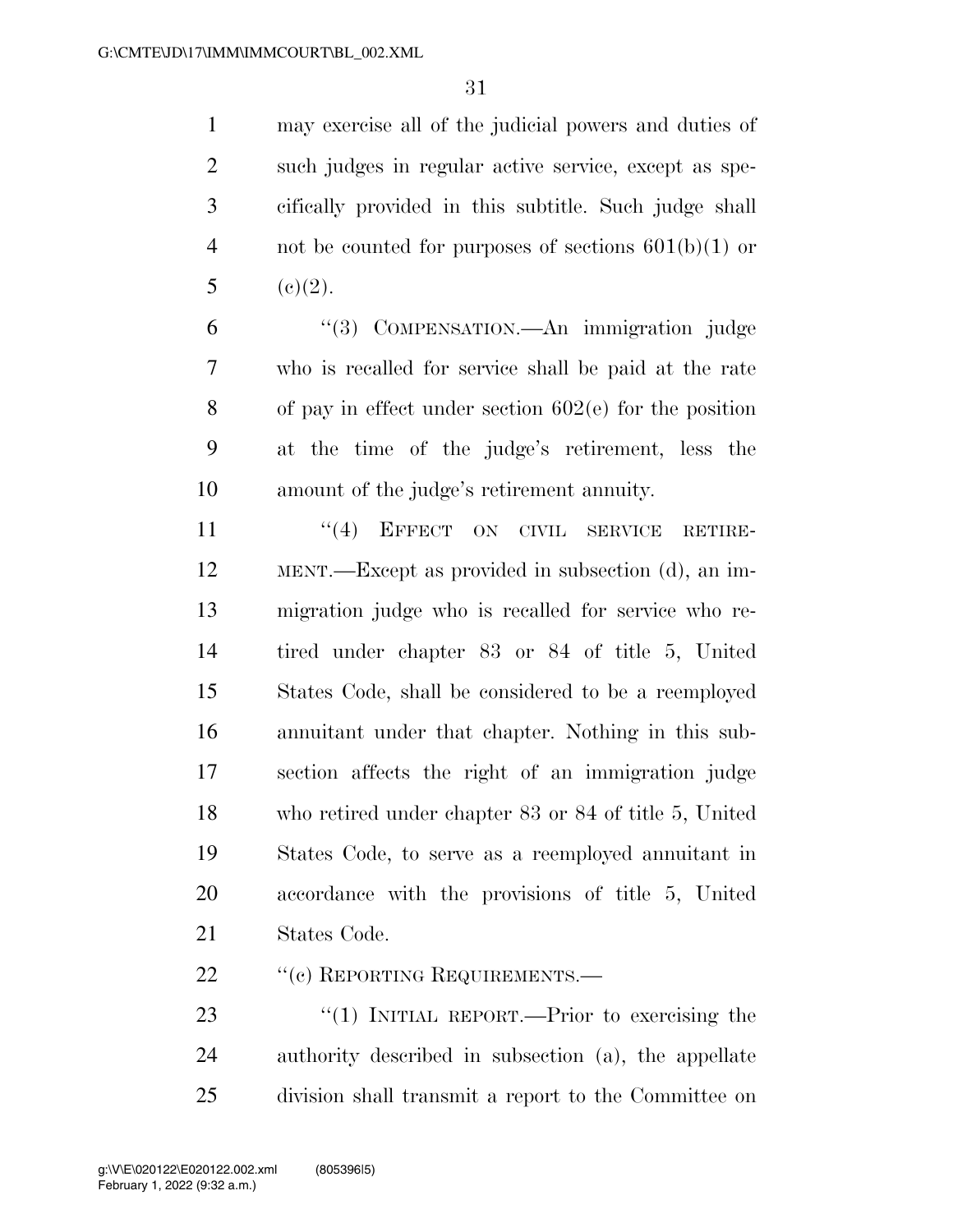may exercise all of the judicial powers and duties of such judges in regular active service, except as specifically provided in this subtitle. Such judge shall not be counted for purposes of sections 601(b)(1) or (c)(2).

"(3) COMPENSATION.—An immigration judge who is recalled for service shall be paid at the rate of pay in effect under section 602(e) for the position at the time of the judge's retirement, less the amount of the judge's retirement annuity.

"(4) EFFECT ON CIVIL SERVICE RETIREMENT.—Except as provided in subsection (d), an immigration judge who is recalled for service who retired under chapter 83 or 84 of title 5, United States Code, shall be considered to be a reemployed annuitant under that chapter. Nothing in this subsection affects the right of an immigration judge who retired under chapter 83 or 84 of title 5, United States Code, to serve as a reemployed annuitant in accordance with the provisions of title 5, United States Code.

"(c) REPORTING REQUIREMENTS.—

"(1) INITIAL REPORT.—Prior to exercising the authority described in subsection (a), the appellate division shall transmit a report to the Committee on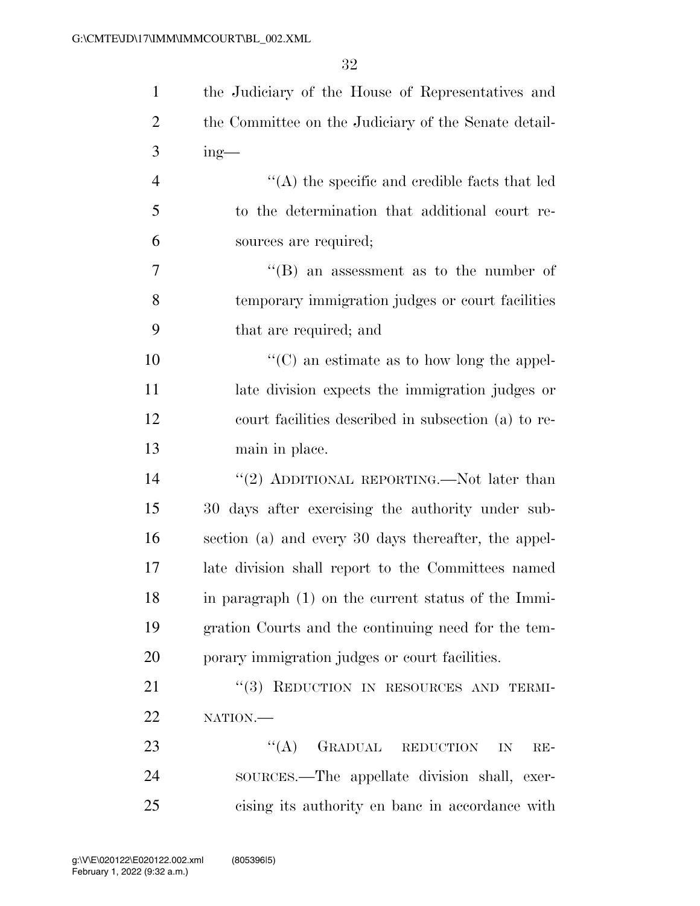the Judiciary of the House of Representatives and the Committee on the Judiciary of the Senate detailing—

''(A) the specific and credible facts that led to the determination that additional court resources are required;

''(B) an assessment as to the number of temporary immigration judges or court facilities that are required; and

''(C) an estimate as to how long the appellate division expects the immigration judges or court facilities described in subsection (a) to remain in place.

''(2) ADDITIONAL REPORTING.—Not later than 30 days after exercising the authority under subsection (a) and every 30 days thereafter, the appellate division shall report to the Committees named in paragraph (1) on the current status of the Immigration Courts and the continuing need for the temporary immigration judges or court facilities.

''(3) REDUCTION IN RESOURCES AND TERMINATION.—

''(A) GRADUAL REDUCTION IN RESOURCES.—The appellate division shall, exercising its authority en banc in accordance with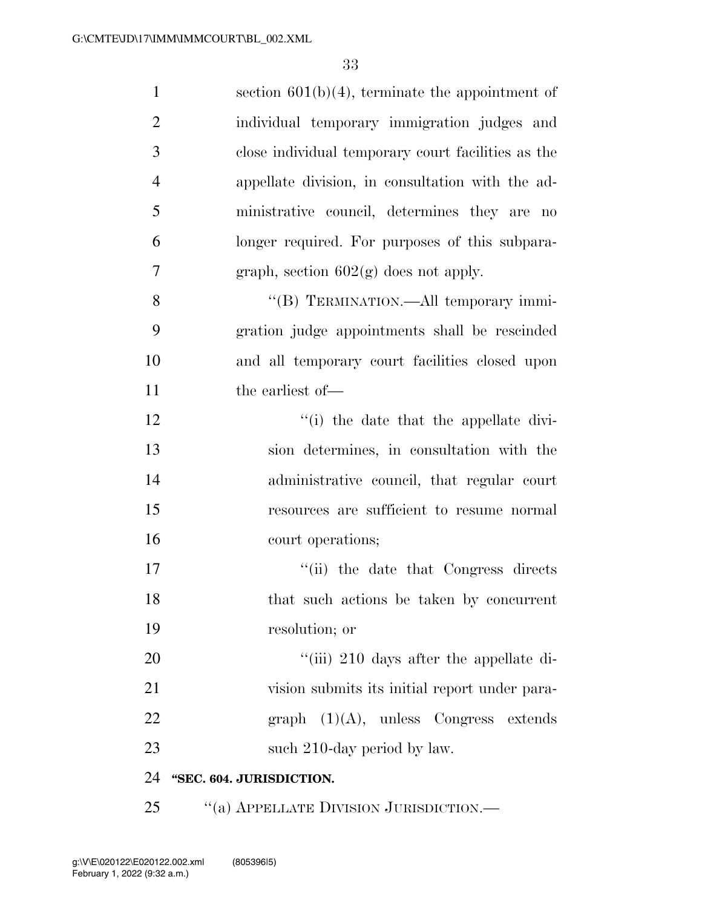section 601(b)(4), terminate the appointment of individual temporary immigration judges and close individual temporary court facilities as the appellate division, in consultation with the administrative council, determines they are no longer required. For purposes of this subparagraph, section 602(g) does not apply.

"(B) TERMINATION.—All temporary immigration judge appointments shall be rescinded and all temporary court facilities closed upon the earliest of—

"(i) the date that the appellate division determines, in consultation with the administrative council, that regular court resources are sufficient to resume normal court operations;

"(ii) the date that Congress directs that such actions be taken by concurrent resolution; or

"(iii) 210 days after the appellate division submits its initial report under paragraph (1)(A), unless Congress extends such 210-day period by law.

**"SEC. 604. JURISDICTION.**

"(a) APPELLATE DIVISION JURISDICTION.—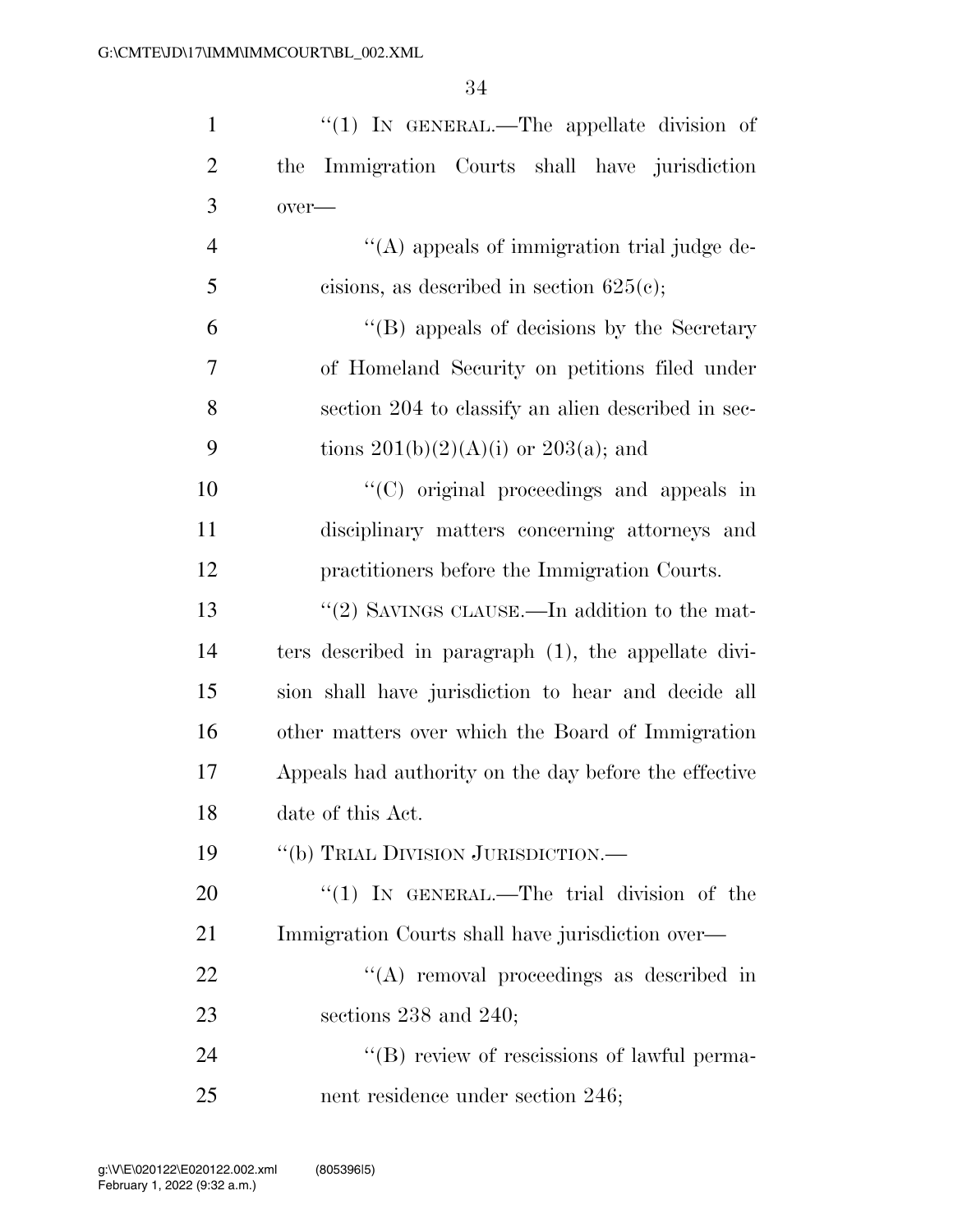"(1) IN GENERAL.—The appellate division of the Immigration Courts shall have jurisdiction over—

"(A) appeals of immigration trial judge decisions, as described in section 625(c);

"(B) appeals of decisions by the Secretary of Homeland Security on petitions filed under section 204 to classify an alien described in sections 201(b)(2)(A)(i) or 203(a); and

"(C) original proceedings and appeals in disciplinary matters concerning attorneys and practitioners before the Immigration Courts.

"(2) SAVINGS CLAUSE.—In addition to the matters described in paragraph (1), the appellate division shall have jurisdiction to hear and decide all other matters over which the Board of Immigration Appeals had authority on the day before the effective date of this Act.

"(b) TRIAL DIVISION JURISDICTION.—

"(1) IN GENERAL.—The trial division of the Immigration Courts shall have jurisdiction over—

"(A) removal proceedings as described in sections 238 and 240;

"(B) review of rescissions of lawful permanent residence under section 246;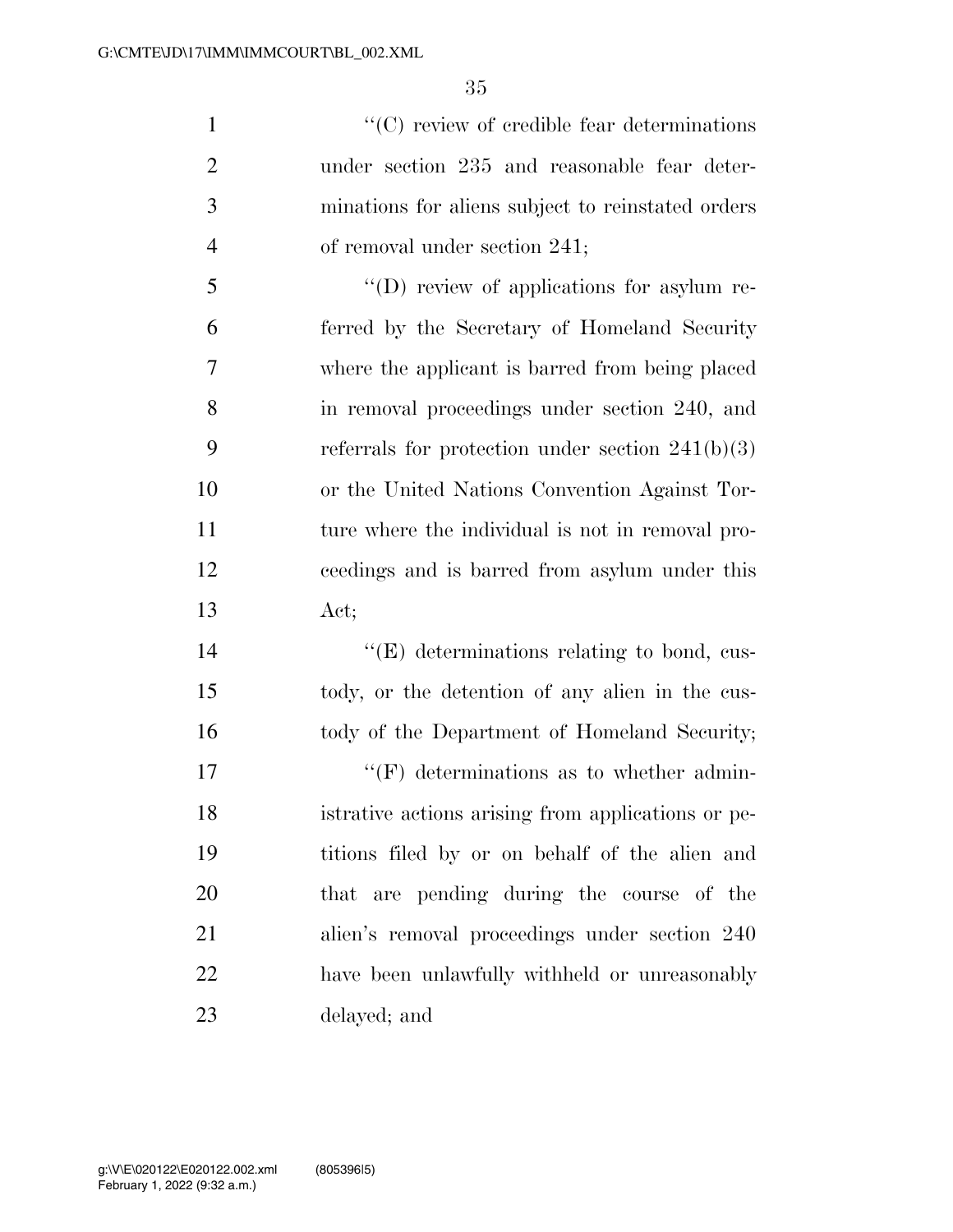"(C) review of credible fear determinations under section 235 and reasonable fear determinations for aliens subject to reinstated orders of removal under section 241;

"(D) review of applications for asylum referred by the Secretary of Homeland Security where the applicant is barred from being placed in removal proceedings under section 240, and referrals for protection under section 241(b)(3) or the United Nations Convention Against Torture where the individual is not in removal proceedings and is barred from asylum under this Act;

"(E) determinations relating to bond, custody, or the detention of any alien in the custody of the Department of Homeland Security;

"(F) determinations as to whether administrative actions arising from applications or petitions filed by or on behalf of the alien and that are pending during the course of the alien's removal proceedings under section 240 have been unlawfully withheld or unreasonably delayed; and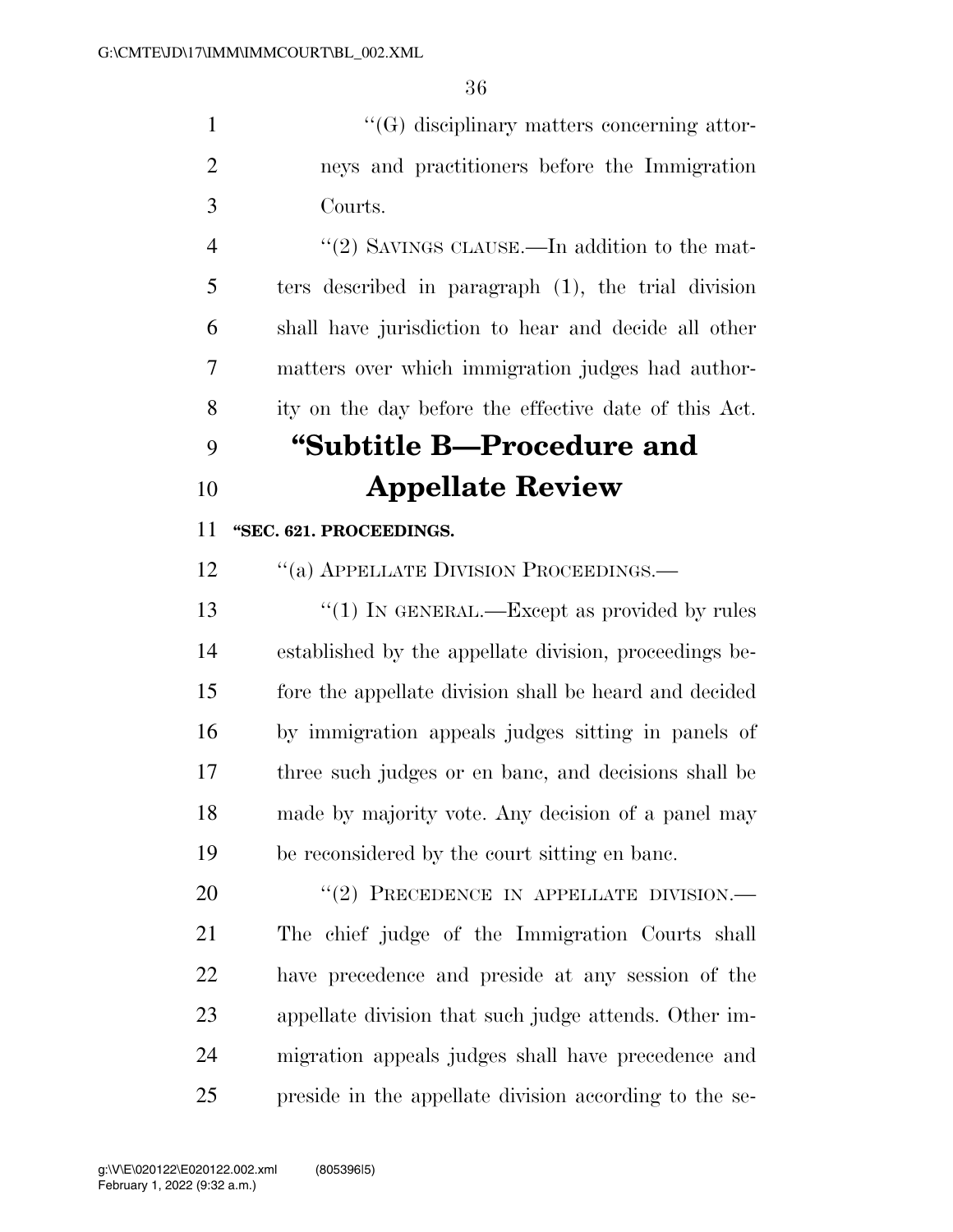''(G) disciplinary matters concerning attorneys and practitioners before the Immigration Courts.

''(2) SAVINGS CLAUSE.—In addition to the matters described in paragraph (1), the trial division shall have jurisdiction to hear and decide all other matters over which immigration judges had authority on the day before the effective date of this Act.

# ''Subtitle B—Procedure and Appellate Review

**''SEC. 621. PROCEEDINGS.**

''(a) APPELLATE DIVISION PROCEEDINGS.—

''(1) IN GENERAL.—Except as provided by rules established by the appellate division, proceedings before the appellate division shall be heard and decided by immigration appeals judges sitting in panels of three such judges or en banc, and decisions shall be made by majority vote. Any decision of a panel may be reconsidered by the court sitting en banc.

''(2) PRECEDENCE IN APPELLATE DIVISION.—The chief judge of the Immigration Courts shall have precedence and preside at any session of the appellate division that such judge attends. Other immigration appeals judges shall have precedence and preside in the appellate division according to the se-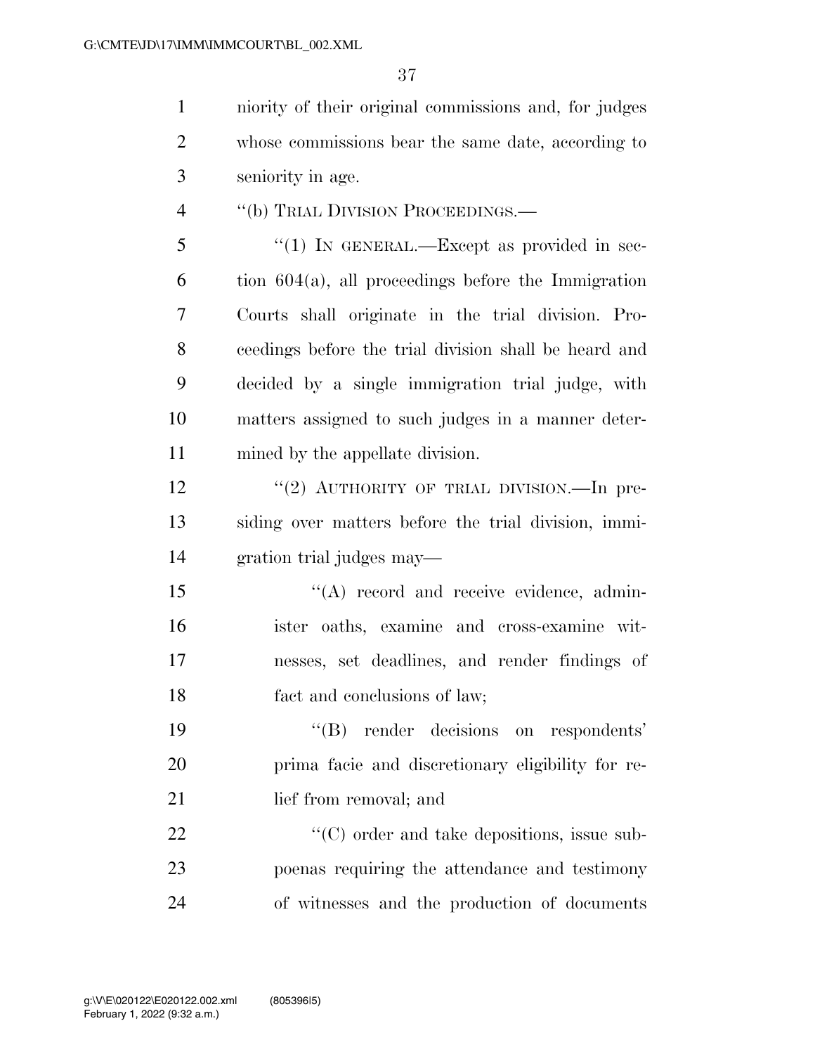niority of their original commissions and, for judges whose commissions bear the same date, according to seniority in age.

"(b) TRIAL DIVISION PROCEEDINGS.—

"(1) IN GENERAL.—Except as provided in section 604(a), all proceedings before the Immigration Courts shall originate in the trial division. Proceedings before the trial division shall be heard and decided by a single immigration trial judge, with matters assigned to such judges in a manner determined by the appellate division.

"(2) AUTHORITY OF TRIAL DIVISION.—In presiding over matters before the trial division, immigration trial judges may—

"(A) record and receive evidence, administer oaths, examine and cross-examine witnesses, set deadlines, and render findings of fact and conclusions of law;

"(B) render decisions on respondents' prima facie and discretionary eligibility for relief from removal; and

"(C) order and take depositions, issue subpoenas requiring the attendance and testimony of witnesses and the production of documents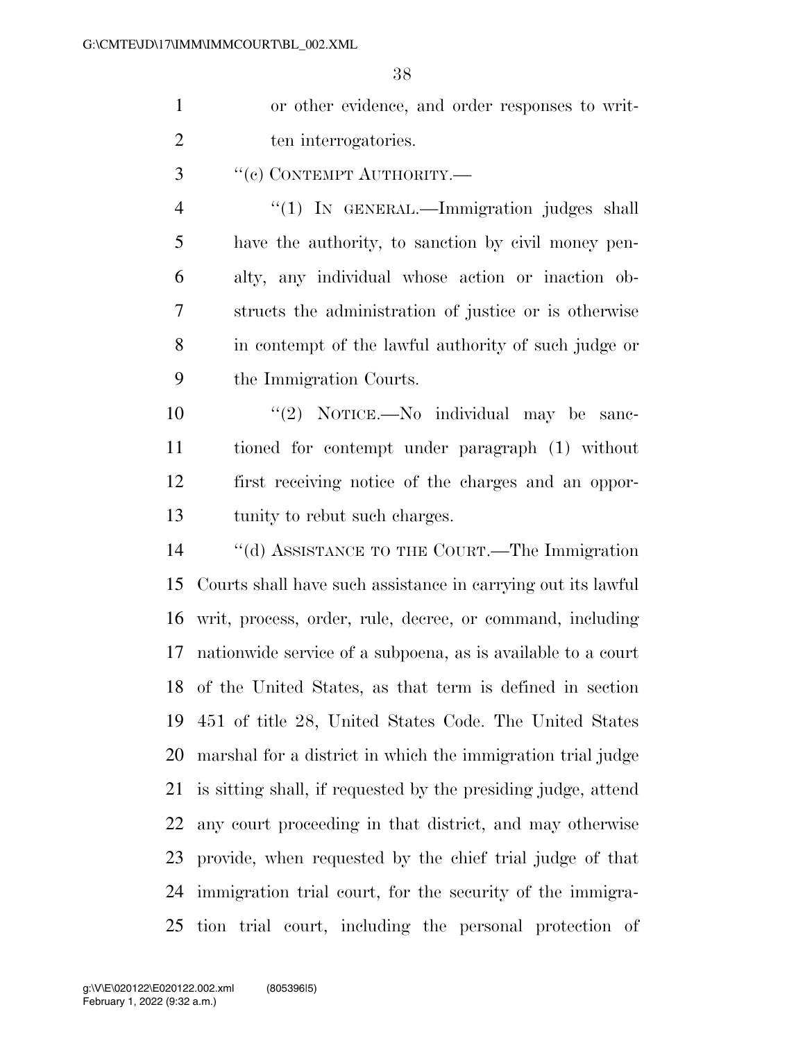or other evidence, and order responses to written interrogatories.

"(c) CONTEMPT AUTHORITY.—

"(1) IN GENERAL.—Immigration judges shall have the authority, to sanction by civil money penalty, any individual whose action or inaction obstructs the administration of justice or is otherwise in contempt of the lawful authority of such judge or the Immigration Courts.

"(2) NOTICE.—No individual may be sanctioned for contempt under paragraph (1) without first receiving notice of the charges and an opportunity to rebut such charges.

"(d) ASSISTANCE TO THE COURT.—The Immigration Courts shall have such assistance in carrying out its lawful writ, process, order, rule, decree, or command, including nationwide service of a subpoena, as is available to a court of the United States, as that term is defined in section 451 of title 28, United States Code. The United States marshal for a district in which the immigration trial judge is sitting shall, if requested by the presiding judge, attend any court proceeding in that district, and may otherwise provide, when requested by the chief trial judge of that immigration trial court, for the security of the immigration trial court, including the personal protection of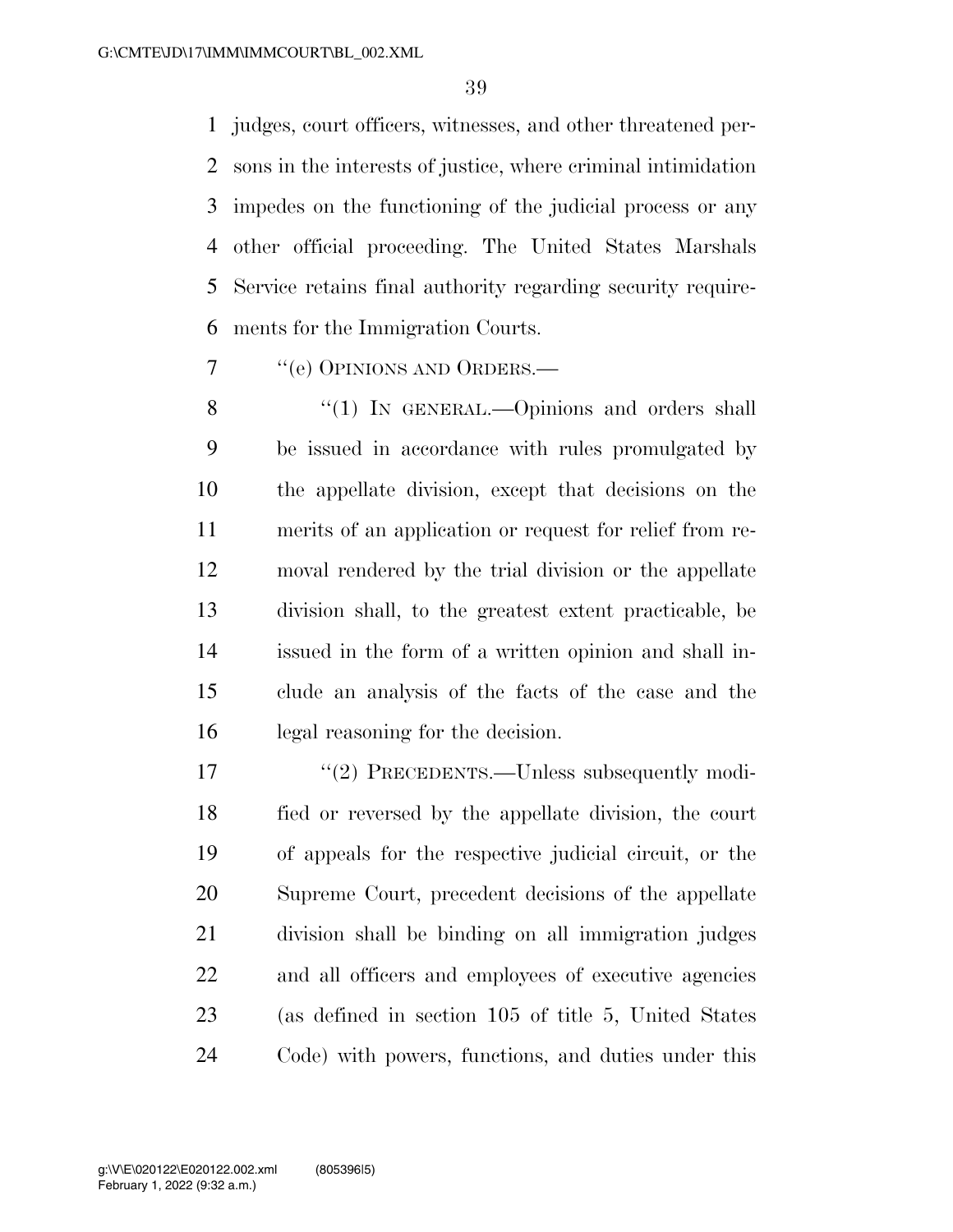judges, court officers, witnesses, and other threatened persons in the interests of justice, where criminal intimidation impedes on the functioning of the judicial process or any other official proceeding. The United States Marshals Service retains final authority regarding security requirements for the Immigration Courts.

''(e) OPINIONS AND ORDERS.—

''(1) IN GENERAL.—Opinions and orders shall be issued in accordance with rules promulgated by the appellate division, except that decisions on the merits of an application or request for relief from removal rendered by the trial division or the appellate division shall, to the greatest extent practicable, be issued in the form of a written opinion and shall include an analysis of the facts of the case and the legal reasoning for the decision.

''(2) PRECEDENTS.—Unless subsequently modified or reversed by the appellate division, the court of appeals for the respective judicial circuit, or the Supreme Court, precedent decisions of the appellate division shall be binding on all immigration judges and all officers and employees of executive agencies (as defined in section 105 of title 5, United States Code) with powers, functions, and duties under this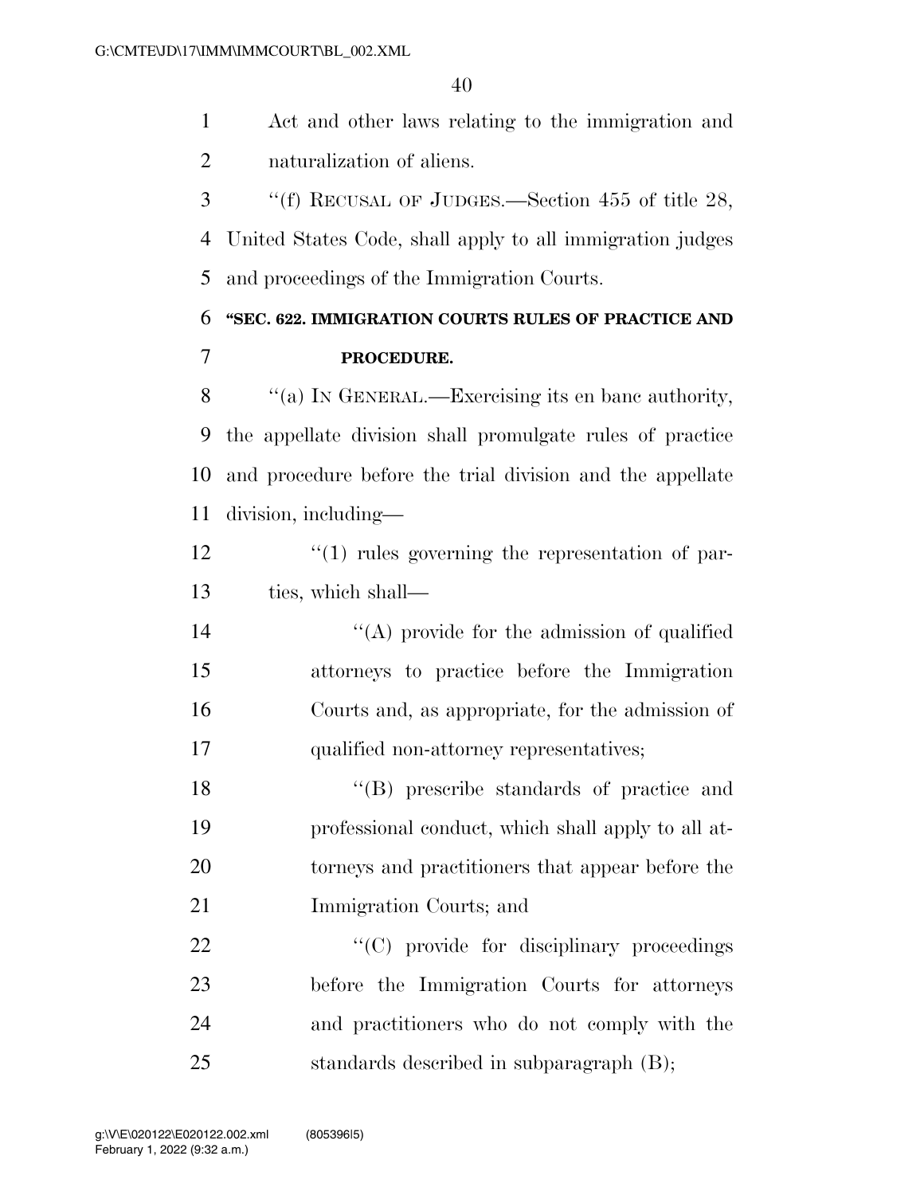Act and other laws relating to the immigration and naturalization of aliens.

''(f) RECUSAL OF JUDGES.—Section 455 of title 28, United States Code, shall apply to all immigration judges and proceedings of the Immigration Courts.

**''SEC. 622. IMMIGRATION COURTS RULES OF PRACTICE AND PROCEDURE.**

''(a) IN GENERAL.—Exercising its en banc authority, the appellate division shall promulgate rules of practice and procedure before the trial division and the appellate division, including—

''(1) rules governing the representation of parties, which shall—

''(A) provide for the admission of qualified attorneys to practice before the Immigration Courts and, as appropriate, for the admission of qualified non-attorney representatives;

''(B) prescribe standards of practice and professional conduct, which shall apply to all attorneys and practitioners that appear before the Immigration Courts; and

''(C) provide for disciplinary proceedings before the Immigration Courts for attorneys and practitioners who do not comply with the standards described in subparagraph (B);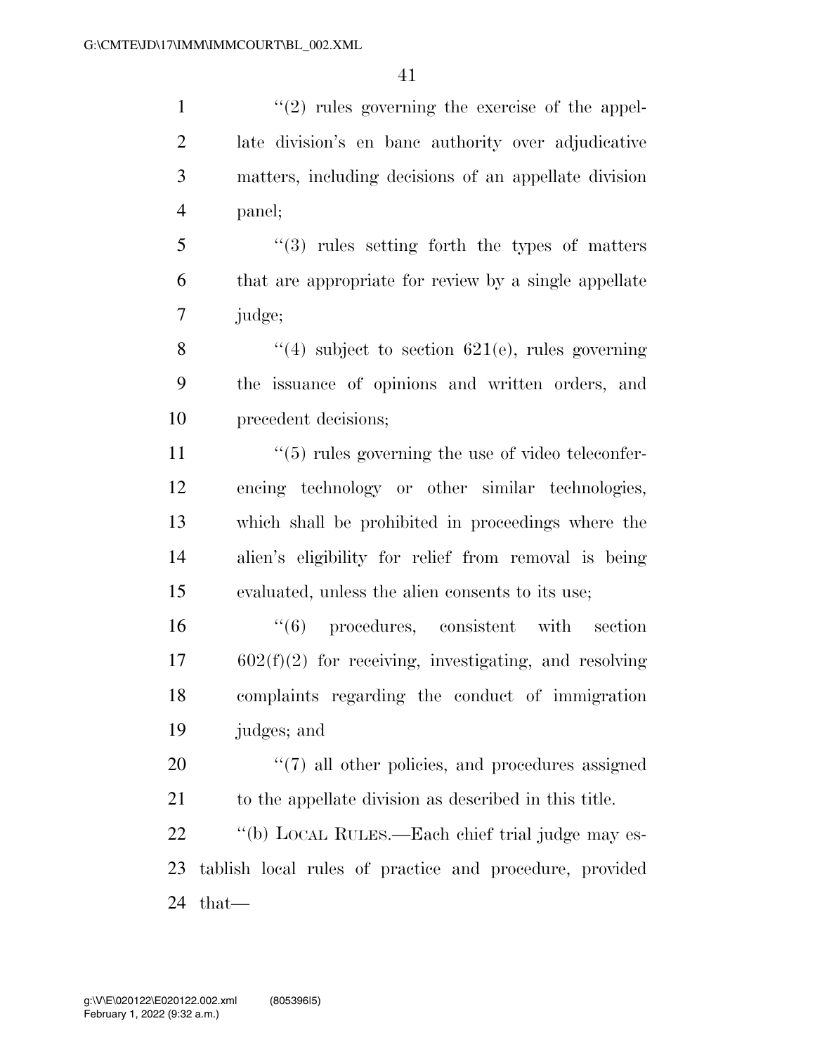''(2) rules governing the exercise of the appellate division's en banc authority over adjudicative matters, including decisions of an appellate division panel;

''(3) rules setting forth the types of matters that are appropriate for review by a single appellate judge;

''(4) subject to section 621(e), rules governing the issuance of opinions and written orders, and precedent decisions;

''(5) rules governing the use of video teleconferencing technology or other similar technologies, which shall be prohibited in proceedings where the alien's eligibility for relief from removal is being evaluated, unless the alien consents to its use;

''(6) procedures, consistent with section 602(f)(2) for receiving, investigating, and resolving complaints regarding the conduct of immigration judges; and

''(7) all other policies, and procedures assigned to the appellate division as described in this title.

''(b) LOCAL RULES.—Each chief trial judge may establish local rules of practice and procedure, provided that—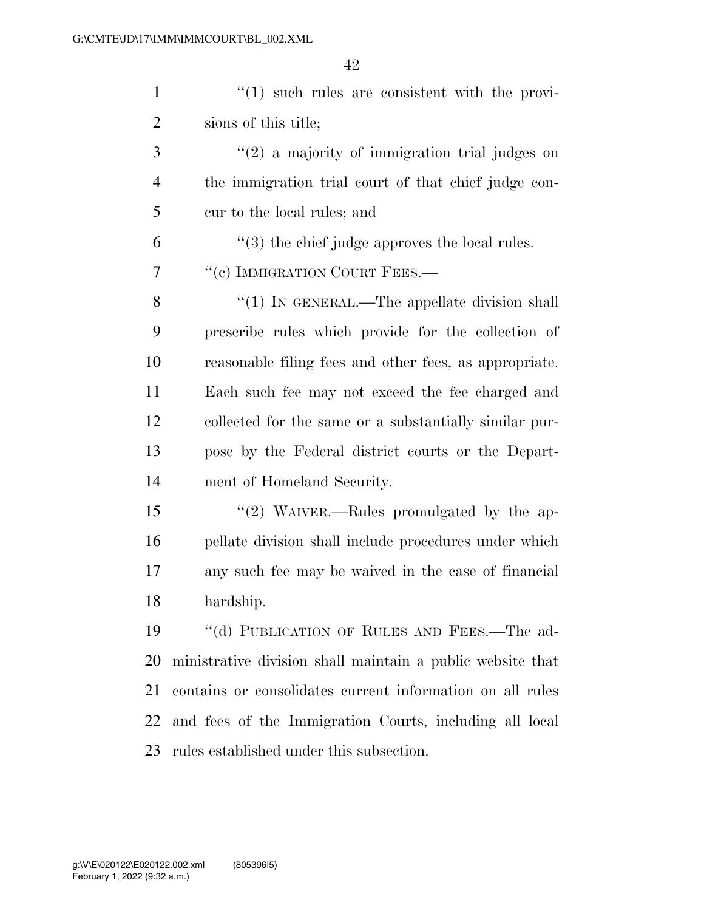"(1) such rules are consistent with the provisions of this title;

"(2) a majority of immigration trial judges on the immigration trial court of that chief judge concur to the local rules; and

"(3) the chief judge approves the local rules.

"(c) IMMIGRATION COURT FEES.—

"(1) IN GENERAL.—The appellate division shall prescribe rules which provide for the collection of reasonable filing fees and other fees, as appropriate. Each such fee may not exceed the fee charged and collected for the same or a substantially similar purpose by the Federal district courts or the Department of Homeland Security.

"(2) WAIVER.—Rules promulgated by the appellate division shall include procedures under which any such fee may be waived in the case of financial hardship.

"(d) PUBLICATION OF RULES AND FEES.—The administrative division shall maintain a public website that contains or consolidates current information on all rules and fees of the Immigration Courts, including all local rules established under this subsection.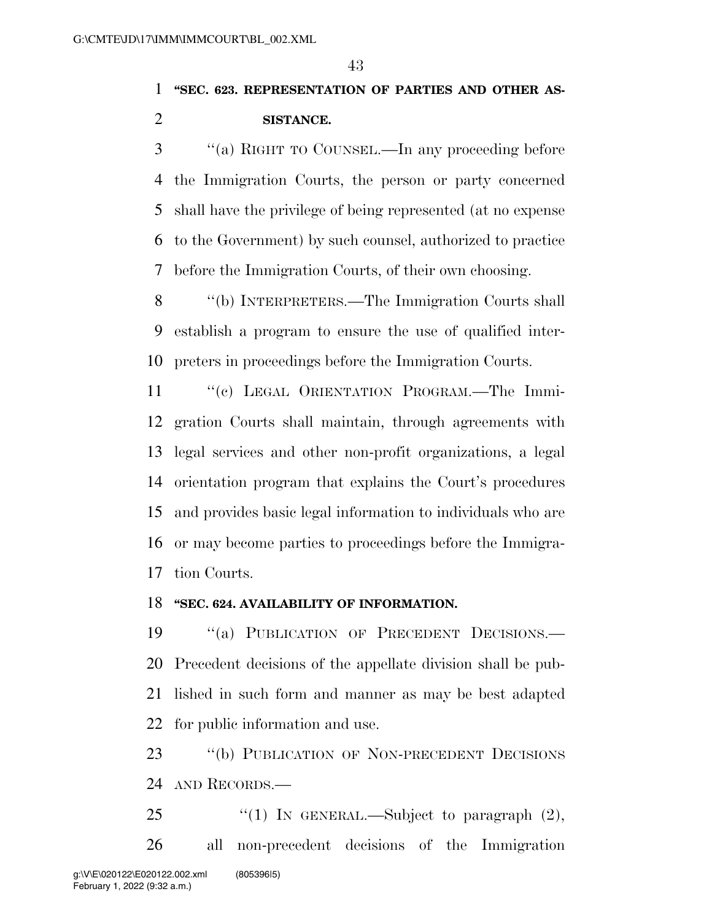**"SEC. 623. REPRESENTATION OF PARTIES AND OTHER ASSISTANCE.**

"(a) RIGHT TO COUNSEL.—In any proceeding before the Immigration Courts, the person or party concerned shall have the privilege of being represented (at no expense to the Government) by such counsel, authorized to practice before the Immigration Courts, of their own choosing.

"(b) INTERPRETERS.—The Immigration Courts shall establish a program to ensure the use of qualified interpreters in proceedings before the Immigration Courts.

"(c) LEGAL ORIENTATION PROGRAM.—The Immigration Courts shall maintain, through agreements with legal services and other non-profit organizations, a legal orientation program that explains the Court's procedures and provides basic legal information to individuals who are or may become parties to proceedings before the Immigration Courts.

**"SEC. 624. AVAILABILITY OF INFORMATION.**

"(a) PUBLICATION OF PRECEDENT DECISIONS.—Precedent decisions of the appellate division shall be published in such form and manner as may be best adapted for public information and use.

"(b) PUBLICATION OF NON-PRECEDENT DECISIONS AND RECORDS.—

"(1) IN GENERAL.—Subject to paragraph (2), all non-precedent decisions of the Immigration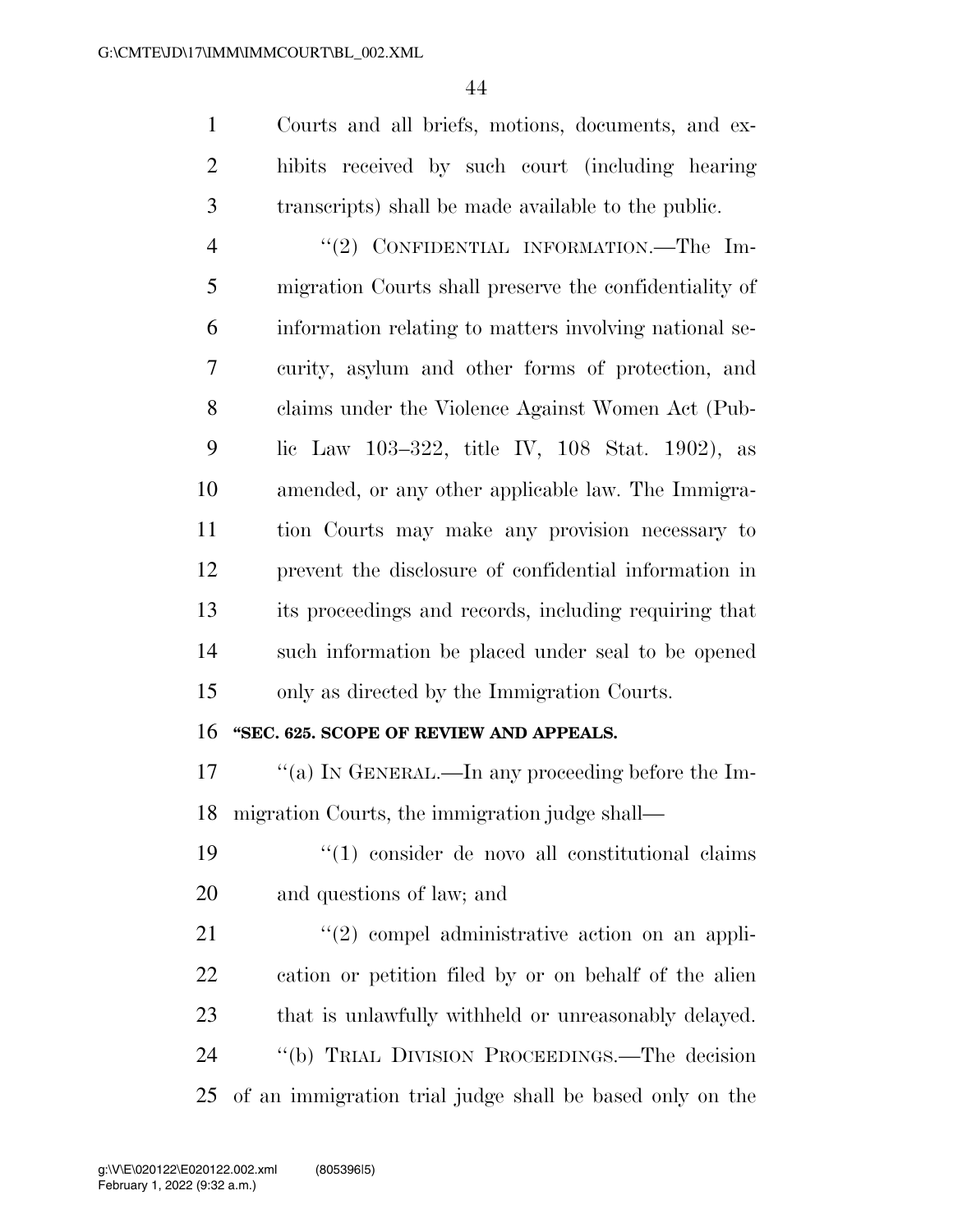Courts and all briefs, motions, documents, and exhibits received by such court (including hearing transcripts) shall be made available to the public.

"(2) CONFIDENTIAL INFORMATION.—The Immigration Courts shall preserve the confidentiality of information relating to matters involving national security, asylum and other forms of protection, and claims under the Violence Against Women Act (Public Law 103–322, title IV, 108 Stat. 1902), as amended, or any other applicable law. The Immigration Courts may make any provision necessary to prevent the disclosure of confidential information in its proceedings and records, including requiring that such information be placed under seal to be opened only as directed by the Immigration Courts.

**"SEC. 625. SCOPE OF REVIEW AND APPEALS.**

"(a) IN GENERAL.—In any proceeding before the Immigration Courts, the immigration judge shall—

"(1) consider de novo all constitutional claims and questions of law; and

"(2) compel administrative action on an application or petition filed by or on behalf of the alien that is unlawfully withheld or unreasonably delayed.

"(b) TRIAL DIVISION PROCEEDINGS.—The decision of an immigration trial judge shall be based only on the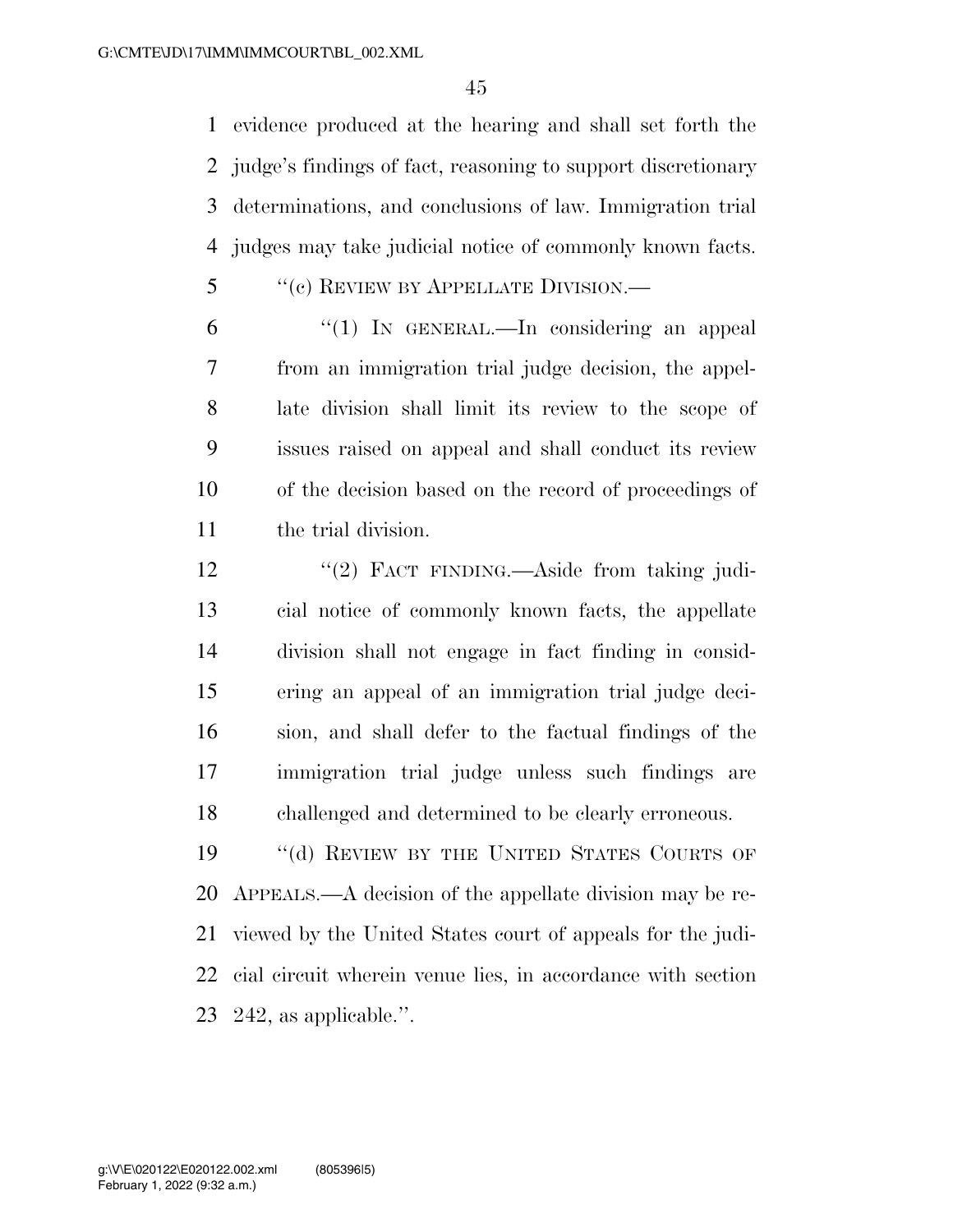evidence produced at the hearing and shall set forth the judge's findings of fact, reasoning to support discretionary determinations, and conclusions of law. Immigration trial judges may take judicial notice of commonly known facts.

"(c) REVIEW BY APPELLATE DIVISION.—

"(1) IN GENERAL.—In considering an appeal from an immigration trial judge decision, the appellate division shall limit its review to the scope of issues raised on appeal and shall conduct its review of the decision based on the record of proceedings of the trial division.

"(2) FACT FINDING.—Aside from taking judicial notice of commonly known facts, the appellate division shall not engage in fact finding in considering an appeal of an immigration trial judge decision, and shall defer to the factual findings of the immigration trial judge unless such findings are challenged and determined to be clearly erroneous.

"(d) REVIEW BY THE UNITED STATES COURTS OF APPEALS.—A decision of the appellate division may be reviewed by the United States court of appeals for the judicial circuit wherein venue lies, in accordance with section 242, as applicable.".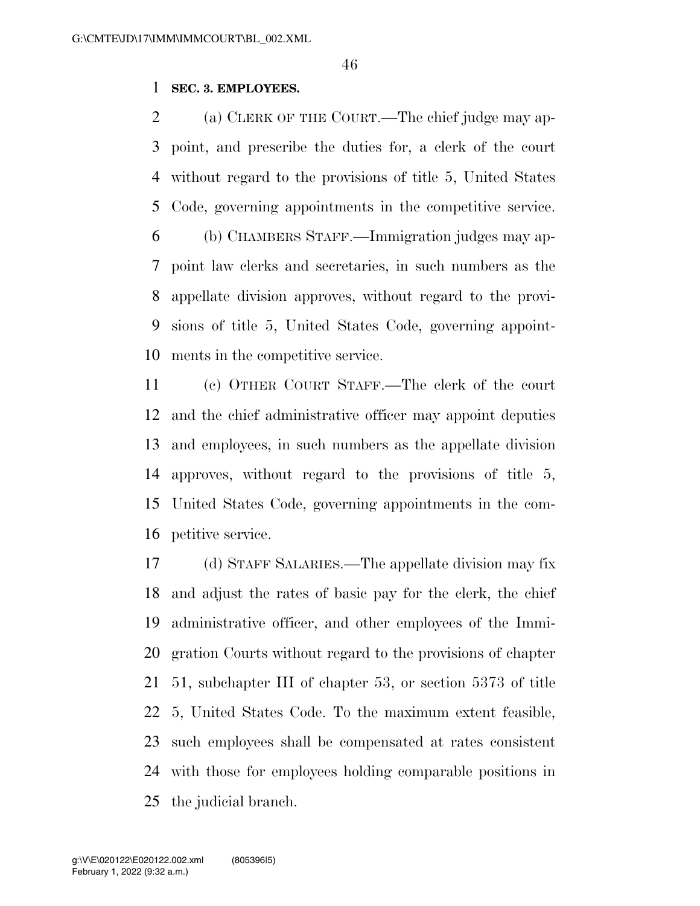**SEC. 3. EMPLOYEES.**

(a) CLERK OF THE COURT.—The chief judge may appoint, and prescribe the duties for, a clerk of the court without regard to the provisions of title 5, United States Code, governing appointments in the competitive service.

(b) CHAMBERS STAFF.—Immigration judges may appoint law clerks and secretaries, in such numbers as the appellate division approves, without regard to the provisions of title 5, United States Code, governing appointments in the competitive service.

(c) OTHER COURT STAFF.—The clerk of the court and the chief administrative officer may appoint deputies and employees, in such numbers as the appellate division approves, without regard to the provisions of title 5, United States Code, governing appointments in the competitive service.

(d) STAFF SALARIES.—The appellate division may fix and adjust the rates of basic pay for the clerk, the chief administrative officer, and other employees of the Immigration Courts without regard to the provisions of chapter 51, subchapter III of chapter 53, or section 5373 of title 5, United States Code. To the maximum extent feasible, such employees shall be compensated at rates consistent with those for employees holding comparable positions in the judicial branch.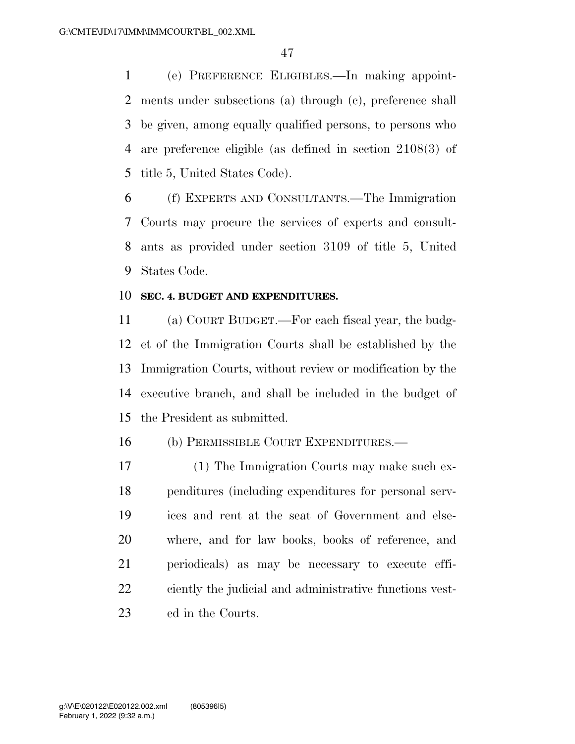(e) PREFERENCE ELIGIBLES.—In making appointments under subsections (a) through (c), preference shall be given, among equally qualified persons, to persons who are preference eligible (as defined in section 2108(3) of title 5, United States Code).

(f) EXPERTS AND CONSULTANTS.—The Immigration Courts may procure the services of experts and consultants as provided under section 3109 of title 5, United States Code.

**SEC. 4. BUDGET AND EXPENDITURES.**

(a) COURT BUDGET.—For each fiscal year, the budget of the Immigration Courts shall be established by the Immigration Courts, without review or modification by the executive branch, and shall be included in the budget of the President as submitted.

(b) PERMISSIBLE COURT EXPENDITURES.—

(1) The Immigration Courts may make such expenditures (including expenditures for personal services and rent at the seat of Government and elsewhere, and for law books, books of reference, and periodicals) as may be necessary to execute efficiently the judicial and administrative functions vested in the Courts.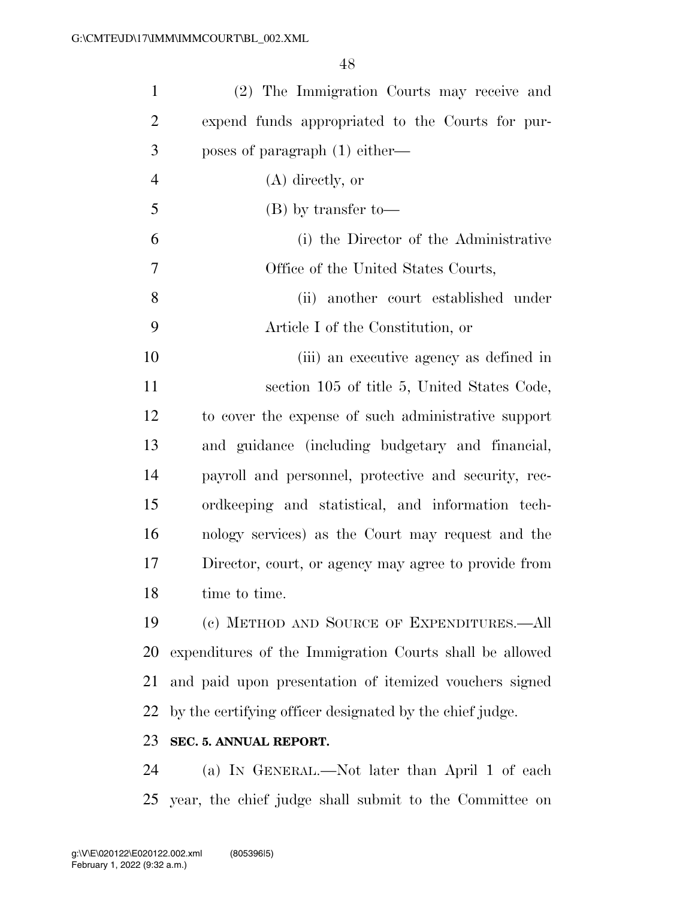(2) The Immigration Courts may receive and expend funds appropriated to the Courts for purposes of paragraph (1) either—

(A) directly, or

(B) by transfer to—

(i) the Director of the Administrative Office of the United States Courts,

(ii) another court established under Article I of the Constitution, or

(iii) an executive agency as defined in section 105 of title 5, United States Code,

to cover the expense of such administrative support and guidance (including budgetary and financial, payroll and personnel, protective and security, recordkeeping and statistical, and information technology services) as the Court may request and the Director, court, or agency may agree to provide from time to time.

(c) METHOD AND SOURCE OF EXPENDITURES.—All expenditures of the Immigration Courts shall be allowed and paid upon presentation of itemized vouchers signed by the certifying officer designated by the chief judge.

**SEC. 5. ANNUAL REPORT.**

(a) IN GENERAL.—Not later than April 1 of each year, the chief judge shall submit to the Committee on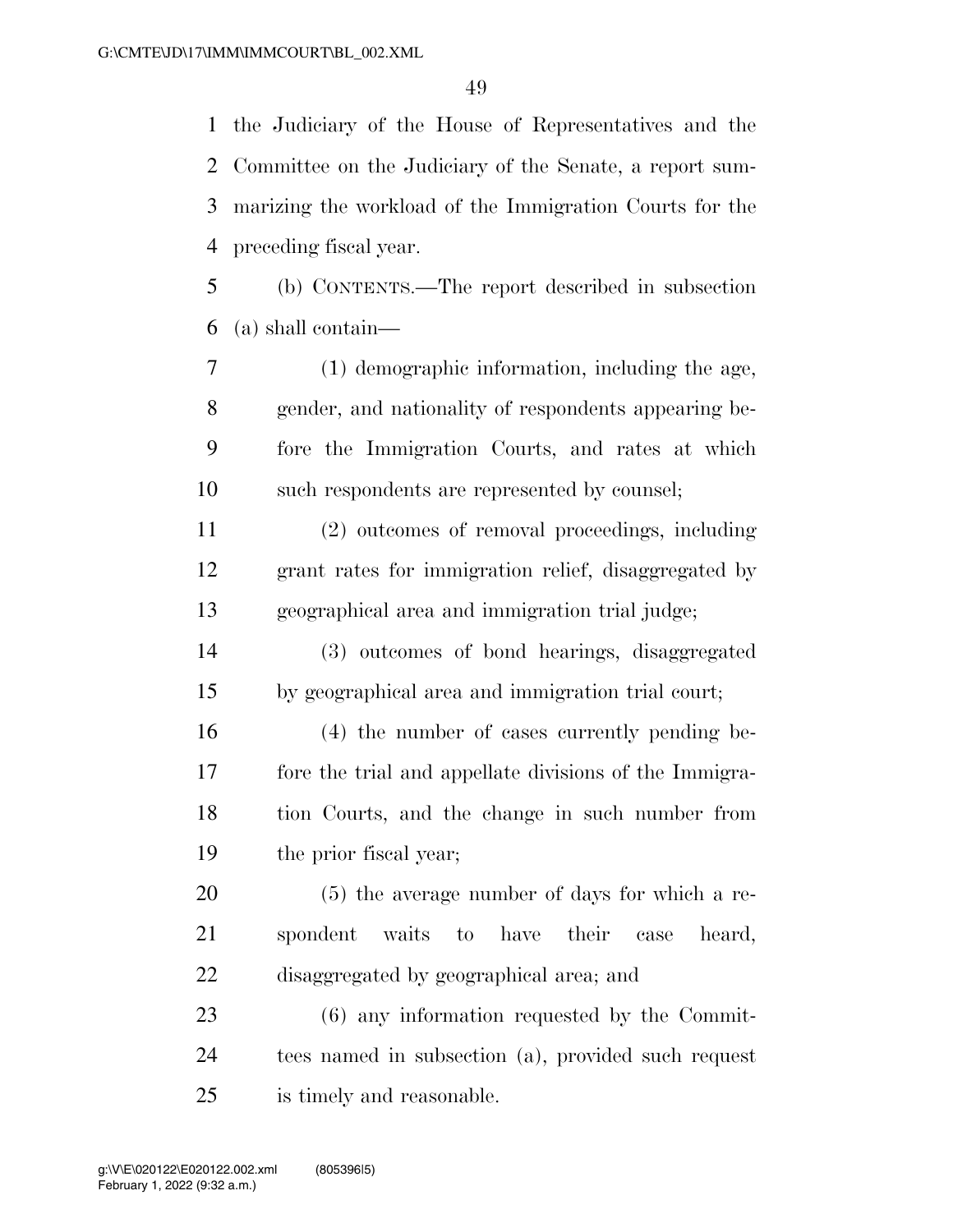the Judiciary of the House of Representatives and the Committee on the Judiciary of the Senate, a report summarizing the workload of the Immigration Courts for the preceding fiscal year.

(b) CONTENTS.—The report described in subsection (a) shall contain—

(1) demographic information, including the age, gender, and nationality of respondents appearing before the Immigration Courts, and rates at which such respondents are represented by counsel;

(2) outcomes of removal proceedings, including grant rates for immigration relief, disaggregated by geographical area and immigration trial judge;

(3) outcomes of bond hearings, disaggregated by geographical area and immigration trial court;

(4) the number of cases currently pending before the trial and appellate divisions of the Immigration Courts, and the change in such number from the prior fiscal year;

(5) the average number of days for which a respondent waits to have their case heard, disaggregated by geographical area; and

(6) any information requested by the Committees named in subsection (a), provided such request is timely and reasonable.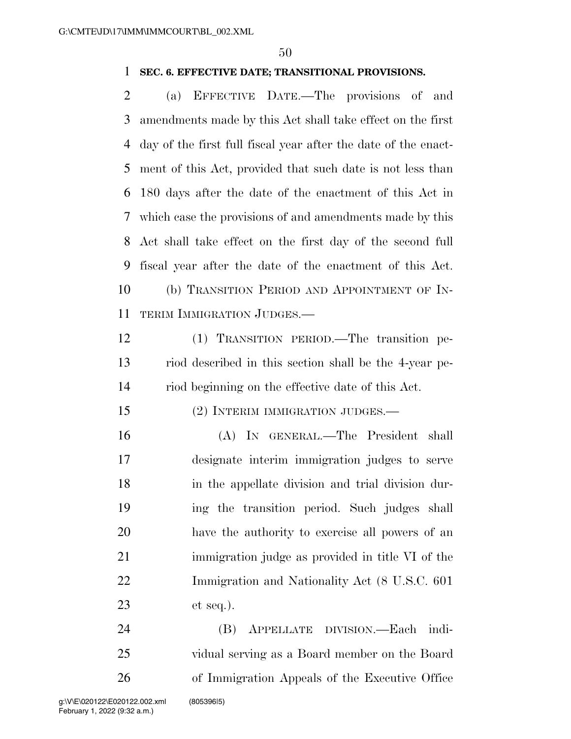**SEC. 6. EFFECTIVE DATE; TRANSITIONAL PROVISIONS.**

(a) EFFECTIVE DATE.—The provisions of and amendments made by this Act shall take effect on the first day of the first full fiscal year after the date of the enactment of this Act, provided that such date is not less than 180 days after the date of the enactment of this Act in which case the provisions of and amendments made by this Act shall take effect on the first day of the second full fiscal year after the date of the enactment of this Act.

(b) TRANSITION PERIOD AND APPOINTMENT OF INTERIM IMMIGRATION JUDGES.—

(1) TRANSITION PERIOD.—The transition period described in this section shall be the 4-year period beginning on the effective date of this Act.

(2) INTERIM IMMIGRATION JUDGES.—

(A) IN GENERAL.—The President shall designate interim immigration judges to serve in the appellate division and trial division during the transition period. Such judges shall have the authority to exercise all powers of an immigration judge as provided in title VI of the Immigration and Nationality Act (8 U.S.C. 601 et seq.).

(B) APPELLATE DIVISION.—Each individual serving as a Board member on the Board of Immigration Appeals of the Executive Office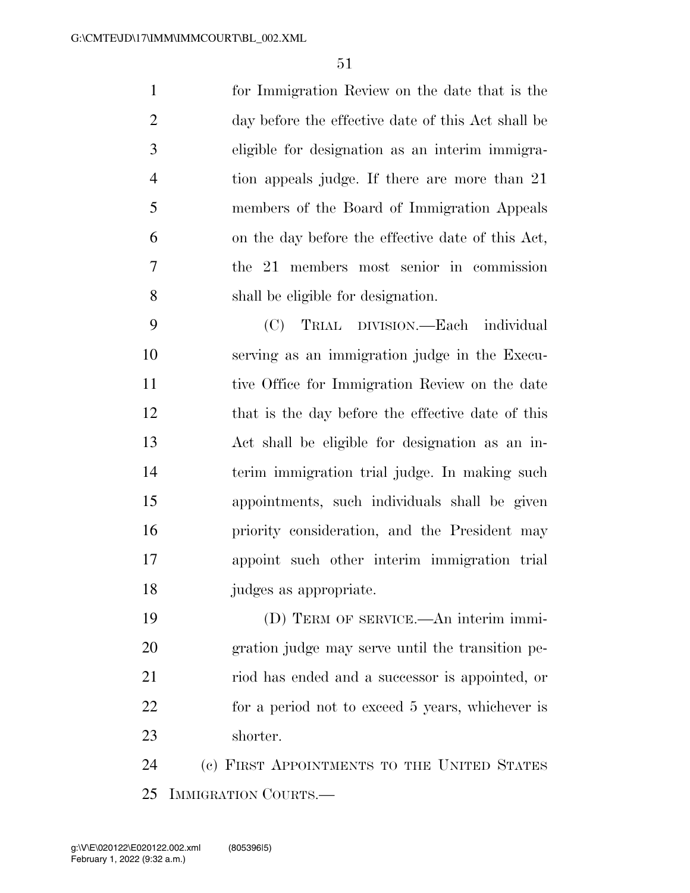for Immigration Review on the date that is the day before the effective date of this Act shall be eligible for designation as an interim immigration appeals judge. If there are more than 21 members of the Board of Immigration Appeals on the day before the effective date of this Act, the 21 members most senior in commission shall be eligible for designation.

(C) TRIAL DIVISION.—Each individual serving as an immigration judge in the Executive Office for Immigration Review on the date that is the day before the effective date of this Act shall be eligible for designation as an interim immigration trial judge. In making such appointments, such individuals shall be given priority consideration, and the President may appoint such other interim immigration trial judges as appropriate.

(D) TERM OF SERVICE.—An interim immigration judge may serve until the transition period has ended and a successor is appointed, or for a period not to exceed 5 years, whichever is shorter.

(c) FIRST APPOINTMENTS TO THE UNITED STATES IMMIGRATION COURTS.—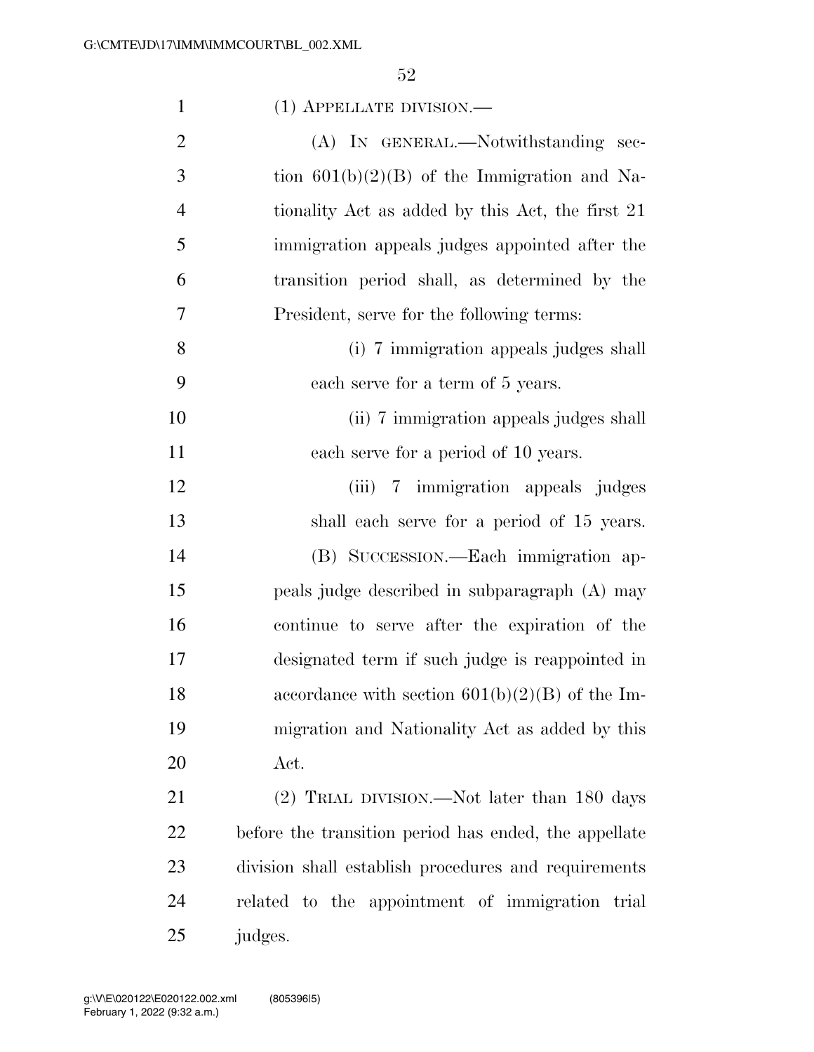(1) APPELLATE DIVISION.—

(A) IN GENERAL.—Notwithstanding section 601(b)(2)(B) of the Immigration and Nationality Act as added by this Act, the first 21 immigration appeals judges appointed after the transition period shall, as determined by the President, serve for the following terms:

(i) 7 immigration appeals judges shall each serve for a term of 5 years.

(ii) 7 immigration appeals judges shall each serve for a period of 10 years.

(iii) 7 immigration appeals judges shall each serve for a period of 15 years.

(B) SUCCESSION.—Each immigration appeals judge described in subparagraph (A) may continue to serve after the expiration of the designated term if such judge is reappointed in accordance with section 601(b)(2)(B) of the Immigration and Nationality Act as added by this Act.

(2) TRIAL DIVISION.—Not later than 180 days before the transition period has ended, the appellate division shall establish procedures and requirements related to the appointment of immigration trial judges.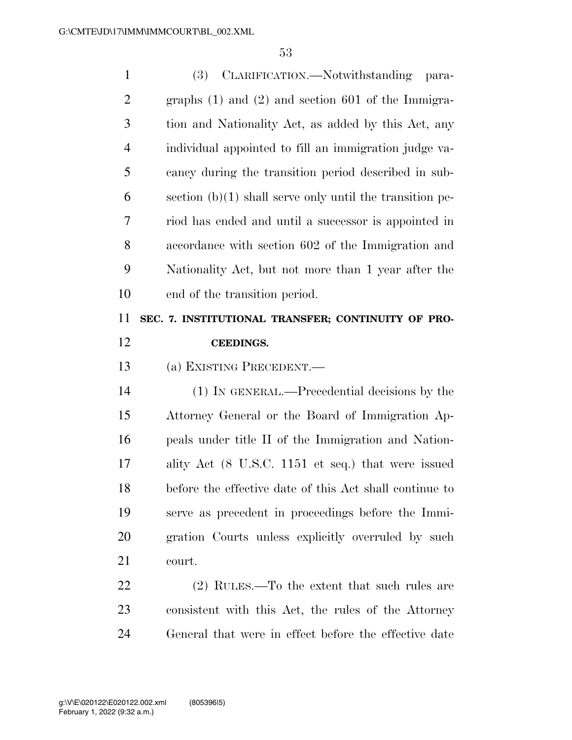(3) CLARIFICATION.—Notwithstanding paragraphs (1) and (2) and section 601 of the Immigration and Nationality Act, as added by this Act, any individual appointed to fill an immigration judge vacancy during the transition period described in subsection (b)(1) shall serve only until the transition period has ended and until a successor is appointed in accordance with section 602 of the Immigration and Nationality Act, but not more than 1 year after the end of the transition period.

## SEC. 7. INSTITUTIONAL TRANSFER; CONTINUITY OF PROCEEDINGS.

(a) EXISTING PRECEDENT.—

(1) IN GENERAL.—Precedential decisions by the Attorney General or the Board of Immigration Appeals under title II of the Immigration and Nationality Act (8 U.S.C. 1151 et seq.) that were issued before the effective date of this Act shall continue to serve as precedent in proceedings before the Immigration Courts unless explicitly overruled by such court.

(2) RULES.—To the extent that such rules are consistent with this Act, the rules of the Attorney General that were in effect before the effective date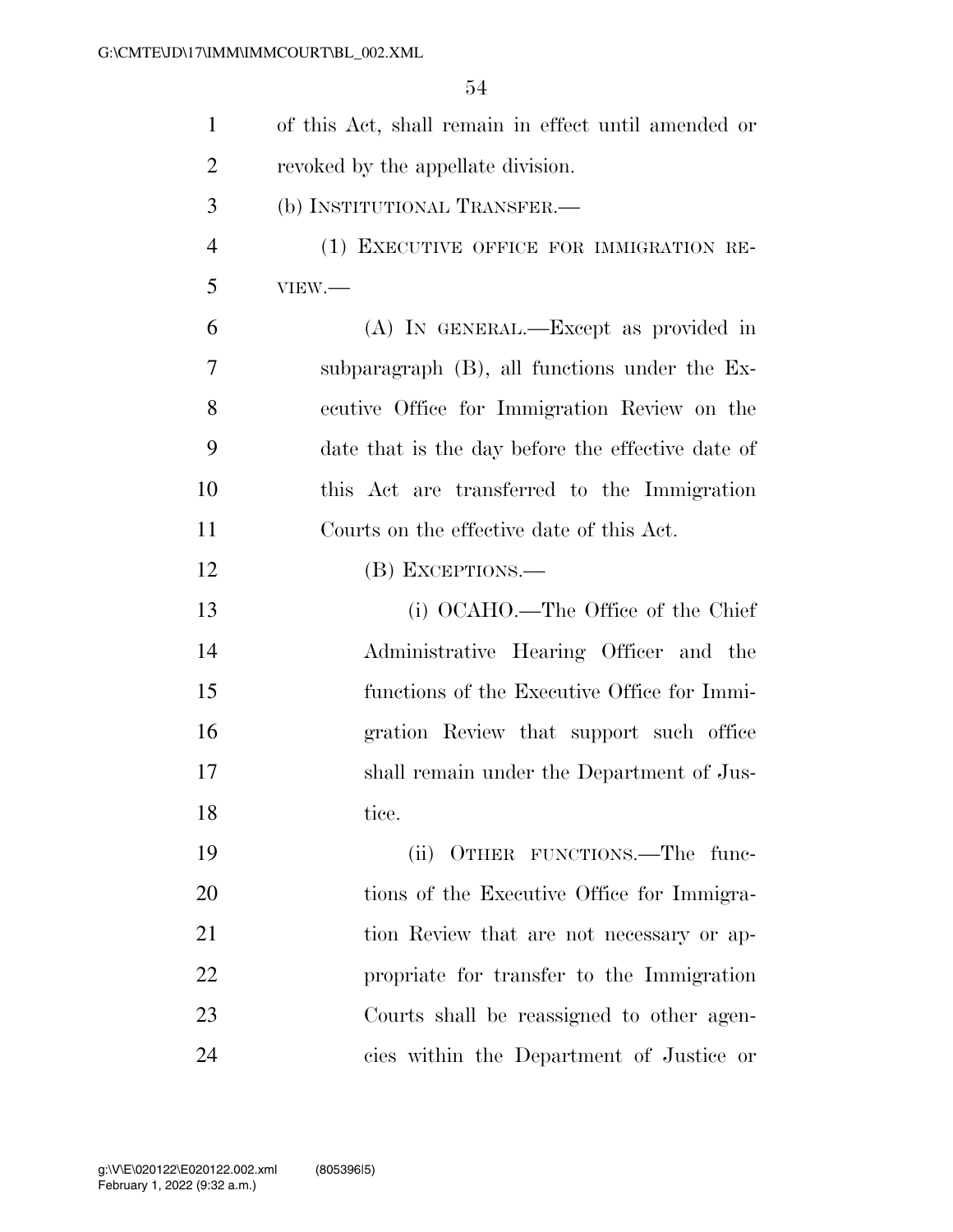of this Act, shall remain in effect until amended or revoked by the appellate division.

(b) INSTITUTIONAL TRANSFER.—

(1) EXECUTIVE OFFICE FOR IMMIGRATION REVIEW.—

(A) IN GENERAL.—Except as provided in subparagraph (B), all functions under the Executive Office for Immigration Review on the date that is the day before the effective date of this Act are transferred to the Immigration Courts on the effective date of this Act.

(B) EXCEPTIONS.—

(i) OCAHO.—The Office of the Chief Administrative Hearing Officer and the functions of the Executive Office for Immigration Review that support such office shall remain under the Department of Justice.

(ii) OTHER FUNCTIONS.—The functions of the Executive Office for Immigration Review that are not necessary or appropriate for transfer to the Immigration Courts shall be reassigned to other agencies within the Department of Justice or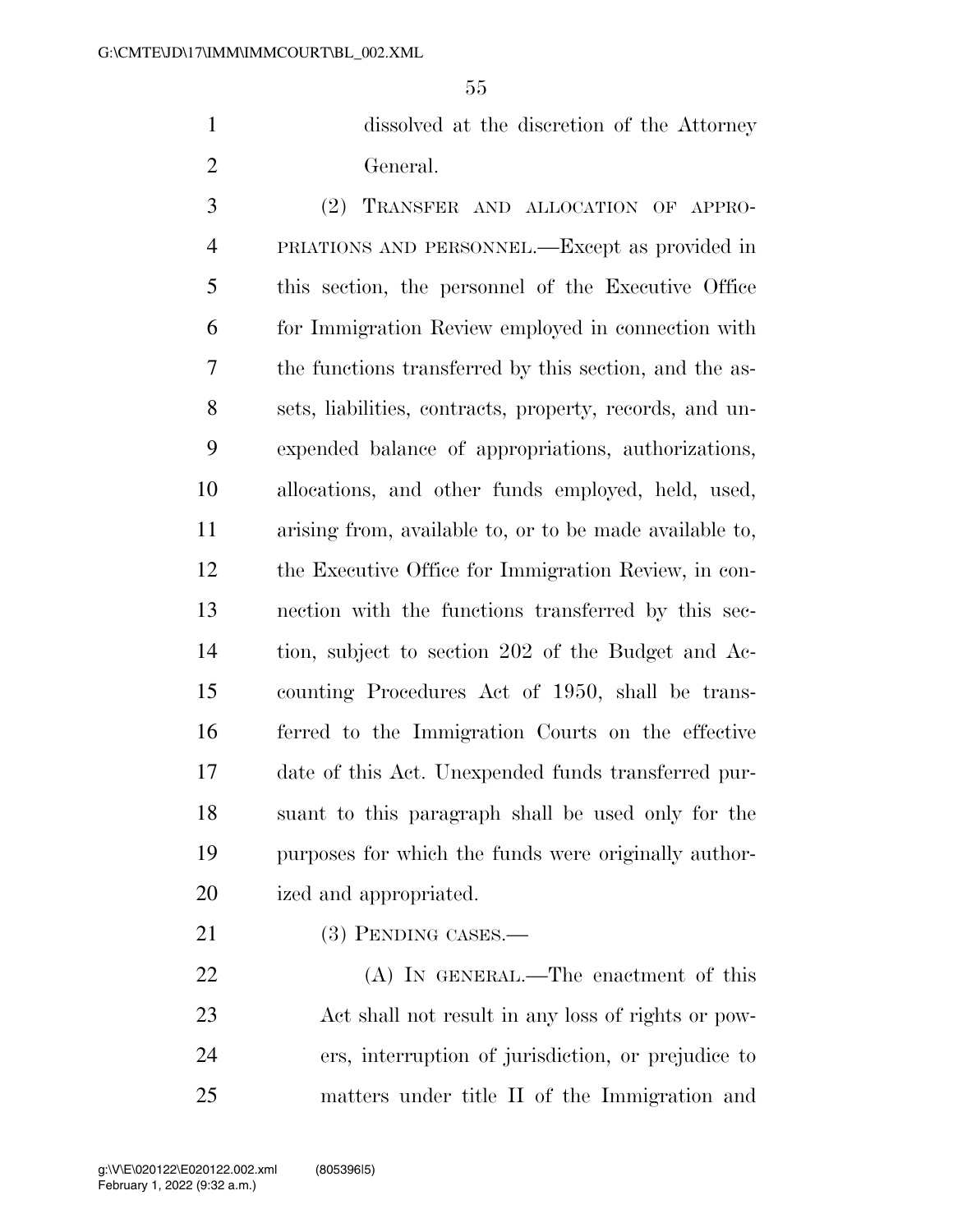dissolved at the discretion of the Attorney General.

(2) TRANSFER AND ALLOCATION OF APPROPRIATIONS AND PERSONNEL.—Except as provided in this section, the personnel of the Executive Office for Immigration Review employed in connection with the functions transferred by this section, and the assets, liabilities, contracts, property, records, and unexpended balance of appropriations, authorizations, allocations, and other funds employed, held, used, arising from, available to, or to be made available to, the Executive Office for Immigration Review, in connection with the functions transferred by this section, subject to section 202 of the Budget and Accounting Procedures Act of 1950, shall be transferred to the Immigration Courts on the effective date of this Act. Unexpended funds transferred pursuant to this paragraph shall be used only for the purposes for which the funds were originally authorized and appropriated.

(3) PENDING CASES.—

(A) IN GENERAL.—The enactment of this Act shall not result in any loss of rights or powers, interruption of jurisdiction, or prejudice to matters under title II of the Immigration and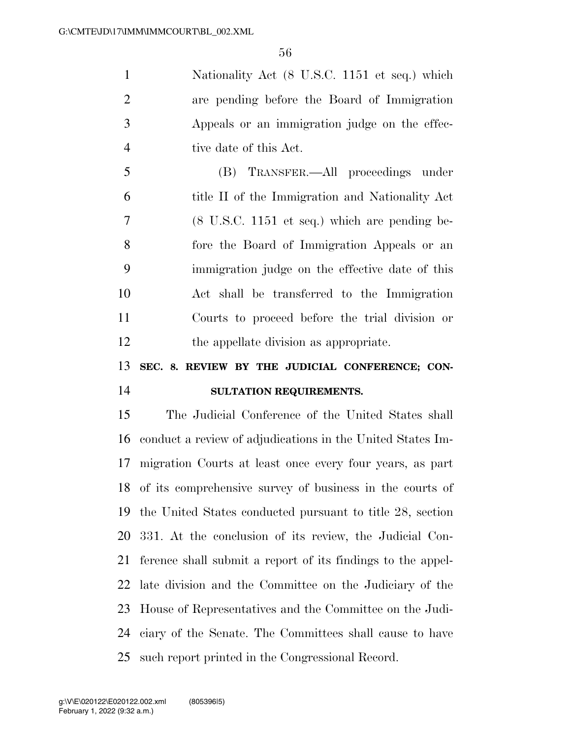Nationality Act (8 U.S.C. 1151 et seq.) which are pending before the Board of Immigration Appeals or an immigration judge on the effective date of this Act.

(B) TRANSFER.—All proceedings under title II of the Immigration and Nationality Act (8 U.S.C. 1151 et seq.) which are pending before the Board of Immigration Appeals or an immigration judge on the effective date of this Act shall be transferred to the Immigration Courts to proceed before the trial division or the appellate division as appropriate.

**SEC. 8. REVIEW BY THE JUDICIAL CONFERENCE; CONSULTATION REQUIREMENTS.**

The Judicial Conference of the United States shall conduct a review of adjudications in the United States Immigration Courts at least once every four years, as part of its comprehensive survey of business in the courts of the United States conducted pursuant to title 28, section 331. At the conclusion of its review, the Judicial Conference shall submit a report of its findings to the appellate division and the Committee on the Judiciary of the House of Representatives and the Committee on the Judiciary of the Senate. The Committees shall cause to have such report printed in the Congressional Record.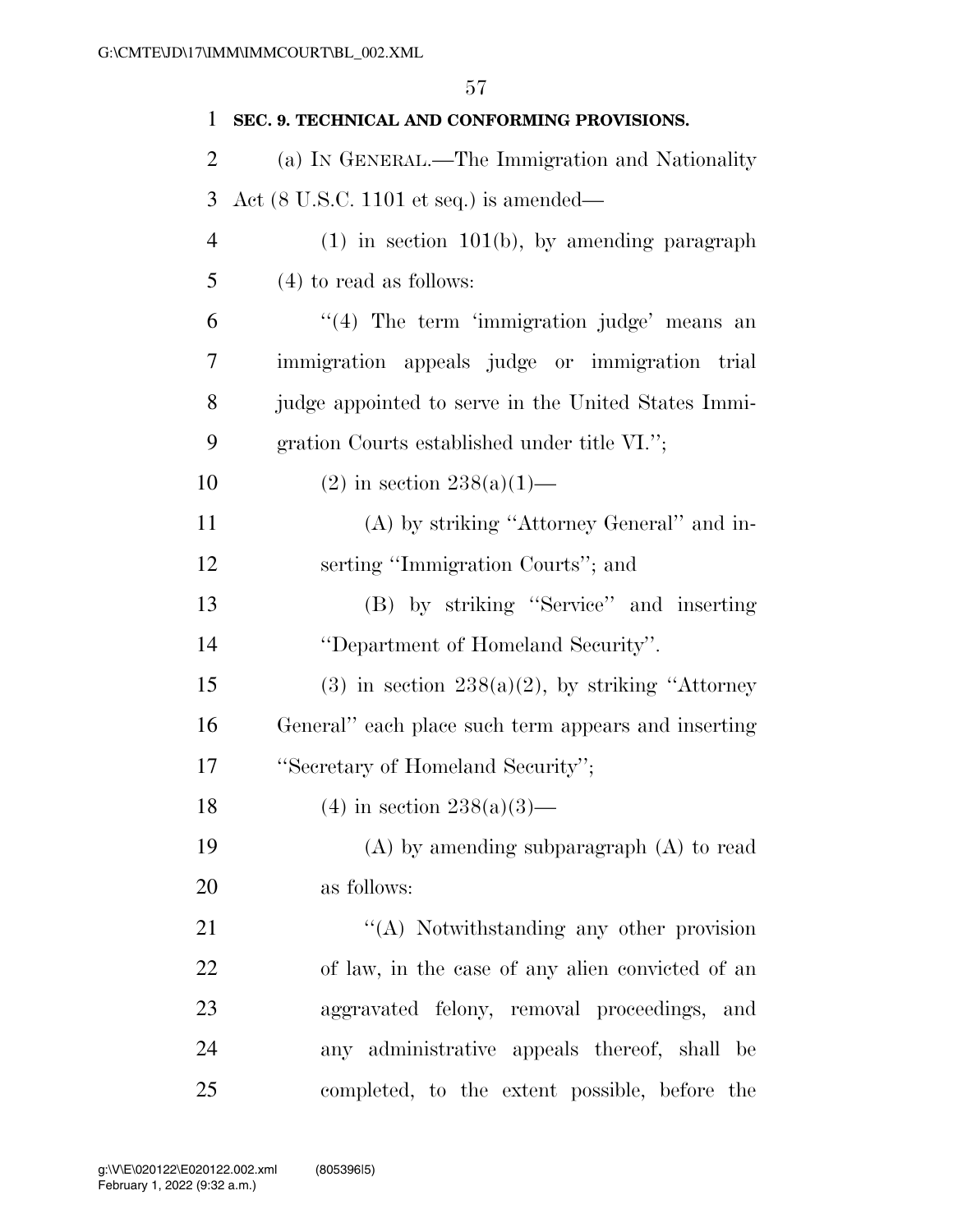**SEC. 9. TECHNICAL AND CONFORMING PROVISIONS.**

(a) IN GENERAL.—The Immigration and Nationality Act (8 U.S.C. 1101 et seq.) is amended—

(1) in section 101(b), by amending paragraph (4) to read as follows:

"(4) The term 'immigration judge' means an immigration appeals judge or immigration trial judge appointed to serve in the United States Immigration Courts established under title VI.";

(2) in section 238(a)(1)—

(A) by striking "Attorney General" and inserting "Immigration Courts"; and

(B) by striking "Service" and inserting "Department of Homeland Security".

(3) in section 238(a)(2), by striking "Attorney General" each place such term appears and inserting "Secretary of Homeland Security";

(4) in section 238(a)(3)—

(A) by amending subparagraph (A) to read as follows:

"(A) Notwithstanding any other provision of law, in the case of any alien convicted of an aggravated felony, removal proceedings, and any administrative appeals thereof, shall be completed, to the extent possible, before the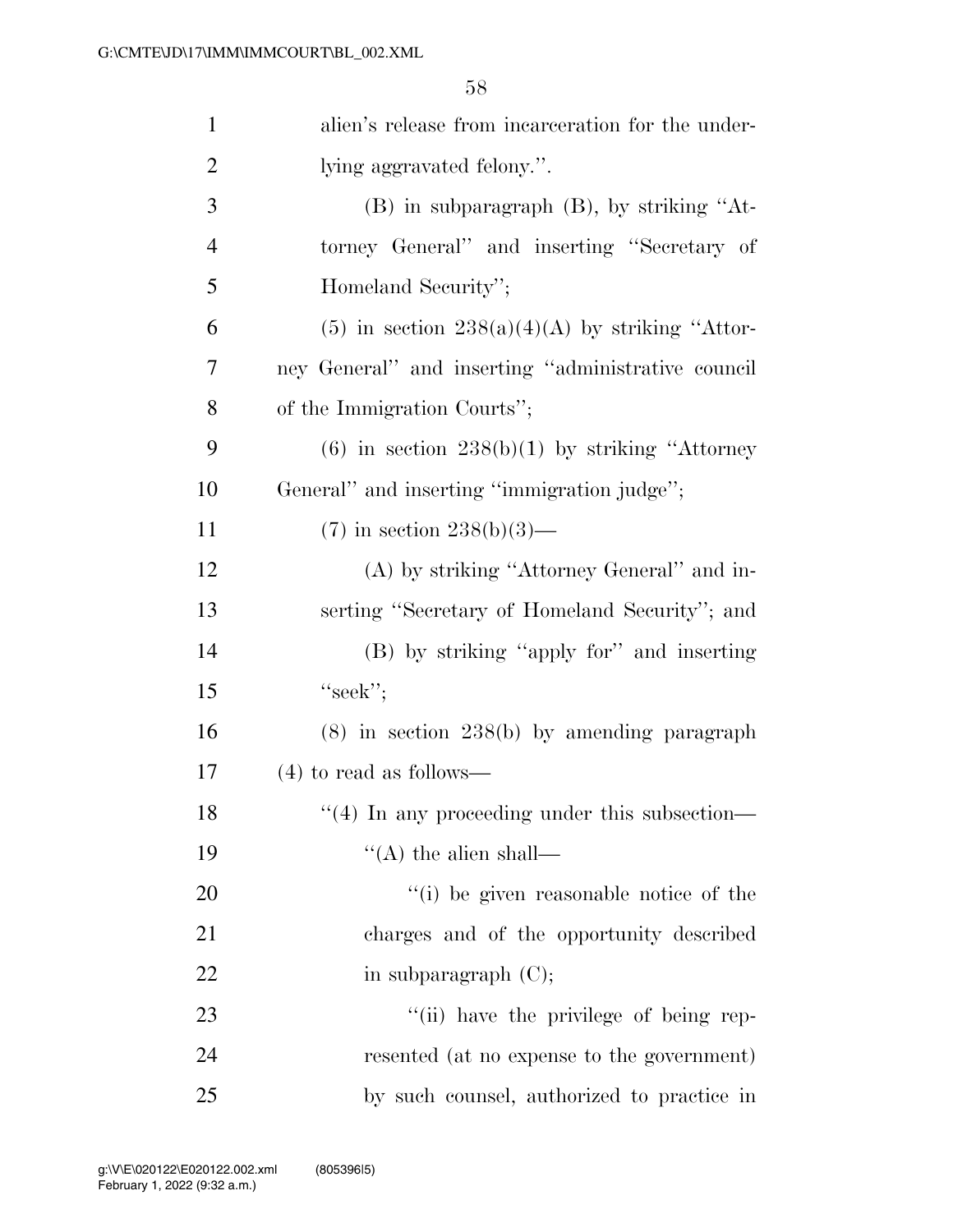alien's release from incarceration for the underlying aggravated felony.''.

(B) in subparagraph (B), by striking ''Attorney General'' and inserting ''Secretary of Homeland Security'';

(5) in section 238(a)(4)(A) by striking ''Attorney General'' and inserting ''administrative council of the Immigration Courts'';

(6) in section 238(b)(1) by striking ''Attorney General'' and inserting ''immigration judge'';

(7) in section 238(b)(3)—

(A) by striking ''Attorney General'' and inserting ''Secretary of Homeland Security''; and

(B) by striking ''apply for'' and inserting ''seek'';

(8) in section 238(b) by amending paragraph (4) to read as follows—

''(4) In any proceeding under this subsection—

''(A) the alien shall—

''(i) be given reasonable notice of the charges and of the opportunity described in subparagraph (C);

''(ii) have the privilege of being represented (at no expense to the government) by such counsel, authorized to practice in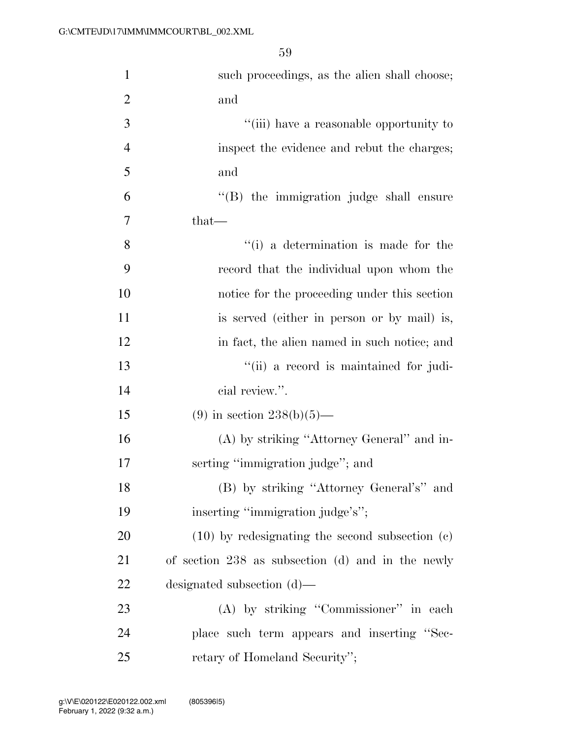such proceedings, as the alien shall choose; and

''(iii) have a reasonable opportunity to inspect the evidence and rebut the charges; and

''(B) the immigration judge shall ensure that—

''(i) a determination is made for the record that the individual upon whom the notice for the proceeding under this section is served (either in person or by mail) is, in fact, the alien named in such notice; and

''(ii) a record is maintained for judicial review.''.

(9) in section 238(b)(5)—

(A) by striking ''Attorney General'' and inserting ''immigration judge''; and

(B) by striking ''Attorney General's'' and inserting ''immigration judge's'';

(10) by redesignating the second subsection (c) of section 238 as subsection (d) and in the newly designated subsection (d)—

(A) by striking ''Commissioner'' in each place such term appears and inserting ''Secretary of Homeland Security'';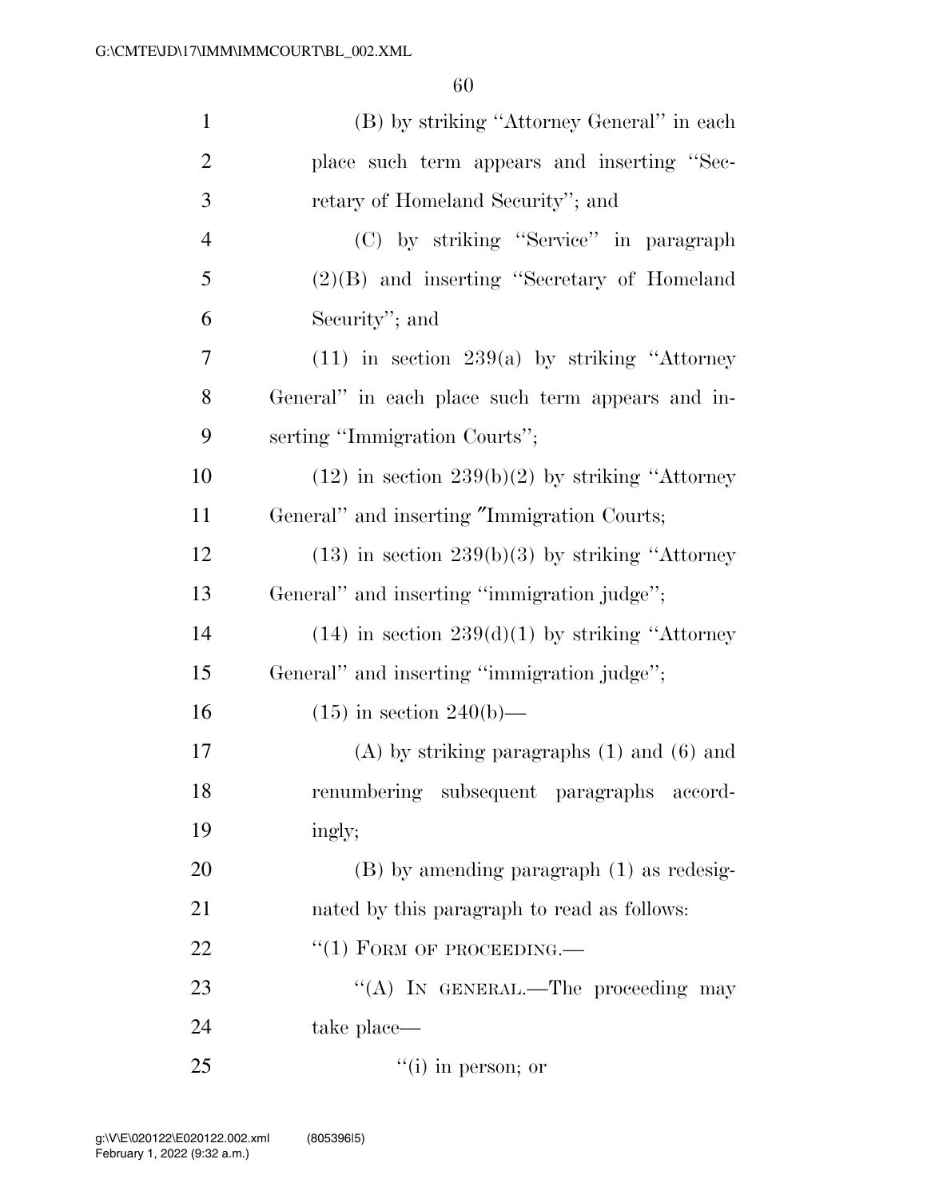(B) by striking ''Attorney General'' in each place such term appears and inserting ''Secretary of Homeland Security''; and

(C) by striking ''Service'' in paragraph (2)(B) and inserting ''Secretary of Homeland Security''; and

(11) in section 239(a) by striking ''Attorney General'' in each place such term appears and inserting ''Immigration Courts'';

(12) in section 239(b)(2) by striking ''Attorney General'' and inserting ″Immigration Courts;

(13) in section 239(b)(3) by striking ''Attorney General'' and inserting ''immigration judge'';

(14) in section 239(d)(1) by striking ''Attorney General'' and inserting ''immigration judge'';

(15) in section 240(b)—

(A) by striking paragraphs (1) and (6) and renumbering subsequent paragraphs accordingly;

(B) by amending paragraph (1) as redesignated by this paragraph to read as follows:

''(1) FORM OF PROCEEDING.—

''(A) IN GENERAL.—The proceeding may take place—

''(i) in person; or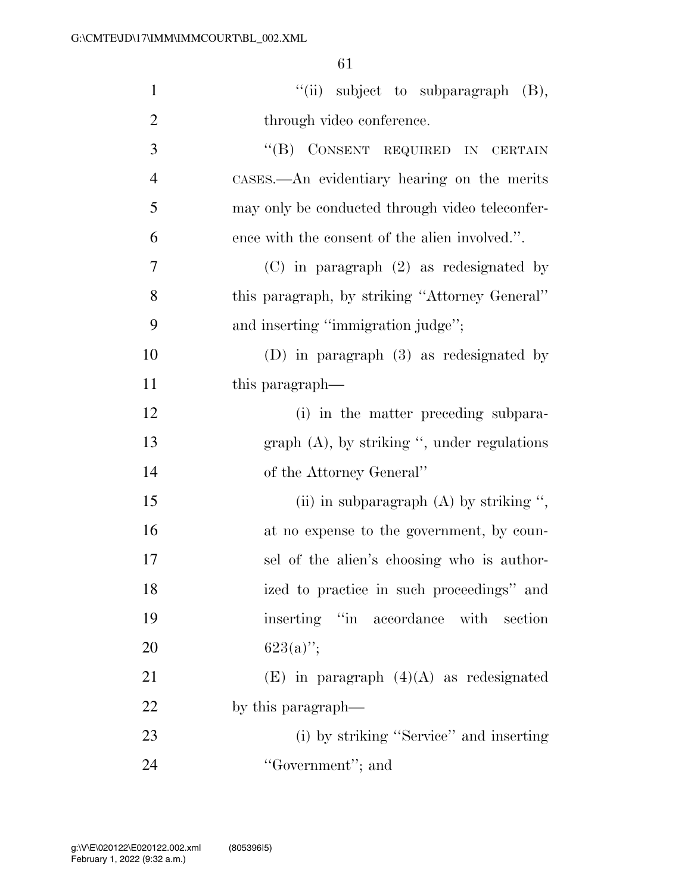"(ii) subject to subparagraph (B), through video conference.

"(B) CONSENT REQUIRED IN CERTAIN CASES.—An evidentiary hearing on the merits may only be conducted through video teleconference with the consent of the alien involved.".

(C) in paragraph (2) as redesignated by this paragraph, by striking "Attorney General" and inserting "immigration judge";

(D) in paragraph (3) as redesignated by this paragraph—

(i) in the matter preceding subparagraph (A), by striking ", under regulations of the Attorney General"

(ii) in subparagraph (A) by striking ", at no expense to the government, by counsel of the alien's choosing who is authorized to practice in such proceedings" and inserting "in accordance with section 623(a)";

(E) in paragraph (4)(A) as redesignated by this paragraph—

(i) by striking "Service" and inserting "Government"; and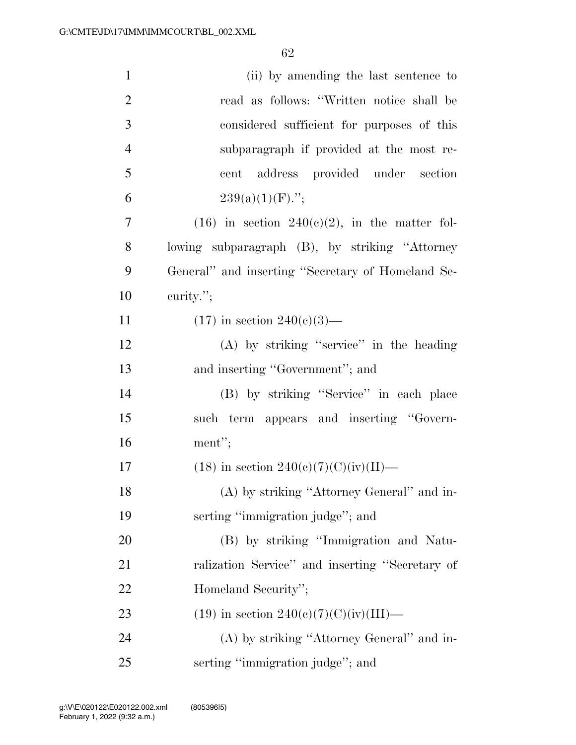(ii) by amending the last sentence to read as follows: "Written notice shall be considered sufficient for purposes of this subparagraph if provided at the most recent address provided under section 239(a)(1)(F).";

(16) in section 240(c)(2), in the matter following subparagraph (B), by striking "Attorney General" and inserting "Secretary of Homeland Security.";

(17) in section 240(c)(3)—

(A) by striking "service" in the heading and inserting "Government"; and

(B) by striking "Service" in each place such term appears and inserting "Government";

(18) in section 240(c)(7)(C)(iv)(II)—

(A) by striking "Attorney General" and inserting "immigration judge"; and

(B) by striking "Immigration and Naturalization Service" and inserting "Secretary of Homeland Security";

(19) in section 240(c)(7)(C)(iv)(III)—

(A) by striking "Attorney General" and inserting "immigration judge"; and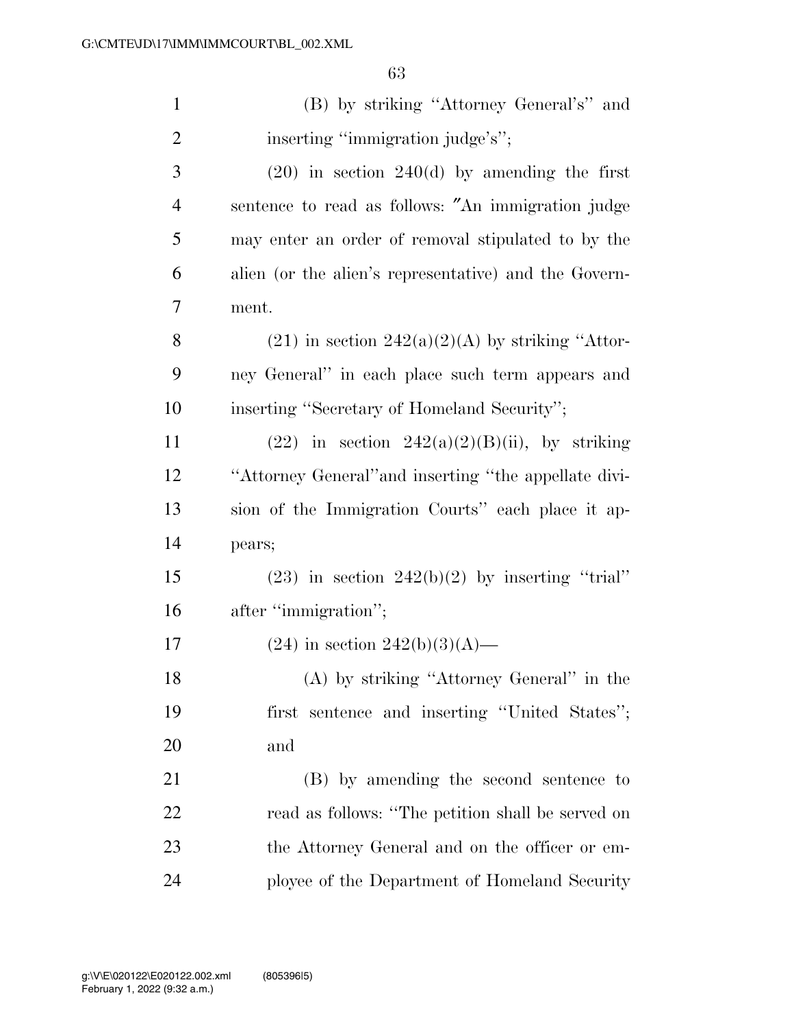(B) by striking "Attorney General's" and inserting "immigration judge's";

(20) in section 240(d) by amending the first sentence to read as follows: "An immigration judge may enter an order of removal stipulated to by the alien (or the alien's representative) and the Government.

(21) in section 242(a)(2)(A) by striking "Attorney General" in each place such term appears and inserting "Secretary of Homeland Security";

(22) in section 242(a)(2)(B)(ii), by striking "Attorney General"and inserting "the appellate division of the Immigration Courts" each place it appears;

(23) in section 242(b)(2) by inserting "trial" after "immigration";

(24) in section 242(b)(3)(A)—

(A) by striking "Attorney General" in the first sentence and inserting "United States"; and

(B) by amending the second sentence to read as follows: "The petition shall be served on the Attorney General and on the officer or employee of the Department of Homeland Security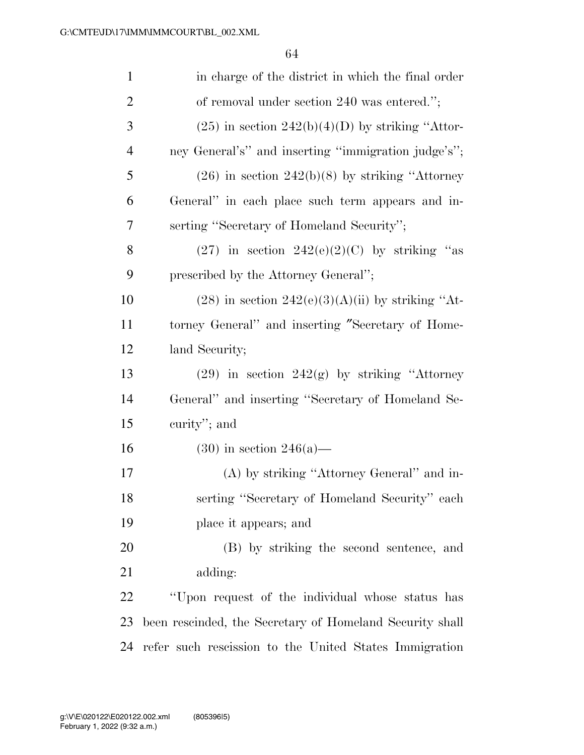in charge of the district in which the final order of removal under section 240 was entered.'';

(25) in section 242(b)(4)(D) by striking ''Attorney General's'' and inserting ''immigration judge's'';

(26) in section 242(b)(8) by striking ''Attorney General'' in each place such term appears and inserting ''Secretary of Homeland Security'';

(27) in section 242(e)(2)(C) by striking ''as prescribed by the Attorney General'';

(28) in section 242(e)(3)(A)(ii) by striking ''Attorney General'' and inserting ″Secretary of Homeland Security;

(29) in section 242(g) by striking ''Attorney General'' and inserting ''Secretary of Homeland Security''; and

(30) in section 246(a)—

(A) by striking ''Attorney General'' and inserting ''Secretary of Homeland Security'' each place it appears; and

(B) by striking the second sentence, and adding:

''Upon request of the individual whose status has been rescinded, the Secretary of Homeland Security shall refer such rescission to the United States Immigration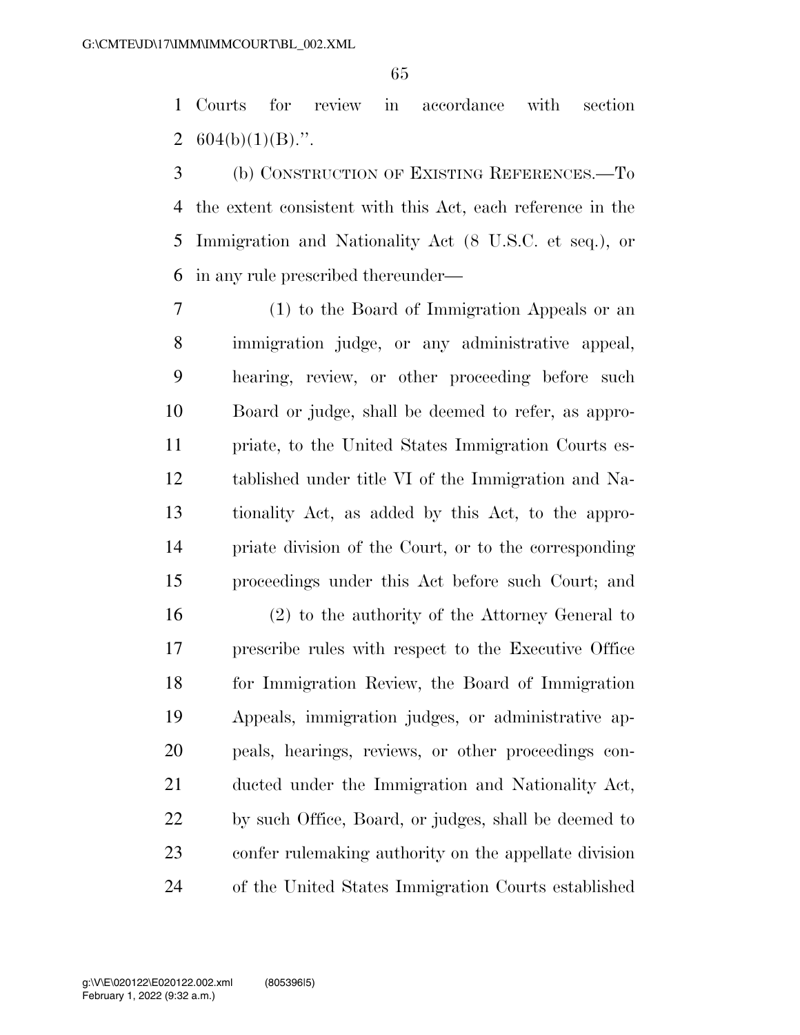Courts for review in accordance with section 604(b)(1)(B).".

(b) CONSTRUCTION OF EXISTING REFERENCES.—To the extent consistent with this Act, each reference in the Immigration and Nationality Act (8 U.S.C. et seq.), or in any rule prescribed thereunder—

(1) to the Board of Immigration Appeals or an immigration judge, or any administrative appeal, hearing, review, or other proceeding before such Board or judge, shall be deemed to refer, as appropriate, to the United States Immigration Courts established under title VI of the Immigration and Nationality Act, as added by this Act, to the appropriate division of the Court, or to the corresponding proceedings under this Act before such Court; and

(2) to the authority of the Attorney General to prescribe rules with respect to the Executive Office for Immigration Review, the Board of Immigration Appeals, immigration judges, or administrative appeals, hearings, reviews, or other proceedings conducted under the Immigration and Nationality Act, by such Office, Board, or judges, shall be deemed to confer rulemaking authority on the appellate division of the United States Immigration Courts established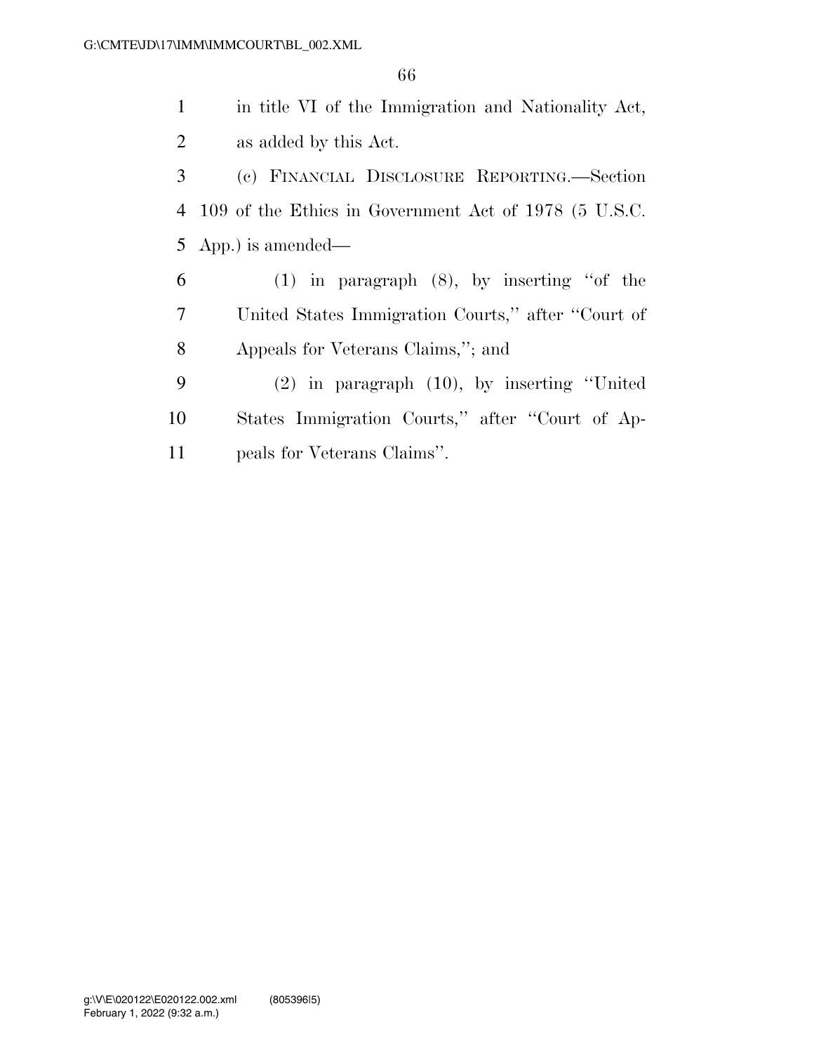in title VI of the Immigration and Nationality Act, as added by this Act.

(c) FINANCIAL DISCLOSURE REPORTING.—Section 109 of the Ethics in Government Act of 1978 (5 U.S.C. App.) is amended—

(1) in paragraph (8), by inserting ''of the United States Immigration Courts,'' after ''Court of Appeals for Veterans Claims,''; and

(2) in paragraph (10), by inserting ''United States Immigration Courts,'' after ''Court of Appeals for Veterans Claims''.